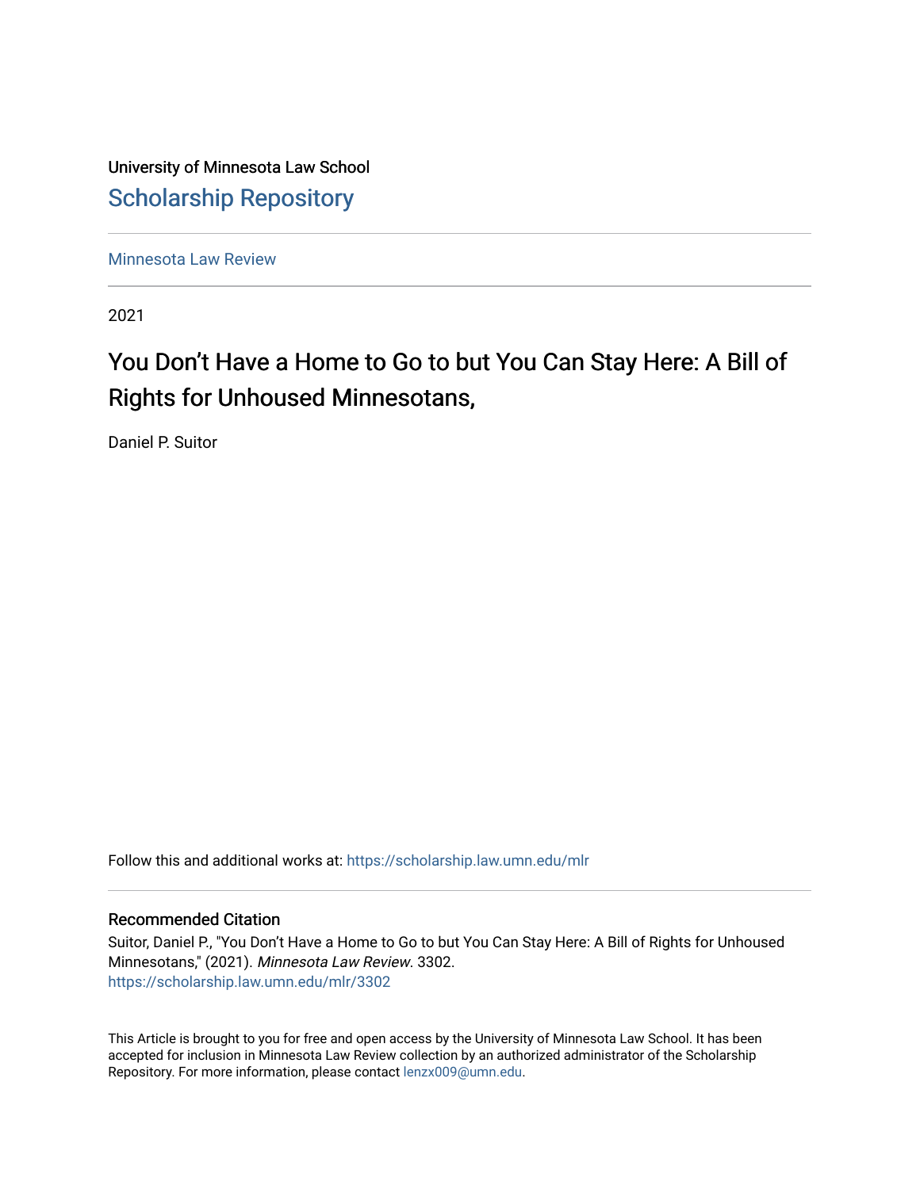University of Minnesota Law School

# Scholarship Repository

Minnesota Law Review

2021

# You Don't Have a Home to Go to but You Can Stay Here: A Bill of Rights for Unhoused Minnesotans,

Daniel P. Suitor

Follow this and additional works at: https://scholarship.law.umn.edu/mlr

### Recommended Citation

Suitor, Daniel P., "You Don't Have a Home to Go to but You Can Stay Here: A Bill of Rights for Unhoused Minnesotans," (2021). *Minnesota Law Review*. 3302.
https://scholarship.law.umn.edu/mlr/3302

This Article is brought to you for free and open access by the University of Minnesota Law School. It has been accepted for inclusion in Minnesota Law Review collection by an authorized administrator of the Scholarship Repository. For more information, please contact lenzx009@umn.edu.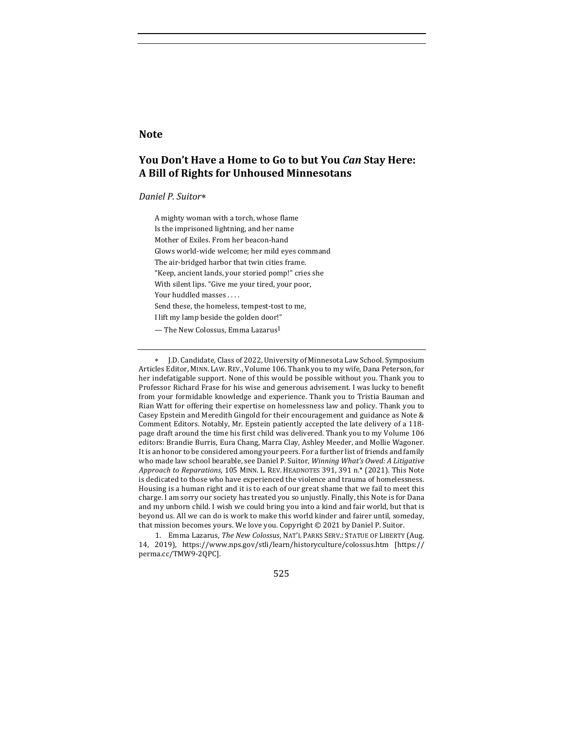## Note

# You Don't Have a Home to Go to but You *Can* Stay Here: A Bill of Rights for Unhoused Minnesotans

*Daniel P. Suitor*[∗]

> A mighty woman with a torch, whose flame
> Is the imprisoned lightning, and her name
> Mother of Exiles. From her beacon-hand
> Glows world-wide welcome; her mild eyes command
> The air-bridged harbor that twin cities frame.
> "Keep, ancient lands, your storied pomp!" cries she
> With silent lips. "Give me your tired, your poor,
> Your huddled masses . . . .
> Send these, the homeless, tempest-tost to me,
> I lift my lamp beside the golden door!"
> — The New Colossus, Emma Lazarus[1]

---

∗ J.D. Candidate, Class of 2022, University of Minnesota Law School. Symposium Articles Editor, MINN. LAW. REV., Volume 106. Thank you to my wife, Dana Peterson, for her indefatigable support. None of this would be possible without you. Thank you to Professor Richard Frase for his wise and generous advisement. I was lucky to benefit from your formidable knowledge and experience. Thank you to Tristia Bauman and Rian Watt for offering their expertise on homelessness law and policy. Thank you to Casey Epstein and Meredith Gingold for their encouragement and guidance as Note & Comment Editors. Notably, Mr. Epstein patiently accepted the late delivery of a 118-page draft around the time his first child was delivered. Thank you to my Volume 106 editors: Brandie Burris, Eura Chang, Marra Clay, Ashley Meeder, and Mollie Wagoner. It is an honor to be considered among your peers. For a further list of friends and family who made law school bearable, see Daniel P. Suitor, *Winning What's Owed: A Litigative Approach to Reparations*, 105 MINN. L. REV. HEADNOTES 391, 391 n.* (2021). This Note is dedicated to those who have experienced the violence and trauma of homelessness. Housing is a human right and it is to each of our great shame that we fail to meet this charge. I am sorry our society has treated you so unjustly. Finally, this Note is for Dana and my unborn child. I wish we could bring you into a kind and fair world, but that is beyond us. All we can do is work to make this world kinder and fairer until, someday, that mission becomes yours. We love you. Copyright © 2021 by Daniel P. Suitor.

1. Emma Lazarus, *The New Colossus*, NAT'L PARKS SERV.: STATUE OF LIBERTY (Aug. 14, 2019), https://www.nps.gov/stli/learn/historyculture/colossus.htm [https://perma.cc/TMW9-2QPC].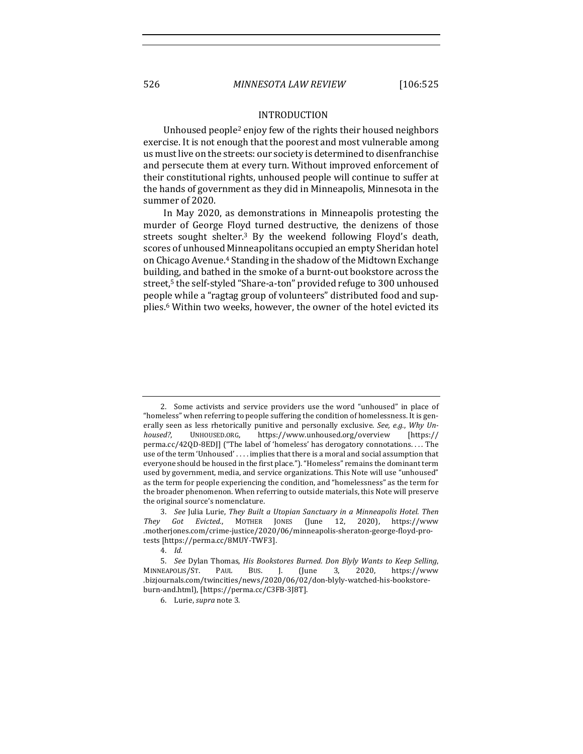## INTRODUCTION

Unhoused people[2] enjoy few of the rights their housed neighbors exercise. It is not enough that the poorest and most vulnerable among us must live on the streets: our society is determined to disenfranchise and persecute them at every turn. Without improved enforcement of their constitutional rights, unhoused people will continue to suffer at the hands of government as they did in Minneapolis, Minnesota in the summer of 2020.

In May 2020, as demonstrations in Minneapolis protesting the murder of George Floyd turned destructive, the denizens of those streets sought shelter.[3] By the weekend following Floyd's death, scores of unhoused Minneapolitans occupied an empty Sheridan hotel on Chicago Avenue.[4] Standing in the shadow of the Midtown Exchange building, and bathed in the smoke of a burnt-out bookstore across the street,[5] the self-styled "Share-a-ton" provided refuge to 300 unhoused people while a "ragtag group of volunteers" distributed food and supplies.[6] Within two weeks, however, the owner of the hotel evicted its

---

2. Some activists and service providers use the word "unhoused" in place of "homeless" when referring to people suffering the condition of homelessness. It is generally seen as less rhetorically punitive and personally exclusive. *See, e.g.*, *Why Unhoused?*, UNHOUSED.ORG, https://www.unhoused.org/overview [https://perma.cc/42QD-8EDJ] ("The label of 'homeless' has derogatory connotations. . . . The use of the term 'Unhoused' . . . . implies that there is a moral and social assumption that everyone should be housed in the first place."). "Homeless" remains the dominant term used by government, media, and service organizations. This Note will use "unhoused" as the term for people experiencing the condition, and "homelessness" as the term for the broader phenomenon. When referring to outside materials, this Note will preserve the original source's nomenclature.

3. *See* Julia Lurie, *They Built a Utopian Sanctuary in a Minneapolis Hotel. Then They Got Evicted.*, MOTHER JONES (June 12, 2020), https://www.motherjones.com/crime-justice/2020/06/minneapolis-sheraton-george-floyd-protests [https://perma.cc/8MUY-TWF3].

4. *Id.*

5. *See* Dylan Thomas, *His Bookstores Burned. Don Blyly Wants to Keep Selling*, MINNEAPOLIS/ST. PAUL BUS. J. (June 3, 2020, https://www.bizjournals.com/twincities/news/2020/06/02/don-blyly-watched-his-bookstore-burn-and.html), [https://perma.cc/C3FB-3J8T].

6. Lurie, *supra* note 3.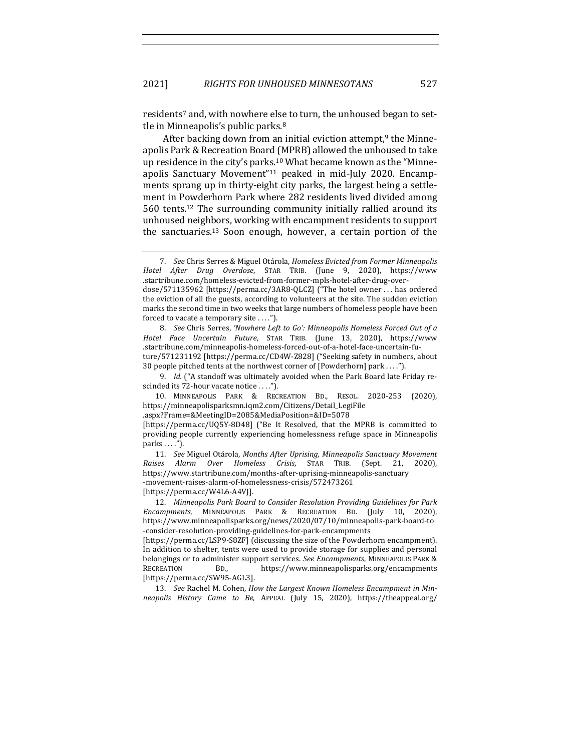residents[7] and, with nowhere else to turn, the unhoused began to settle in Minneapolis's public parks.[8]

After backing down from an initial eviction attempt,[9] the Minneapolis Park & Recreation Board (MPRB) allowed the unhoused to take up residence in the city's parks.[10] What became known as the "Minneapolis Sanctuary Movement"[11] peaked in mid-July 2020. Encampments sprang up in thirty-eight city parks, the largest being a settlement in Powderhorn Park where 282 residents lived divided among 560 tents.[12] The surrounding community initially rallied around its unhoused neighbors, working with encampment residents to support the sanctuaries.[13] Soon enough, however, a certain portion of the

---

7. *See* Chris Serres & Miguel Otárola, *Homeless Evicted from Former Minneapolis Hotel After Drug Overdose*, STAR TRIB. (June 9, 2020), https://www.startribune.com/homeless-evicted-from-former-mpls-hotel-after-drug-overdose/571135962 [https://perma.cc/3AR8-QLCZ] ("The hotel owner . . . has ordered the eviction of all the guests, according to volunteers at the site. The sudden eviction marks the second time in two weeks that large numbers of homeless people have been forced to vacate a temporary site . . . .").

8. *See* Chris Serres, *'Nowhere Left to Go': Minneapolis Homeless Forced Out of a Hotel Face Uncertain Future*, STAR TRIB. (June 13, 2020), https://www.startribune.com/minneapolis-homeless-forced-out-of-a-hotel-face-uncertain-future/571231192 [https://perma.cc/CD4W-Z828] ("Seeking safety in numbers, about 30 people pitched tents at the northwest corner of [Powderhorn] park . . . .").

9. *Id.* ("A standoff was ultimately avoided when the Park Board late Friday rescinded its 72-hour vacate notice . . . .").

10. MINNEAPOLIS PARK & RECREATION BD., RESOL. 2020-253 (2020), https://minneapolisparksmn.iqm2.com/Citizens/Detail_LegiFile.aspx?Frame=&MeetingID=2085&MediaPosition=&ID=5078 [https://perma.cc/UQ5Y-8D48] ("Be It Resolved, that the MPRB is committed to providing people currently experiencing homelessness refuge space in Minneapolis parks . . . .").

11. *See* Miguel Otárola, *Months After Uprising, Minneapolis Sanctuary Movement Raises Alarm Over Homeless Crisis*, STAR TRIB. (Sept. 21, 2020), https://www.startribune.com/months-after-uprising-minneapolis-sanctuary-movement-raises-alarm-of-homelessness-crisis/572473261 [https://perma.cc/W4L6-A4VJ].

12. *Minneapolis Park Board to Consider Resolution Providing Guidelines for Park Encampments*, MINNEAPOLIS PARK & RECREATION BD. (July 10, 2020), https://www.minneapolisparks.org/news/2020/07/10/minneapolis-park-board-to-consider-resolution-providing-guidelines-for-park-encampments [https://perma.cc/LSP9-S8ZF] (discussing the size of the Powderhorn encampment). In addition to shelter, tents were used to provide storage for supplies and personal belongings or to administer support services. *See Encampments*, MINNEAPOLIS PARK & RECREATION BD., https://www.minneapolisparks.org/encampments [https://perma.cc/SW95-AGL3].

13. *See* Rachel M. Cohen, *How the Largest Known Homeless Encampment in Minneapolis History Came to Be*, APPEAL (July 15, 2020), https://theappeal.org/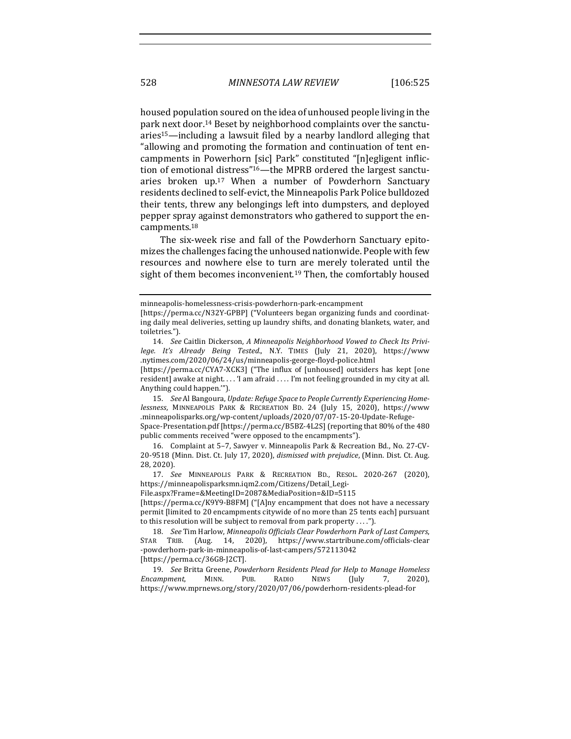housed population soured on the idea of unhoused people living in the park next door.[14] Beset by neighborhood complaints over the sanctuaries[15]—including a lawsuit filed by a nearby landlord alleging that "allowing and promoting the formation and continuation of tent encampments in Powerhorn [sic] Park" constituted "[n]egligent infliction of emotional distress"[16]—the MPRB ordered the largest sanctuaries broken up.[17] When a number of Powderhorn Sanctuary residents declined to self-evict, the Minneapolis Park Police bulldozed their tents, threw any belongings left into dumpsters, and deployed pepper spray against demonstrators who gathered to support the encampments.[18]

The six-week rise and fall of the Powderhorn Sanctuary epitomizes the challenges facing the unhoused nationwide. People with few resources and nowhere else to turn are merely tolerated until the sight of them becomes inconvenient.[19] Then, the comfortably housed

---

minneapolis-homelessness-crisis-powderhorn-park-encampment [https://perma.cc/N32Y-GPBP] ("Volunteers began organizing funds and coordinating daily meal deliveries, setting up laundry shifts, and donating blankets, water, and toiletries.").

14. *See* Caitlin Dickerson, *A Minneapolis Neighborhood Vowed to Check Its Privilege. It's Already Being Tested.*, N.Y. TIMES (July 21, 2020), https://www.nytimes.com/2020/06/24/us/minneapolis-george-floyd-police.html [https://perma.cc/CYA7-XCK3] ("The influx of [unhoused] outsiders has kept [one resident] awake at night. . . . 'I am afraid . . . . I'm not feeling grounded in my city at all. Anything could happen.'").

15. *See* Al Bangoura, *Update: Refuge Space to People Currently Experiencing Homelessness*, MINNEAPOLIS PARK & RECREATION BD. 24 (July 15, 2020), https://www.minneapolisparks.org/wp-content/uploads/2020/07/07-15-20-Update-Refuge-Space-Presentation.pdf [https://perma.cc/B5BZ-4L2S] (reporting that 80% of the 480 public comments received "were opposed to the encampments").

16. Complaint at 5–7, Sawyer v. Minneapolis Park & Recreation Bd., No. 27-CV-20-9518 (Minn. Dist. Ct. July 17, 2020), *dismissed with prejudice*, (Minn. Dist. Ct. Aug. 28, 2020).

17. *See* MINNEAPOLIS PARK & RECREATION BD., RESOL. 2020-267 (2020), https://minneapolisparksmn.iqm2.com/Citizens/Detail_Legi-File.aspx?Frame=&MeetingID=2087&MediaPosition=&ID=5115 [https://perma.cc/K9Y9-B8FM] ("[A]ny encampment that does not have a necessary permit [limited to 20 encampments citywide of no more than 25 tents each] pursuant to this resolution will be subject to removal from park property . . . .").

18. *See* Tim Harlow, *Minneapolis Officials Clear Powderhorn Park of Last Campers*, STAR TRIB. (Aug. 14, 2020), https://www.startribune.com/officials-clear-powderhorn-park-in-minneapolis-of-last-campers/572113042 [https://perma.cc/36G8-J2CT].

19. *See* Britta Greene, *Powderhorn Residents Plead for Help to Manage Homeless Encampment*, MINN. PUB. RADIO NEWS (July 7, 2020), https://www.mprnews.org/story/2020/07/06/powderhorn-residents-plead-for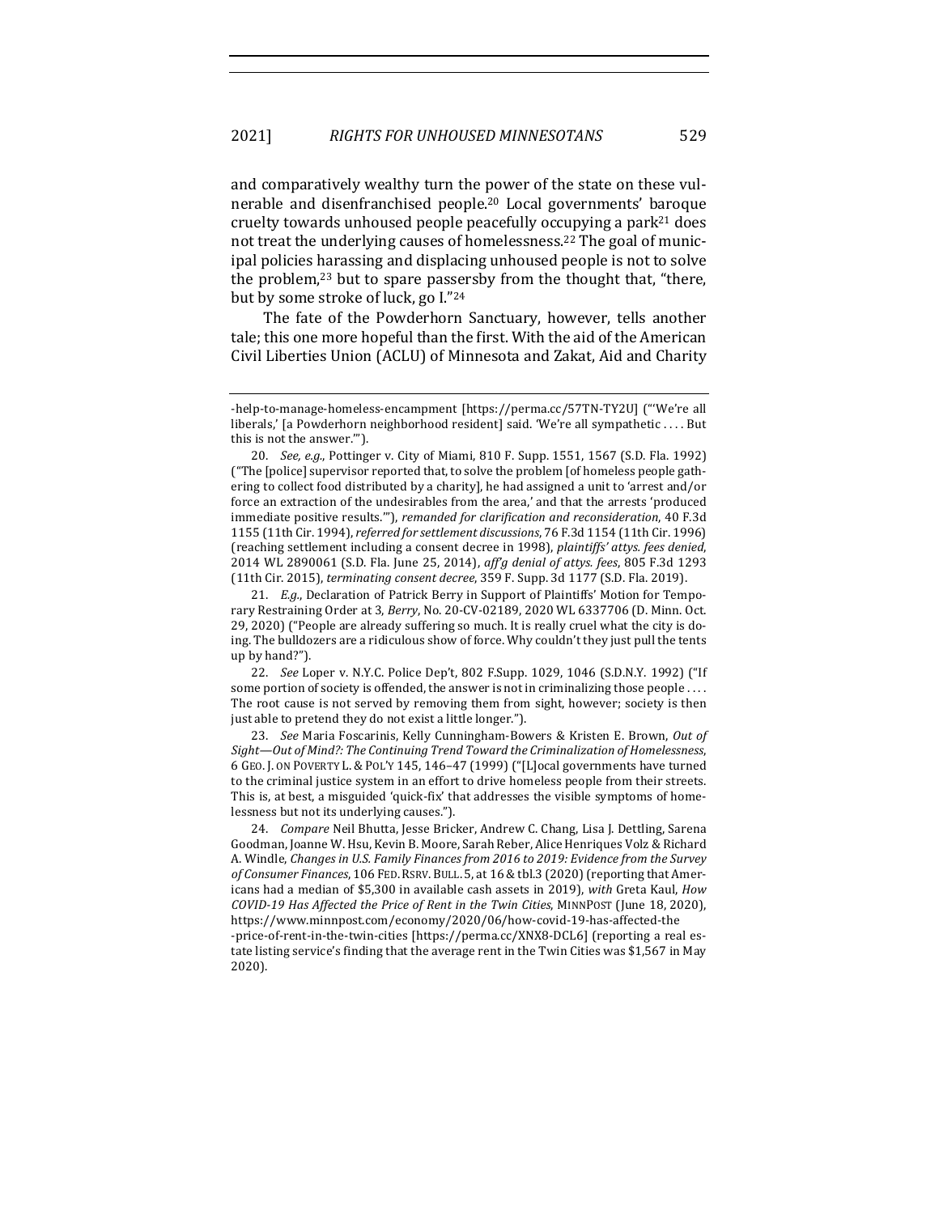and comparatively wealthy turn the power of the state on these vulnerable and disenfranchised people.[20] Local governments' baroque cruelty towards unhoused people peacefully occupying a park[21] does not treat the underlying causes of homelessness.[22] The goal of municipal policies harassing and displacing unhoused people is not to solve the problem,[23] but to spare passersby from the thought that, "there, but by some stroke of luck, go I."[24]

The fate of the Powderhorn Sanctuary, however, tells another tale; this one more hopeful than the first. With the aid of the American Civil Liberties Union (ACLU) of Minnesota and Zakat, Aid and Charity

---

-help-to-manage-homeless-encampment [https://perma.cc/57TN-TY2U] ("'We're all liberals,' [a Powderhorn neighborhood resident] said. 'We're all sympathetic . . . . But this is not the answer.'").

20. *See, e.g.*, Pottinger v. City of Miami, 810 F. Supp. 1551, 1567 (S.D. Fla. 1992) ("The [police] supervisor reported that, to solve the problem [of homeless people gathering to collect food distributed by a charity], he had assigned a unit to 'arrest and/or force an extraction of the undesirables from the area,' and that the arrests 'produced immediate positive results.'"), *remanded for clarification and reconsideration*, 40 F.3d 1155 (11th Cir. 1994), *referred for settlement discussions*, 76 F.3d 1154 (11th Cir. 1996) (reaching settlement including a consent decree in 1998), *plaintiffs' attys. fees denied*, 2014 WL 2890061 (S.D. Fla. June 25, 2014), *aff'g denial of attys. fees*, 805 F.3d 1293 (11th Cir. 2015), *terminating consent decree*, 359 F. Supp. 3d 1177 (S.D. Fla. 2019).

21. *E.g.*, Declaration of Patrick Berry in Support of Plaintiffs' Motion for Temporary Restraining Order at 3, *Berry*, No. 20-CV-02189, 2020 WL 6337706 (D. Minn. Oct. 29, 2020) ("People are already suffering so much. It is really cruel what the city is doing. The bulldozers are a ridiculous show of force. Why couldn't they just pull the tents up by hand?").

22. *See* Loper v. N.Y.C. Police Dep't, 802 F.Supp. 1029, 1046 (S.D.N.Y. 1992) ("If some portion of society is offended, the answer is not in criminalizing those people . . . . The root cause is not served by removing them from sight, however; society is then just able to pretend they do not exist a little longer.").

23. *See* Maria Foscarinis, Kelly Cunningham-Bowers & Kristen E. Brown, *Out of Sight—Out of Mind?: The Continuing Trend Toward the Criminalization of Homelessness*, 6 GEO. J. ON POVERTY L. & POL'Y 145, 146–47 (1999) ("[L]ocal governments have turned to the criminal justice system in an effort to drive homeless people from their streets. This is, at best, a misguided 'quick-fix' that addresses the visible symptoms of homelessness but not its underlying causes.").

24. *Compare* Neil Bhutta, Jesse Bricker, Andrew C. Chang, Lisa J. Dettling, Sarena Goodman, Joanne W. Hsu, Kevin B. Moore, Sarah Reber, Alice Henriques Volz & Richard A. Windle, *Changes in U.S. Family Finances from 2016 to 2019: Evidence from the Survey of Consumer Finances*, 106 FED. RSRV. BULL. 5, at 16 & tbl.3 (2020) (reporting that Americans had a median of $5,300 in available cash assets in 2019), *with* Greta Kaul, *How COVID-19 Has Affected the Price of Rent in the Twin Cities*, MINNPOST (June 18, 2020), https://www.minnpost.com/economy/2020/06/how-covid-19-has-affected-the-price-of-rent-in-the-twin-cities [https://perma.cc/XNX8-DCL6] (reporting a real estate listing service's finding that the average rent in the Twin Cities was $1,567 in May 2020).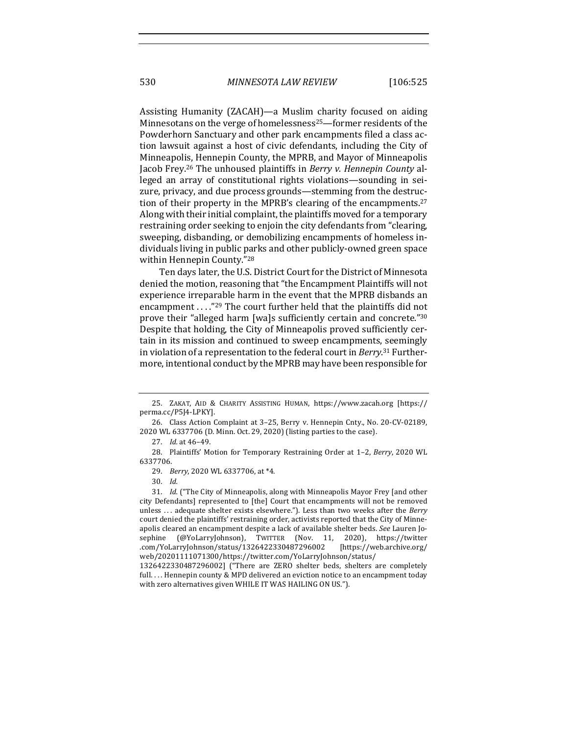Assisting Humanity (ZACAH)—a Muslim charity focused on aiding Minnesotans on the verge of homelessness[25]—former residents of the Powderhorn Sanctuary and other park encampments filed a class action lawsuit against a host of civic defendants, including the City of Minneapolis, Hennepin County, the MPRB, and Mayor of Minneapolis Jacob Frey.[26] The unhoused plaintiffs in *Berry v. Hennepin County* alleged an array of constitutional rights violations—sounding in seizure, privacy, and due process grounds—stemming from the destruction of their property in the MPRB's clearing of the encampments.[27] Along with their initial complaint, the plaintiffs moved for a temporary restraining order seeking to enjoin the city defendants from "clearing, sweeping, disbanding, or demobilizing encampments of homeless individuals living in public parks and other publicly-owned green space within Hennepin County."[28]

Ten days later, the U.S. District Court for the District of Minnesota denied the motion, reasoning that "the Encampment Plaintiffs will not experience irreparable harm in the event that the MPRB disbands an encampment . . . ."[29] The court further held that the plaintiffs did not prove their "alleged harm [wa]s sufficiently certain and concrete."[30] Despite that holding, the City of Minneapolis proved sufficiently certain in its mission and continued to sweep encampments, seemingly in violation of a representation to the federal court in *Berry*.[31] Furthermore, intentional conduct by the MPRB may have been responsible for

---

25. ZAKAT, AID & CHARITY ASSISTING HUMAN, https://www.zacah.org [https://perma.cc/P5J4-LPKY].

26. Class Action Complaint at 3–25, Berry v. Hennepin Cnty., No. 20-CV-02189, 2020 WL 6337706 (D. Minn. Oct. 29, 2020) (listing parties to the case).

27. *Id.* at 46–49.

28. Plaintiffs' Motion for Temporary Restraining Order at 1–2, *Berry*, 2020 WL 6337706.

29. *Berry*, 2020 WL 6337706, at *4.

30. *Id.*

31. *Id.* ("The City of Minneapolis, along with Minneapolis Mayor Frey [and other city Defendants] represented to [the] Court that encampments will not be removed unless . . . adequate shelter exists elsewhere."). Less than two weeks after the *Berry* court denied the plaintiffs' restraining order, activists reported that the City of Minneapolis cleared an encampment despite a lack of available shelter beds. *See* Lauren Josephine (@YoLarryJohnson), TWITTER (Nov. 11, 2020), https://twitter.com/YoLarryJohnson/status/1326422330487296002 [https://web.archive.org/web/20201111071300/https://twitter.com/YoLarryJohnson/status/1326422330487296002] ("There are ZERO shelter beds, shelters are completely full. . . . Hennepin county & MPD delivered an eviction notice to an encampment today with zero alternatives given WHILE IT WAS HAILING ON US.").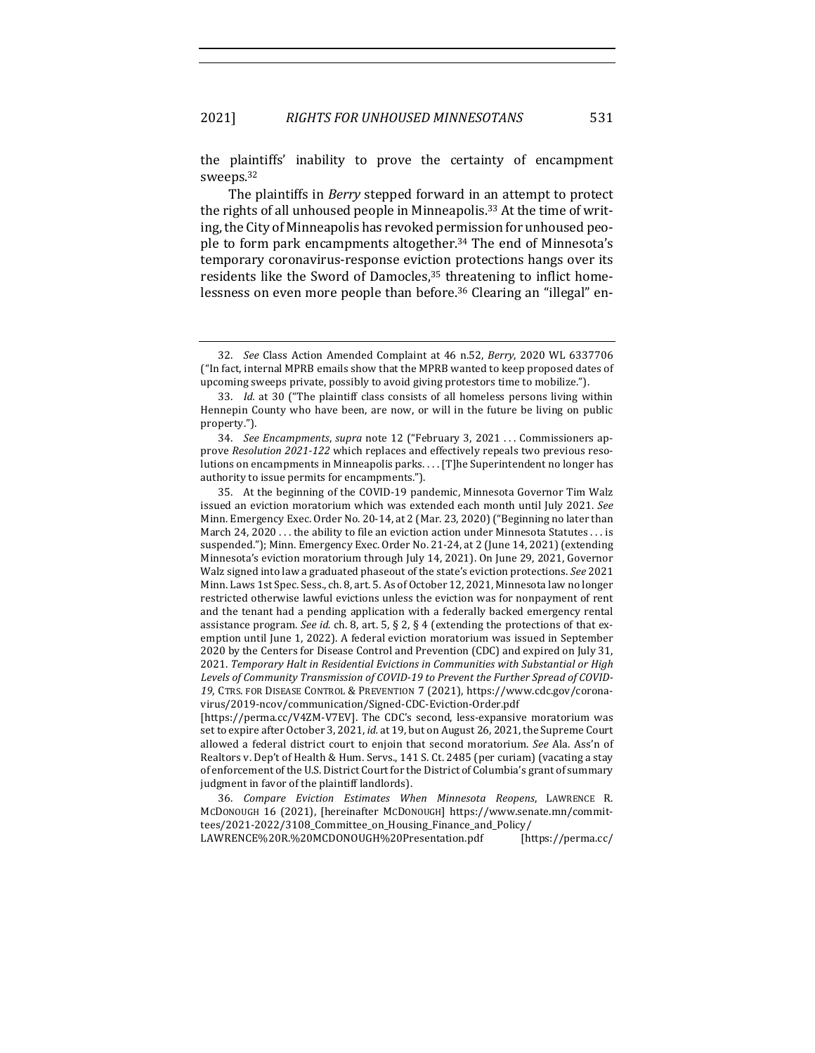the plaintiffs' inability to prove the certainty of encampment sweeps.[32]

The plaintiffs in *Berry* stepped forward in an attempt to protect the rights of all unhoused people in Minneapolis.[33] At the time of writing, the City of Minneapolis has revoked permission for unhoused people to form park encampments altogether.[34] The end of Minnesota's temporary coronavirus-response eviction protections hangs over its residents like the Sword of Damocles,[35] threatening to inflict homelessness on even more people than before.[36] Clearing an "illegal" en-

---

32. *See* Class Action Amended Complaint at 46 n.52, *Berry*, 2020 WL 6337706 ("In fact, internal MPRB emails show that the MPRB wanted to keep proposed dates of upcoming sweeps private, possibly to avoid giving protestors time to mobilize.").

33. *Id.* at 30 ("The plaintiff class consists of all homeless persons living within Hennepin County who have been, are now, or will in the future be living on public property.").

34. *See Encampments*, *supra* note 12 ("February 3, 2021 . . . Commissioners approve *Resolution 2021-122* which replaces and effectively repeals two previous resolutions on encampments in Minneapolis parks. . . . [T]he Superintendent no longer has authority to issue permits for encampments.").

35. At the beginning of the COVID-19 pandemic, Minnesota Governor Tim Walz issued an eviction moratorium which was extended each month until July 2021. *See* Minn. Emergency Exec. Order No. 20-14, at 2 (Mar. 23, 2020) ("Beginning no later than March 24, 2020 . . . the ability to file an eviction action under Minnesota Statutes . . . is suspended."); Minn. Emergency Exec. Order No. 21-24, at 2 (June 14, 2021) (extending Minnesota's eviction moratorium through July 14, 2021). On June 29, 2021, Governor Walz signed into law a graduated phaseout of the state's eviction protections. *See* 2021 Minn. Laws 1st Spec. Sess., ch. 8, art. 5. As of October 12, 2021, Minnesota law no longer restricted otherwise lawful evictions unless the eviction was for nonpayment of rent and the tenant had a pending application with a federally backed emergency rental assistance program. *See id.* ch. 8, art. 5, § 2, § 4 (extending the protections of that exemption until June 1, 2022). A federal eviction moratorium was issued in September 2020 by the Centers for Disease Control and Prevention (CDC) and expired on July 31, 2021. *Temporary Halt in Residential Evictions in Communities with Substantial or High Levels of Community Transmission of COVID-19 to Prevent the Further Spread of COVID-19*, CTRS. FOR DISEASE CONTROL & PREVENTION 7 (2021), https://www.cdc.gov/coronavirus/2019-ncov/communication/Signed-CDC-Eviction-Order.pdf [https://perma.cc/V4ZM-V7EV]. The CDC's second, less-expansive moratorium was set to expire after October 3, 2021, *id.* at 19, but on August 26, 2021, the Supreme Court allowed a federal district court to enjoin that second moratorium. *See* Ala. Ass'n of Realtors v. Dep't of Health & Hum. Servs., 141 S. Ct. 2485 (per curiam) (vacating a stay of enforcement of the U.S. District Court for the District of Columbia's grant of summary judgment in favor of the plaintiff landlords).

36. *Compare Eviction Estimates When Minnesota Reopens*, LAWRENCE R. MCDONOUGH 16 (2021), [hereinafter MCDONOUGH] https://www.senate.mn/committees/2021-2022/3108_Committee_on_Housing_Finance_and_Policy/LAWRENCE%20R.%20MCDONOUGH%20Presentation.pdf [https://perma.cc/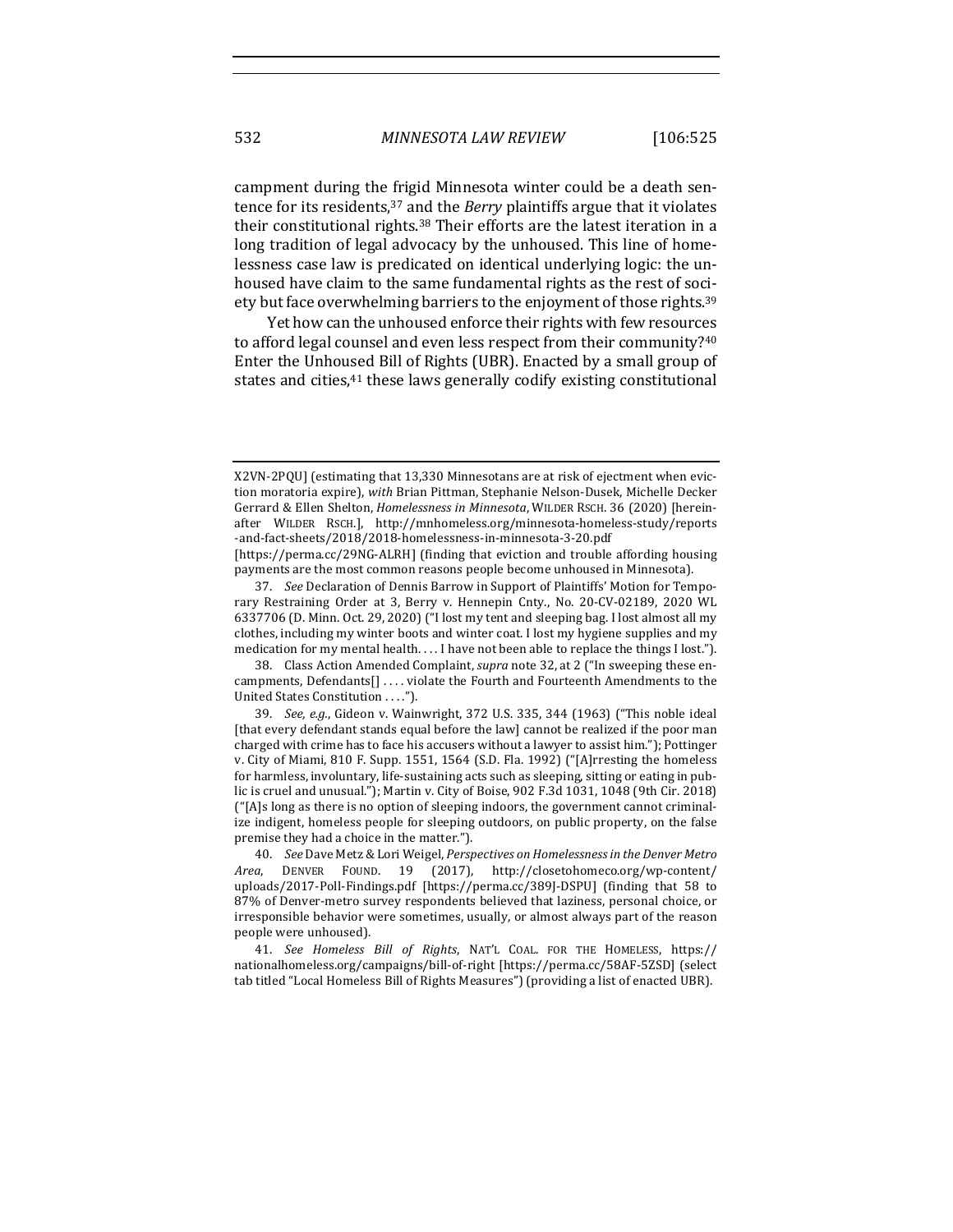campment during the frigid Minnesota winter could be a death sentence for its residents,[37] and the *Berry* plaintiffs argue that it violates their constitutional rights.[38] Their efforts are the latest iteration in a long tradition of legal advocacy by the unhoused. This line of homelessness case law is predicated on identical underlying logic: the unhoused have claim to the same fundamental rights as the rest of society but face overwhelming barriers to the enjoyment of those rights.[39]

Yet how can the unhoused enforce their rights with few resources to afford legal counsel and even less respect from their community?[40] Enter the Unhoused Bill of Rights (UBR). Enacted by a small group of states and cities,[41] these laws generally codify existing constitutional

---

X2VN-2PQU] (estimating that 13,330 Minnesotans are at risk of ejectment when eviction moratoria expire), *with* Brian Pittman, Stephanie Nelson-Dusek, Michelle Decker Gerrard & Ellen Shelton, *Homelessness in Minnesota*, WILDER RSCH. 36 (2020) [hereinafter WILDER RSCH.], http://mnhomeless.org/minnesota-homeless-study/reports-and-fact-sheets/2018/2018-homelessness-in-minnesota-3-20.pdf [https://perma.cc/29NG-ALRH] (finding that eviction and trouble affording housing payments are the most common reasons people become unhoused in Minnesota).

37. *See* Declaration of Dennis Barrow in Support of Plaintiffs' Motion for Temporary Restraining Order at 3, Berry v. Hennepin Cnty., No. 20-CV-02189, 2020 WL 6337706 (D. Minn. Oct. 29, 2020) ("I lost my tent and sleeping bag. I lost almost all my clothes, including my winter boots and winter coat. I lost my hygiene supplies and my medication for my mental health. . . . I have not been able to replace the things I lost.").

38. Class Action Amended Complaint, *supra* note 32, at 2 ("In sweeping these encampments, Defendants[] . . . . violate the Fourth and Fourteenth Amendments to the United States Constitution . . . .").

39. *See, e.g.*, Gideon v. Wainwright, 372 U.S. 335, 344 (1963) ("This noble ideal [that every defendant stands equal before the law] cannot be realized if the poor man charged with crime has to face his accusers without a lawyer to assist him."); Pottinger v. City of Miami, 810 F. Supp. 1551, 1564 (S.D. Fla. 1992) ("[A]rresting the homeless for harmless, involuntary, life-sustaining acts such as sleeping, sitting or eating in public is cruel and unusual."); Martin v. City of Boise, 902 F.3d 1031, 1048 (9th Cir. 2018) ("[A]s long as there is no option of sleeping indoors, the government cannot criminalize indigent, homeless people for sleeping outdoors, on public property, on the false premise they had a choice in the matter.").

40. *See* Dave Metz & Lori Weigel, *Perspectives on Homelessness in the Denver Metro Area*, DENVER FOUND. 19 (2017), http://closetohomeco.org/wp-content/uploads/2017-Poll-Findings.pdf [https://perma.cc/389J-DSPU] (finding that 58 to 87% of Denver-metro survey respondents believed that laziness, personal choice, or irresponsible behavior were sometimes, usually, or almost always part of the reason people were unhoused).

41. *See Homeless Bill of Rights*, NAT'L COAL. FOR THE HOMELESS, https://nationalhomeless.org/campaigns/bill-of-right [https://perma.cc/58AF-5ZSD] (select tab titled "Local Homeless Bill of Rights Measures") (providing a list of enacted UBR).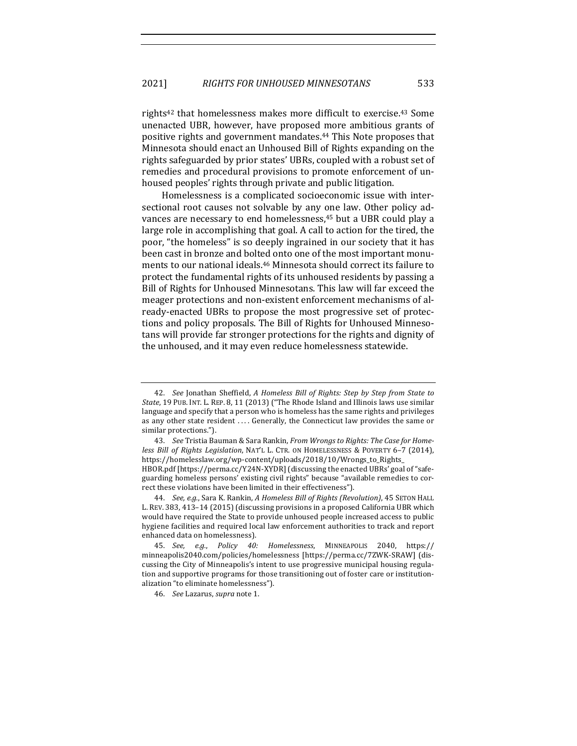rights[42] that homelessness makes more difficult to exercise.[43] Some unenacted UBR, however, have proposed more ambitious grants of positive rights and government mandates.[44] This Note proposes that Minnesota should enact an Unhoused Bill of Rights expanding on the rights safeguarded by prior states' UBRs, coupled with a robust set of remedies and procedural provisions to promote enforcement of unhoused peoples' rights through private and public litigation.

Homelessness is a complicated socioeconomic issue with intersectional root causes not solvable by any one law. Other policy advances are necessary to end homelessness,[45] but a UBR could play a large role in accomplishing that goal. A call to action for the tired, the poor, "the homeless" is so deeply ingrained in our society that it has been cast in bronze and bolted onto one of the most important monuments to our national ideals.[46] Minnesota should correct its failure to protect the fundamental rights of its unhoused residents by passing a Bill of Rights for Unhoused Minnesotans. This law will far exceed the meager protections and non-existent enforcement mechanisms of already-enacted UBRs to propose the most progressive set of protections and policy proposals. The Bill of Rights for Unhoused Minnesotans will provide far stronger protections for the rights and dignity of the unhoused, and it may even reduce homelessness statewide.

---

42. *See* Jonathan Sheffield, *A Homeless Bill of Rights: Step by Step from State to State*, 19 PUB. INT. L. REP. 8, 11 (2013) ("The Rhode Island and Illinois laws use similar language and specify that a person who is homeless has the same rights and privileges as any other state resident . . . . Generally, the Connecticut law provides the same or similar protections.").

43. *See* Tristia Bauman & Sara Rankin, *From Wrongs to Rights: The Case for Homeless Bill of Rights Legislation*, NAT'L L. CTR. ON HOMELESSNESS & POVERTY 6–7 (2014), https://homelesslaw.org/wp-content/uploads/2018/10/Wrongs_to_Rights_HBOR.pdf [https://perma.cc/Y24N-XYDR] (discussing the enacted UBRs' goal of "safeguarding homeless persons' existing civil rights" because "available remedies to correct these violations have been limited in their effectiveness").

44. *See, e.g.*, Sara K. Rankin, *A Homeless Bill of Rights (Revolution)*, 45 SETON HALL L. REV. 383, 413–14 (2015) (discussing provisions in a proposed California UBR which would have required the State to provide unhoused people increased access to public hygiene facilities and required local law enforcement authorities to track and report enhanced data on homelessness).

45. *See, e.g.*, *Policy 40: Homelessness*, MINNEAPOLIS 2040, https://minneapolis2040.com/policies/homelessness [https://perma.cc/7ZWK-SRAW] (discussing the City of Minneapolis's intent to use progressive municipal housing regulation and supportive programs for those transitioning out of foster care or institutionalization "to eliminate homelessness").

46. *See* Lazarus, *supra* note 1.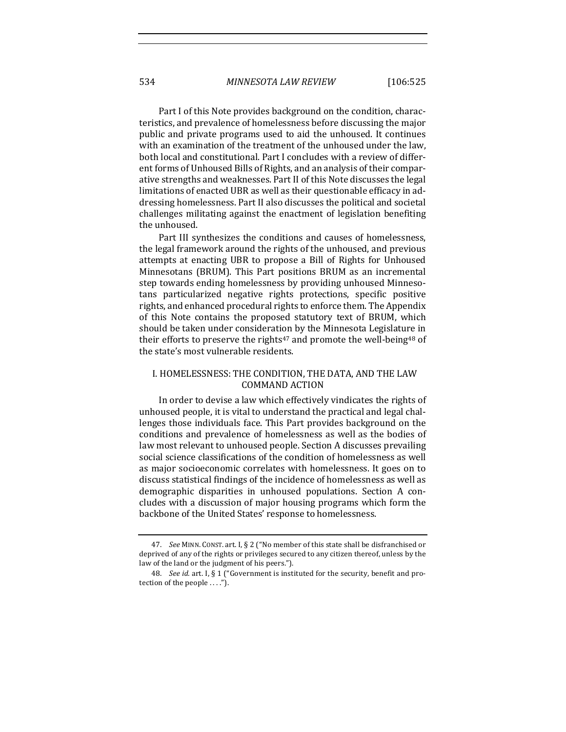Part I of this Note provides background on the condition, characteristics, and prevalence of homelessness before discussing the major public and private programs used to aid the unhoused. It continues with an examination of the treatment of the unhoused under the law, both local and constitutional. Part I concludes with a review of different forms of Unhoused Bills of Rights, and an analysis of their comparative strengths and weaknesses. Part II of this Note discusses the legal limitations of enacted UBR as well as their questionable efficacy in addressing homelessness. Part II also discusses the political and societal challenges militating against the enactment of legislation benefiting the unhoused.

Part III synthesizes the conditions and causes of homelessness, the legal framework around the rights of the unhoused, and previous attempts at enacting UBR to propose a Bill of Rights for Unhoused Minnesotans (BRUM). This Part positions BRUM as an incremental step towards ending homelessness by providing unhoused Minnesotans particularized negative rights protections, specific positive rights, and enhanced procedural rights to enforce them. The Appendix of this Note contains the proposed statutory text of BRUM, which should be taken under consideration by the Minnesota Legislature in their efforts to preserve the rights[47] and promote the well-being[48] of the state's most vulnerable residents.

## I. HOMELESSNESS: THE CONDITION, THE DATA, AND THE LAW COMMAND ACTION

In order to devise a law which effectively vindicates the rights of unhoused people, it is vital to understand the practical and legal challenges those individuals face. This Part provides background on the conditions and prevalence of homelessness as well as the bodies of law most relevant to unhoused people. Section A discusses prevailing social science classifications of the condition of homelessness as well as major socioeconomic correlates with homelessness. It goes on to discuss statistical findings of the incidence of homelessness as well as demographic disparities in unhoused populations. Section A concludes with a discussion of major housing programs which form the backbone of the United States' response to homelessness.

---

47. *See* MINN. CONST. art. I, § 2 ("No member of this state shall be disfranchised or deprived of any of the rights or privileges secured to any citizen thereof, unless by the law of the land or the judgment of his peers.").

48. *See id.* art. I, § 1 ("Government is instituted for the security, benefit and protection of the people . . . .").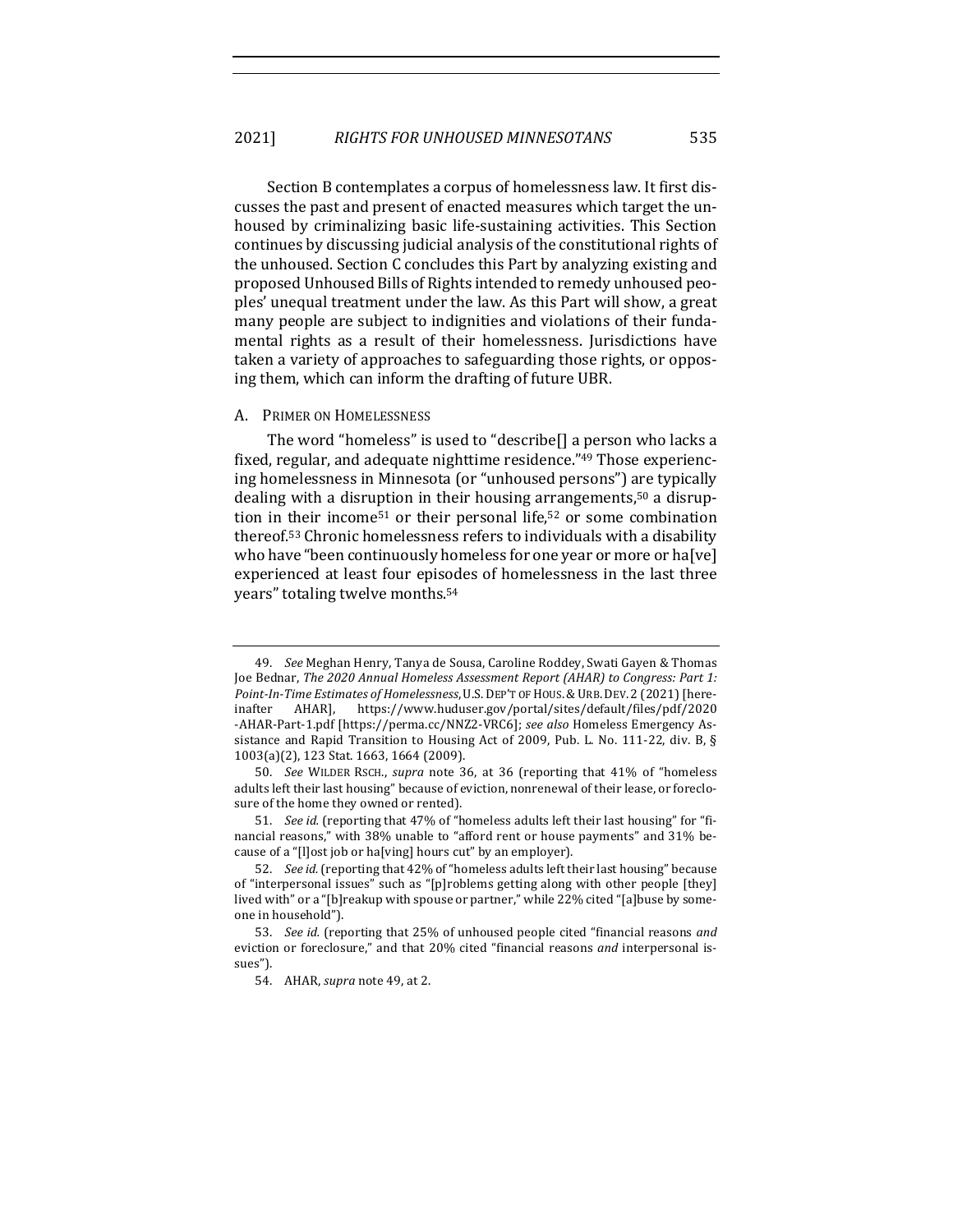Section B contemplates a corpus of homelessness law. It first discusses the past and present of enacted measures which target the unhoused by criminalizing basic life-sustaining activities. This Section continues by discussing judicial analysis of the constitutional rights of the unhoused. Section C concludes this Part by analyzing existing and proposed Unhoused Bills of Rights intended to remedy unhoused peoples' unequal treatment under the law. As this Part will show, a great many people are subject to indignities and violations of their fundamental rights as a result of their homelessness. Jurisdictions have taken a variety of approaches to safeguarding those rights, or opposing them, which can inform the drafting of future UBR.

### A. Primer on Homelessness

The word "homeless" is used to "describe[] a person who lacks a fixed, regular, and adequate nighttime residence."[49] Those experiencing homelessness in Minnesota (or "unhoused persons") are typically dealing with a disruption in their housing arrangements,[50] a disruption in their income[51] or their personal life,[52] or some combination thereof.[53] Chronic homelessness refers to individuals with a disability who have "been continuously homeless for one year or more or ha[ve] experienced at least four episodes of homelessness in the last three years" totaling twelve months.[54]

---

49. *See* Meghan Henry, Tanya de Sousa, Caroline Roddey, Swati Gayen & Thomas Joe Bednar, *The 2020 Annual Homeless Assessment Report (AHAR) to Congress: Part 1: Point-In-Time Estimates of Homelessness*, U.S. DEP'T OF HOUS. & URB. DEV. 2 (2021) [hereinafter AHAR], https://www.huduser.gov/portal/sites/default/files/pdf/2020-AHAR-Part-1.pdf [https://perma.cc/NNZ2-VRC6]; *see also* Homeless Emergency Assistance and Rapid Transition to Housing Act of 2009, Pub. L. No. 111-22, div. B, § 1003(a)(2), 123 Stat. 1663, 1664 (2009).

50. *See* WILDER RSCH., *supra* note 36, at 36 (reporting that 41% of "homeless adults left their last housing" because of eviction, nonrenewal of their lease, or foreclosure of the home they owned or rented).

51. *See id.* (reporting that 47% of "homeless adults left their last housing" for "financial reasons," with 38% unable to "afford rent or house payments" and 31% because of a "[l]ost job or ha[ving] hours cut" by an employer).

52. *See id.* (reporting that 42% of "homeless adults left their last housing" because of "interpersonal issues" such as "[p]roblems getting along with other people [they] lived with" or a "[b]reakup with spouse or partner," while 22% cited "[a]buse by someone in household").

53. *See id.* (reporting that 25% of unhoused people cited "financial reasons *and* eviction or foreclosure," and that 20% cited "financial reasons *and* interpersonal issues").

54. AHAR, *supra* note 49, at 2.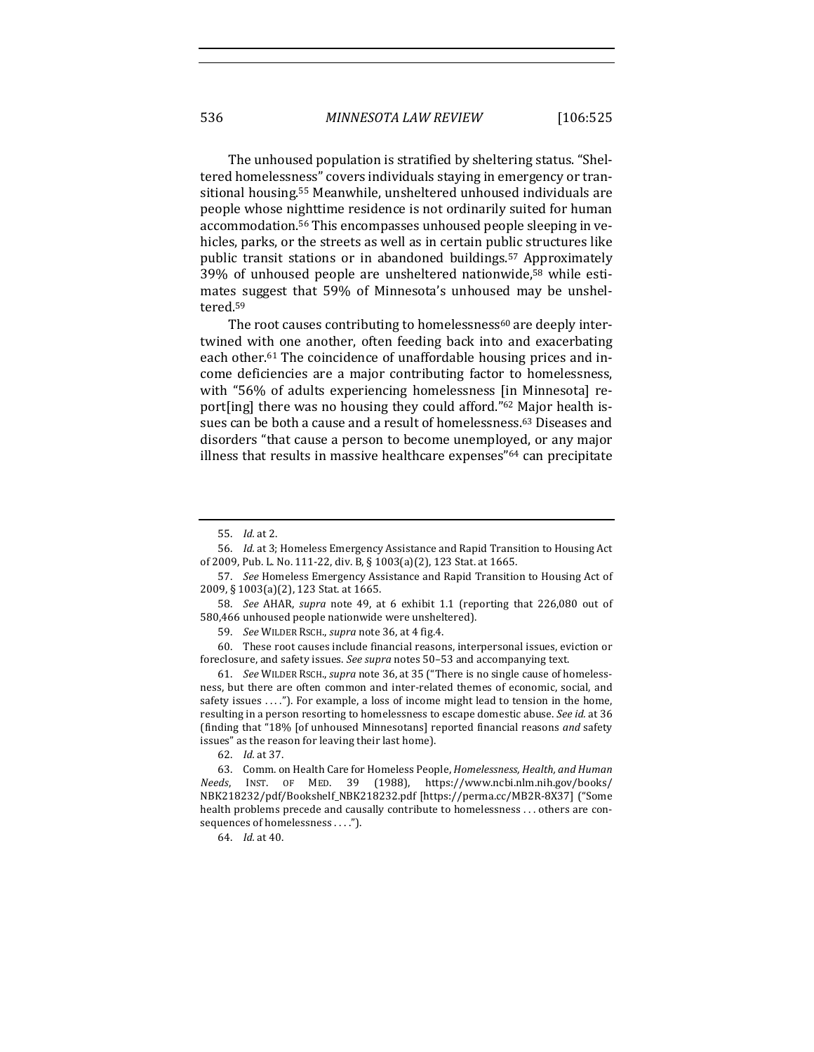The unhoused population is stratified by sheltering status. "Sheltered homelessness" covers individuals staying in emergency or transitional housing.[55] Meanwhile, unsheltered unhoused individuals are people whose nighttime residence is not ordinarily suited for human accommodation.[56] This encompasses unhoused people sleeping in vehicles, parks, or the streets as well as in certain public structures like public transit stations or in abandoned buildings.[57] Approximately 39% of unhoused people are unsheltered nationwide,[58] while estimates suggest that 59% of Minnesota's unhoused may be unsheltered.[59]

The root causes contributing to homelessness[60] are deeply intertwined with one another, often feeding back into and exacerbating each other.[61] The coincidence of unaffordable housing prices and income deficiencies are a major contributing factor to homelessness, with "56% of adults experiencing homelessness [in Minnesota] report[ing] there was no housing they could afford."[62] Major health issues can be both a cause and a result of homelessness.[63] Diseases and disorders "that cause a person to become unemployed, or any major illness that results in massive healthcare expenses"[64] can precipitate

---

55. *Id.* at 2.

56. *Id.* at 3; Homeless Emergency Assistance and Rapid Transition to Housing Act of 2009, Pub. L. No. 111-22, div. B, § 1003(a)(2), 123 Stat. at 1665.

57. *See* Homeless Emergency Assistance and Rapid Transition to Housing Act of 2009, § 1003(a)(2), 123 Stat. at 1665.

58. *See* AHAR, *supra* note 49, at 6 exhibit 1.1 (reporting that 226,080 out of 580,466 unhoused people nationwide were unsheltered).

59. *See* WILDER RSCH., *supra* note 36, at 4 fig.4.

60. These root causes include financial reasons, interpersonal issues, eviction or foreclosure, and safety issues. *See supra* notes 50–53 and accompanying text.

61. *See* WILDER RSCH., *supra* note 36, at 35 ("There is no single cause of homelessness, but there are often common and inter-related themes of economic, social, and safety issues . . . ."). For example, a loss of income might lead to tension in the home, resulting in a person resorting to homelessness to escape domestic abuse. *See id.* at 36 (finding that "18% [of unhoused Minnesotans] reported financial reasons *and* safety issues" as the reason for leaving their last home).

62. *Id.* at 37.

63. Comm. on Health Care for Homeless People, *Homelessness, Health, and Human Needs*, INST. OF MED. 39 (1988), https://www.ncbi.nlm.nih.gov/books/NBK218232/pdf/Bookshelf_NBK218232.pdf [https://perma.cc/MB2R-8X37] ("Some health problems precede and causally contribute to homelessness . . . others are consequences of homelessness . . . .").

64. *Id.* at 40.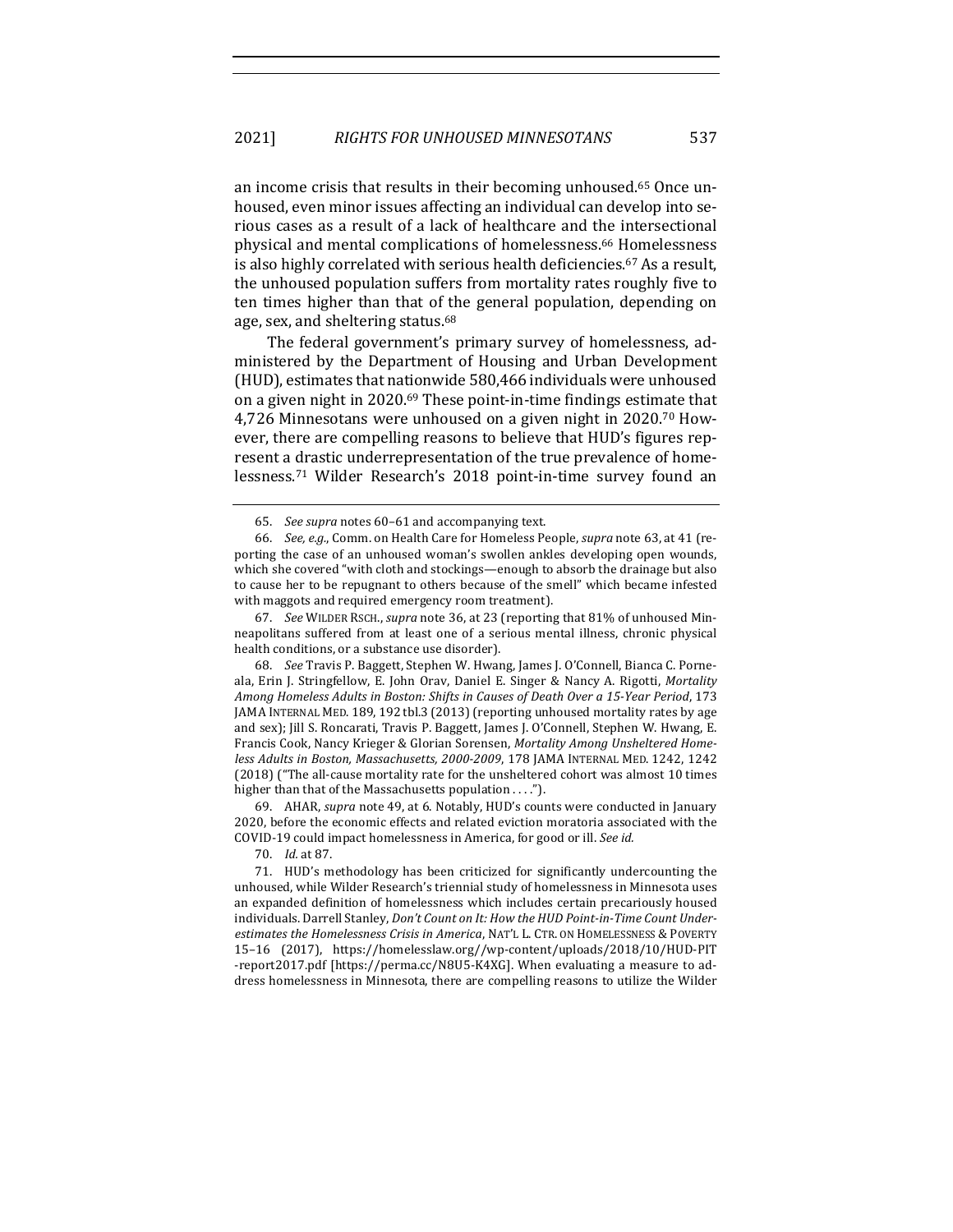an income crisis that results in their becoming unhoused.[65] Once unhoused, even minor issues affecting an individual can develop into serious cases as a result of a lack of healthcare and the intersectional physical and mental complications of homelessness.[66] Homelessness is also highly correlated with serious health deficiencies.[67] As a result, the unhoused population suffers from mortality rates roughly five to ten times higher than that of the general population, depending on age, sex, and sheltering status.[68]

The federal government's primary survey of homelessness, administered by the Department of Housing and Urban Development (HUD), estimates that nationwide 580,466 individuals were unhoused on a given night in 2020.[69] These point-in-time findings estimate that 4,726 Minnesotans were unhoused on a given night in 2020.[70] However, there are compelling reasons to believe that HUD's figures represent a drastic underrepresentation of the true prevalence of homelessness.[71] Wilder Research's 2018 point-in-time survey found an

---

65. *See supra* notes 60–61 and accompanying text.

66. *See, e.g.*, Comm. on Health Care for Homeless People, *supra* note 63, at 41 (reporting the case of an unhoused woman's swollen ankles developing open wounds, which she covered "with cloth and stockings—enough to absorb the drainage but also to cause her to be repugnant to others because of the smell" which became infested with maggots and required emergency room treatment).

67. *See* WILDER RSCH., *supra* note 36, at 23 (reporting that 81% of unhoused Minneapolitans suffered from at least one of a serious mental illness, chronic physical health conditions, or a substance use disorder).

68. *See* Travis P. Baggett, Stephen W. Hwang, James J. O'Connell, Bianca C. Porneala, Erin J. Stringfellow, E. John Orav, Daniel E. Singer & Nancy A. Rigotti, *Mortality Among Homeless Adults in Boston: Shifts in Causes of Death Over a 15-Year Period*, 173 JAMA INTERNAL MED. 189, 192 tbl.3 (2013) (reporting unhoused mortality rates by age and sex); Jill S. Roncarati, Travis P. Baggett, James J. O'Connell, Stephen W. Hwang, E. Francis Cook, Nancy Krieger & Glorian Sorensen, *Mortality Among Unsheltered Homeless Adults in Boston, Massachusetts, 2000-2009*, 178 JAMA INTERNAL MED. 1242, 1242 (2018) ("The all-cause mortality rate for the unsheltered cohort was almost 10 times higher than that of the Massachusetts population . . . .").

69. AHAR, *supra* note 49, at 6. Notably, HUD's counts were conducted in January 2020, before the economic effects and related eviction moratoria associated with the COVID-19 could impact homelessness in America, for good or ill. *See id.*

70. *Id.* at 87.

71. HUD's methodology has been criticized for significantly undercounting the unhoused, while Wilder Research's triennial study of homelessness in Minnesota uses an expanded definition of homelessness which includes certain precariously housed individuals. Darrell Stanley, *Don't Count on It: How the HUD Point-in-Time Count Underestimates the Homelessness Crisis in America*, NAT'L L. CTR. ON HOMELESSNESS & POVERTY 15–16 (2017), https://homelesslaw.org/wp-content/uploads/2018/10/HUD-PIT-report2017.pdf [https://perma.cc/N8U5-K4XG]. When evaluating a measure to address homelessness in Minnesota, there are compelling reasons to utilize the Wilder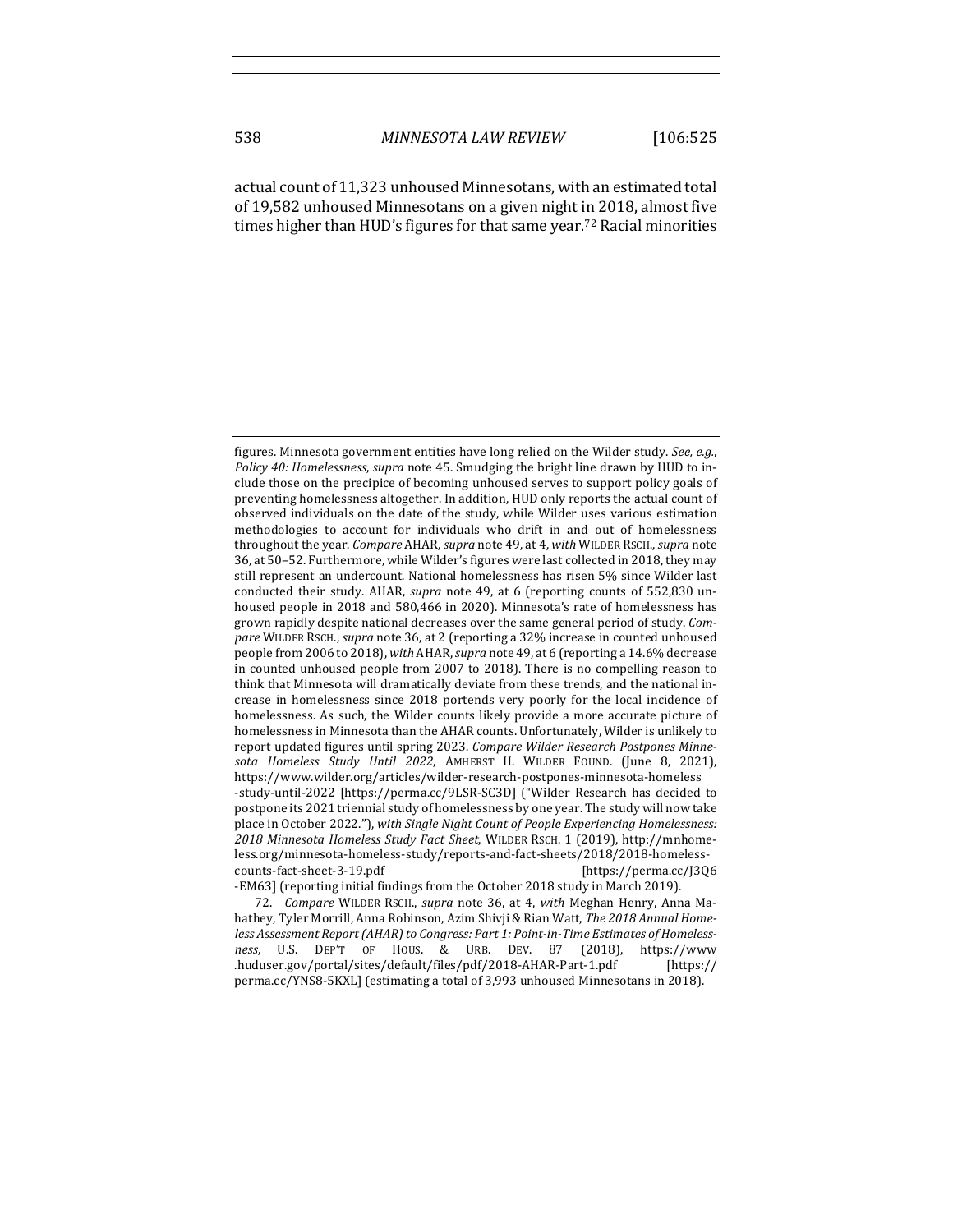actual count of 11,323 unhoused Minnesotans, with an estimated total of 19,582 unhoused Minnesotans on a given night in 2018, almost five times higher than HUD's figures for that same year.[72] Racial minorities

---

figures. Minnesota government entities have long relied on the Wilder study. *See, e.g.*, *Policy 40: Homelessness*, *supra* note 45. Smudging the bright line drawn by HUD to include those on the precipice of becoming unhoused serves to support policy goals of preventing homelessness altogether. In addition, HUD only reports the actual count of observed individuals on the date of the study, while Wilder uses various estimation methodologies to account for individuals who drift in and out of homelessness throughout the year. *Compare* AHAR, *supra* note 49, at 4, *with* WILDER RSCH., *supra* note 36, at 50–52. Furthermore, while Wilder's figures were last collected in 2018, they may still represent an undercount. National homelessness has risen 5% since Wilder last conducted their study. AHAR, *supra* note 49, at 6 (reporting counts of 552,830 unhoused people in 2018 and 580,466 in 2020). Minnesota's rate of homelessness has grown rapidly despite national decreases over the same general period of study. *Compare* WILDER RSCH., *supra* note 36, at 2 (reporting a 32% increase in counted unhoused people from 2006 to 2018), *with* AHAR, *supra* note 49, at 6 (reporting a 14.6% decrease in counted unhoused people from 2007 to 2018). There is no compelling reason to think that Minnesota will dramatically deviate from these trends, and the national increase in homelessness since 2018 portends very poorly for the local incidence of homelessness. As such, the Wilder counts likely provide a more accurate picture of homelessness in Minnesota than the AHAR counts. Unfortunately, Wilder is unlikely to report updated figures until spring 2023. *Compare Wilder Research Postpones Minnesota Homeless Study Until 2022*, AMHERST H. WILDER FOUND. (June 8, 2021), https://www.wilder.org/articles/wilder-research-postpones-minnesota-homeless-study-until-2022 [https://perma.cc/9LSR-SC3D] ("Wilder Research has decided to postpone its 2021 triennial study of homelessness by one year. The study will now take place in October 2022."), *with Single Night Count of People Experiencing Homelessness: 2018 Minnesota Homeless Study Fact Sheet*, WILDER RSCH. 1 (2019), http://mnhomeless.org/minnesota-homeless-study/reports-and-fact-sheets/2018/2018-homeless-counts-fact-sheet-3-19.pdf [https://perma.cc/J3Q6-EM63] (reporting initial findings from the October 2018 study in March 2019).

72. *Compare* WILDER RSCH., *supra* note 36, at 4, *with* Meghan Henry, Anna Mahathey, Tyler Morrill, Anna Robinson, Azim Shivji & Rian Watt, *The 2018 Annual Homeless Assessment Report (AHAR) to Congress: Part 1: Point-in-Time Estimates of Homelessness*, U.S. DEP'T OF HOUS. & URB. DEV. 87 (2018), https://www.huduser.gov/portal/sites/default/files/pdf/2018-AHAR-Part-1.pdf [https://perma.cc/YNS8-5KXL] (estimating a total of 3,993 unhoused Minnesotans in 2018).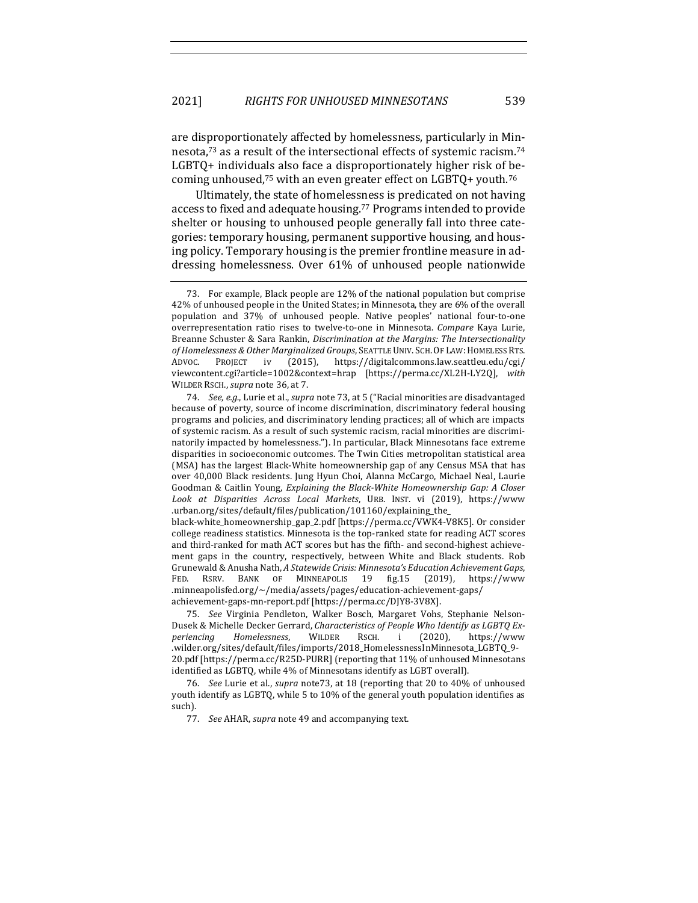are disproportionately affected by homelessness, particularly in Minnesota,[73] as a result of the intersectional effects of systemic racism.[74] LGBTQ+ individuals also face a disproportionately higher risk of becoming unhoused,[75] with an even greater effect on LGBTQ+ youth.[76]

Ultimately, the state of homelessness is predicated on not having access to fixed and adequate housing.[77] Programs intended to provide shelter or housing to unhoused people generally fall into three categories: temporary housing, permanent supportive housing, and housing policy. Temporary housing is the premier frontline measure in addressing homelessness. Over 61% of unhoused people nationwide

---

73. For example, Black people are 12% of the national population but comprise 42% of unhoused people in the United States; in Minnesota, they are 6% of the overall population and 37% of unhoused people. Native peoples' national four-to-one overrepresentation ratio rises to twelve-to-one in Minnesota. *Compare* Kaya Lurie, Breanne Schuster & Sara Rankin, *Discrimination at the Margins: The Intersectionality of Homelessness & Other Marginalized Groups*, SEATTLE UNIV. SCH. OF LAW: HOMELESS RTS. ADVOC. PROJECT iv (2015), https://digitalcommons.law.seattleu.edu/cgi/viewcontent.cgi?article=1002&context=hrap [https://perma.cc/XL2H-LY2Q], *with* WILDER RSCH., *supra* note 36, at 7.

74. *See, e.g.*, Lurie et al., *supra* note 73, at 5 ("Racial minorities are disadvantaged because of poverty, source of income discrimination, discriminatory federal housing programs and policies, and discriminatory lending practices; all of which are impacts of systemic racism. As a result of such systemic racism, racial minorities are discriminatorily impacted by homelessness."). In particular, Black Minnesotans face extreme disparities in socioeconomic outcomes. The Twin Cities metropolitan statistical area (MSA) has the largest Black-White homeownership gap of any Census MSA that has over 40,000 Black residents. Jung Hyun Choi, Alanna McCargo, Michael Neal, Laurie Goodman & Caitlin Young, *Explaining the Black-White Homeownership Gap: A Closer Look at Disparities Across Local Markets*, URB. INST. vi (2019), https://www.urban.org/sites/default/files/publication/101160/explaining_the_black-white_homeownership_gap_2.pdf [https://perma.cc/VWK4-V8K5]. Or consider college readiness statistics. Minnesota is the top-ranked state for reading ACT scores and third-ranked for math ACT scores but has the fifth- and second-highest achievement gaps in the country, respectively, between White and Black students. Rob Grunewald & Anusha Nath, *A Statewide Crisis: Minnesota's Education Achievement Gaps*, FED. RSRV. BANK OF MINNEAPOLIS 19 fig.15 (2019), https://www.minneapolisfed.org/~/media/assets/pages/education-achievement-gaps/achievement-gaps-mn-report.pdf [https://perma.cc/DJY8-3V8X].

75. *See* Virginia Pendleton, Walker Bosch, Margaret Vohs, Stephanie Nelson-Dusek & Michelle Decker Gerrard, *Characteristics of People Who Identify as LGBTQ Experiencing Homelessness*, WILDER RSCH. i (2020), https://www.wilder.org/sites/default/files/imports/2018_HomelessnessInMinnesota_LGBTQ_9-20.pdf [https://perma.cc/R25D-PURR] (reporting that 11% of unhoused Minnesotans identified as LGBTQ, while 4% of Minnesotans identify as LGBT overall).

76. *See* Lurie et al., *supra* note73, at 18 (reporting that 20 to 40% of unhoused youth identify as LGBTQ, while 5 to 10% of the general youth population identifies as such).

77. *See* AHAR, *supra* note 49 and accompanying text.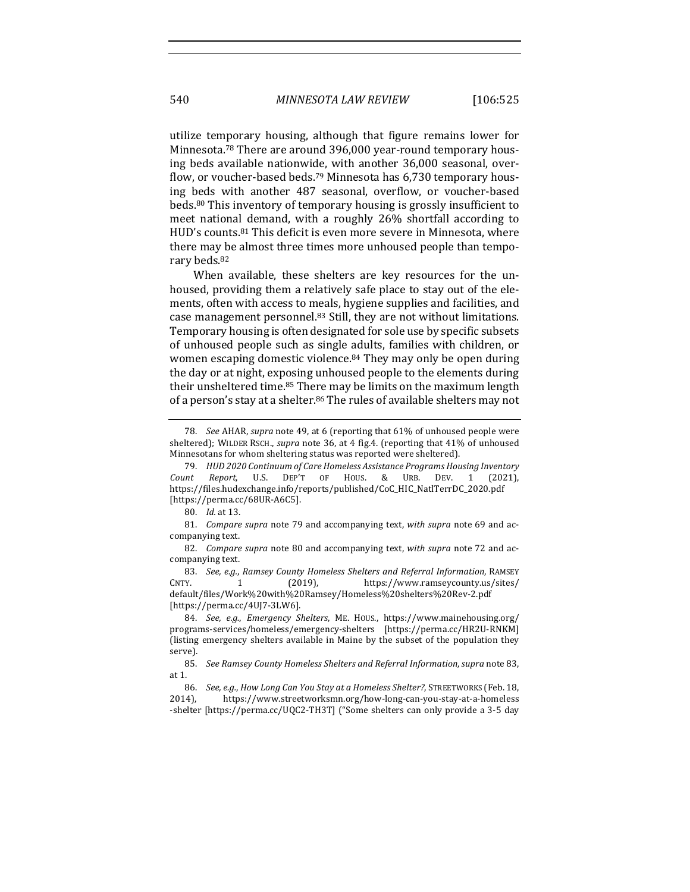utilize temporary housing, although that figure remains lower for Minnesota.[78] There are around 396,000 year-round temporary housing beds available nationwide, with another 36,000 seasonal, overflow, or voucher-based beds.[79] Minnesota has 6,730 temporary housing beds with another 487 seasonal, overflow, or voucher-based beds.[80] This inventory of temporary housing is grossly insufficient to meet national demand, with a roughly 26% shortfall according to HUD's counts.[81] This deficit is even more severe in Minnesota, where there may be almost three times more unhoused people than temporary beds.[82]

When available, these shelters are key resources for the unhoused, providing them a relatively safe place to stay out of the elements, often with access to meals, hygiene supplies and facilities, and case management personnel.[83] Still, they are not without limitations. Temporary housing is often designated for sole use by specific subsets of unhoused people such as single adults, families with children, or women escaping domestic violence.[84] They may only be open during the day or at night, exposing unhoused people to the elements during their unsheltered time.[85] There may be limits on the maximum length of a person's stay at a shelter.[86] The rules of available shelters may not

---

78. *See* AHAR, *supra* note 49, at 6 (reporting that 61% of unhoused people were sheltered); WILDER RSCH., *supra* note 36, at 4 fig.4. (reporting that 41% of unhoused Minnesotans for whom sheltering status was reported were sheltered).

79. *HUD 2020 Continuum of Care Homeless Assistance Programs Housing Inventory Count Report*, U.S. DEP'T OF HOUS. & URB. DEV. 1 (2021), https://files.hudexchange.info/reports/published/CoC_HIC_NatlTerrDC_2020.pdf [https://perma.cc/68UR-A6C5].

80. *Id.* at 13.

81. *Compare supra* note 79 and accompanying text, *with supra* note 69 and accompanying text.

82. *Compare supra* note 80 and accompanying text, *with supra* note 72 and accompanying text.

83. *See, e.g.*, *Ramsey County Homeless Shelters and Referral Information*, RAMSEY CNTY. 1 (2019), https://www.ramseycounty.us/sites/default/files/Work%20with%20Ramsey/Homeless%20shelters%20Rev-2.pdf [https://perma.cc/4UJ7-3LW6].

84. *See, e.g.*, *Emergency Shelters*, ME. HOUS., https://www.mainehousing.org/programs-services/homeless/emergency-shelters [https://perma.cc/HR2U-RNKM] (listing emergency shelters available in Maine by the subset of the population they serve).

85. *See Ramsey County Homeless Shelters and Referral Information*, *supra* note 83, at 1.

86. *See, e.g.*, *How Long Can You Stay at a Homeless Shelter?*, STREETWORKS (Feb. 18, 2014), https://www.streetworksmn.org/how-long-can-you-stay-at-a-homeless-shelter [https://perma.cc/UQC2-TH3T] ("Some shelters can only provide a 3-5 day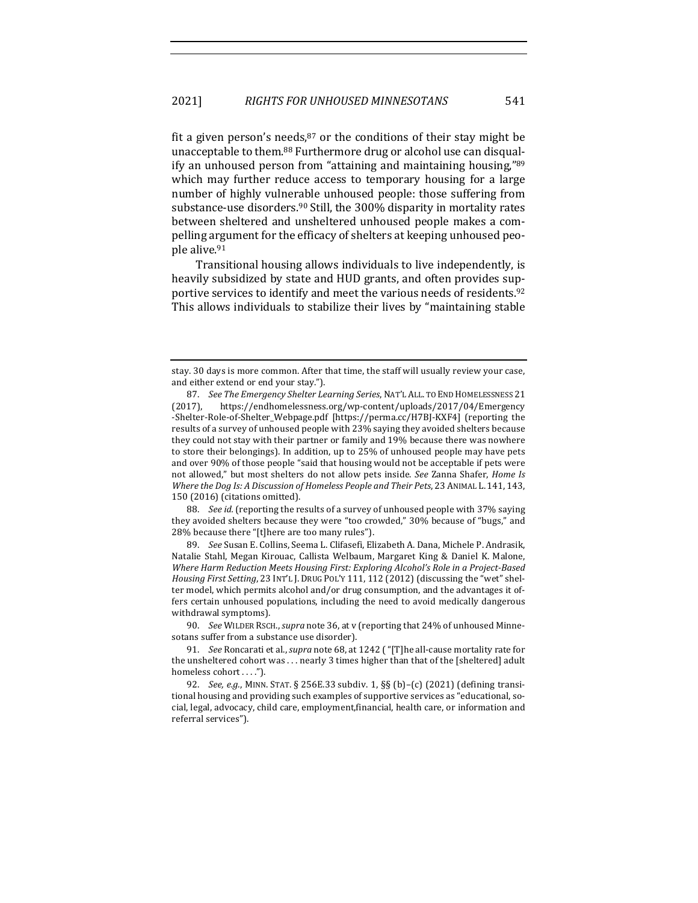fit a given person's needs,[87] or the conditions of their stay might be unacceptable to them.[88] Furthermore drug or alcohol use can disqualify an unhoused person from "attaining and maintaining housing,"[89] which may further reduce access to temporary housing for a large number of highly vulnerable unhoused people: those suffering from substance-use disorders.[90] Still, the 300% disparity in mortality rates between sheltered and unsheltered unhoused people makes a compelling argument for the efficacy of shelters at keeping unhoused people alive.[91]

Transitional housing allows individuals to live independently, is heavily subsidized by state and HUD grants, and often provides supportive services to identify and meet the various needs of residents.[92] This allows individuals to stabilize their lives by "maintaining stable

---

stay. 30 days is more common. After that time, the staff will usually review your case, and either extend or end your stay.").

87. *See The Emergency Shelter Learning Series*, NAT'L ALL. TO END HOMELESSNESS 21 (2017), https://endhomelessness.org/wp-content/uploads/2017/04/Emergency-Shelter-Role-of-Shelter_Webpage.pdf [https://perma.cc/H7BJ-KXF4] (reporting the results of a survey of unhoused people with 23% saying they avoided shelters because they could not stay with their partner or family and 19% because there was nowhere to store their belongings). In addition, up to 25% of unhoused people may have pets and over 90% of those people "said that housing would not be acceptable if pets were not allowed," but most shelters do not allow pets inside. *See* Zanna Shafer, *Home Is Where the Dog Is: A Discussion of Homeless People and Their Pets*, 23 ANIMAL L. 141, 143, 150 (2016) (citations omitted).

88. *See id.* (reporting the results of a survey of unhoused people with 37% saying they avoided shelters because they were "too crowded," 30% because of "bugs," and 28% because there "[t]here are too many rules").

89. *See* Susan E. Collins, Seema L. Clifasefi, Elizabeth A. Dana, Michele P. Andrasik, Natalie Stahl, Megan Kirouac, Callista Welbaum, Margaret King & Daniel K. Malone, *Where Harm Reduction Meets Housing First: Exploring Alcohol's Role in a Project-Based Housing First Setting*, 23 INT'L J. DRUG POL'Y 111, 112 (2012) (discussing the "wet" shelter model, which permits alcohol and/or drug consumption, and the advantages it offers certain unhoused populations, including the need to avoid medically dangerous withdrawal symptoms).

90. *See* WILDER RSCH., *supra* note 36, at v (reporting that 24% of unhoused Minnesotans suffer from a substance use disorder).

91. *See* Roncarati et al., *supra* note 68, at 1242 ( "[T]he all-cause mortality rate for the unsheltered cohort was . . . nearly 3 times higher than that of the [sheltered] adult homeless cohort . . . .").

92. *See, e.g.*, MINN. STAT. § 256E.33 subdiv. 1, §§ (b)–(c) (2021) (defining transitional housing and providing such examples of supportive services as "educational, social, legal, advocacy, child care, employment,financial, health care, or information and referral services").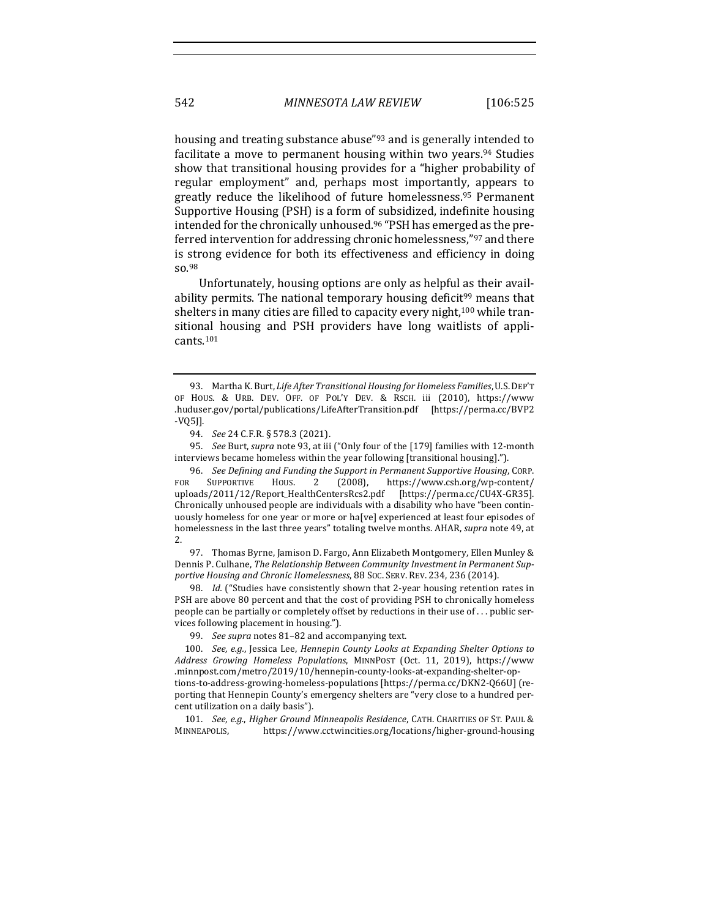housing and treating substance abuse"[93] and is generally intended to facilitate a move to permanent housing within two years.[94] Studies show that transitional housing provides for a "higher probability of regular employment" and, perhaps most importantly, appears to greatly reduce the likelihood of future homelessness.[95] Permanent Supportive Housing (PSH) is a form of subsidized, indefinite housing intended for the chronically unhoused.[96] "PSH has emerged as the preferred intervention for addressing chronic homelessness,"[97] and there is strong evidence for both its effectiveness and efficiency in doing so.[98]

Unfortunately, housing options are only as helpful as their availability permits. The national temporary housing deficit[99] means that shelters in many cities are filled to capacity every night,[100] while transitional housing and PSH providers have long waitlists of applicants.[101]

---

93. Martha K. Burt, *Life After Transitional Housing for Homeless Families*, U.S. DEP'T OF HOUS. & URB. DEV. OFF. OF POL'Y DEV. & RSCH. iii (2010), https://www.huduser.gov/portal/publications/LifeAfterTransition.pdf [https://perma.cc/BVP2-VQ5J].

94. *See* 24 C.F.R. § 578.3 (2021).

95. *See* Burt, *supra* note 93, at iii ("Only four of the [179] families with 12-month interviews became homeless within the year following [transitional housing].").

96. *See Defining and Funding the Support in Permanent Supportive Housing*, CORP. FOR SUPPORTIVE HOUS. 2 (2008), https://www.csh.org/wp-content/uploads/2011/12/Report_HealthCentersRcs2.pdf [https://perma.cc/CU4X-GR35]. Chronically unhoused people are individuals with a disability who have "been continuously homeless for one year or more or ha[ve] experienced at least four episodes of homelessness in the last three years" totaling twelve months. AHAR, *supra* note 49, at 2.

97. Thomas Byrne, Jamison D. Fargo, Ann Elizabeth Montgomery, Ellen Munley & Dennis P. Culhane, *The Relationship Between Community Investment in Permanent Supportive Housing and Chronic Homelessness*, 88 SOC. SERV. REV. 234, 236 (2014).

98. *Id.* ("Studies have consistently shown that 2-year housing retention rates in PSH are above 80 percent and that the cost of providing PSH to chronically homeless people can be partially or completely offset by reductions in their use of . . . public services following placement in housing.").

99. *See supra* notes 81–82 and accompanying text.

100. *See, e.g.*, Jessica Lee, *Hennepin County Looks at Expanding Shelter Options to Address Growing Homeless Populations*, MINNPOST (Oct. 11, 2019), https://www.minnpost.com/metro/2019/10/hennepin-county-looks-at-expanding-shelter-options-to-address-growing-homeless-populations [https://perma.cc/DKN2-Q66U] (reporting that Hennepin County's emergency shelters are "very close to a hundred percent utilization on a daily basis").

101. *See, e.g.*, *Higher Ground Minneapolis Residence*, CATH. CHARITIES OF ST. PAUL & MINNEAPOLIS, https://www.cctwincities.org/locations/higher-ground-housing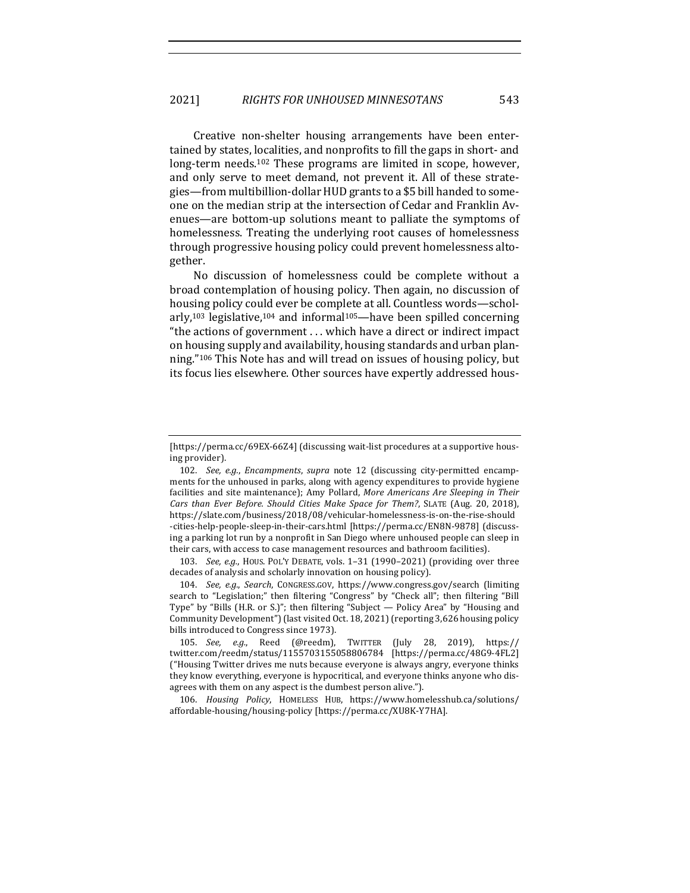Creative non-shelter housing arrangements have been entertained by states, localities, and nonprofits to fill the gaps in short- and long-term needs.[102] These programs are limited in scope, however, and only serve to meet demand, not prevent it. All of these strategies—from multibillion-dollar HUD grants to a $5 bill handed to someone on the median strip at the intersection of Cedar and Franklin Avenues—are bottom-up solutions meant to palliate the symptoms of homelessness. Treating the underlying root causes of homelessness through progressive housing policy could prevent homelessness altogether.

No discussion of homelessness could be complete without a broad contemplation of housing policy. Then again, no discussion of housing policy could ever be complete at all. Countless words—scholarly,[103] legislative,[104] and informal[105]—have been spilled concerning "the actions of government . . . which have a direct or indirect impact on housing supply and availability, housing standards and urban planning."[106] This Note has and will tread on issues of housing policy, but its focus lies elsewhere. Other sources have expertly addressed hous-

---

[https://perma.cc/69EX-66Z4] (discussing wait-list procedures at a supportive housing provider).

102. *See, e.g.*, *Encampments*, *supra* note 12 (discussing city-permitted encampments for the unhoused in parks, along with agency expenditures to provide hygiene facilities and site maintenance); Amy Pollard, *More Americans Are Sleeping in Their Cars than Ever Before. Should Cities Make Space for Them?*, SLATE (Aug. 20, 2018), https://slate.com/business/2018/08/vehicular-homelessness-is-on-the-rise-should-cities-help-people-sleep-in-their-cars.html [https://perma.cc/EN8N-9878] (discussing a parking lot run by a nonprofit in San Diego where unhoused people can sleep in their cars, with access to case management resources and bathroom facilities).

103. *See, e.g.*, HOUS. POL'Y DEBATE, vols. 1–31 (1990–2021) (providing over three decades of analysis and scholarly innovation on housing policy).

104. *See, e.g.*, *Search*, CONGRESS.GOV, https://www.congress.gov/search (limiting search to "Legislation;" then filtering "Congress" by "Check all"; then filtering "Bill Type" by "Bills (H.R. or S.)"; then filtering "Subject — Policy Area" by "Housing and Community Development") (last visited Oct. 18, 2021) (reporting 3,626 housing policy bills introduced to Congress since 1973).

105. *See, e.g.*, Reed (@reedm), TWITTER (July 28, 2019), https://twitter.com/reedm/status/1155703155058806784 [https://perma.cc/48G9-4FL2] ("Housing Twitter drives me nuts because everyone is always angry, everyone thinks they know everything, everyone is hypocritical, and everyone thinks anyone who disagrees with them on any aspect is the dumbest person alive.").

106. *Housing Policy*, HOMELESS HUB, https://www.homelesshub.ca/solutions/affordable-housing/housing-policy [https://perma.cc/XU8K-Y7HA].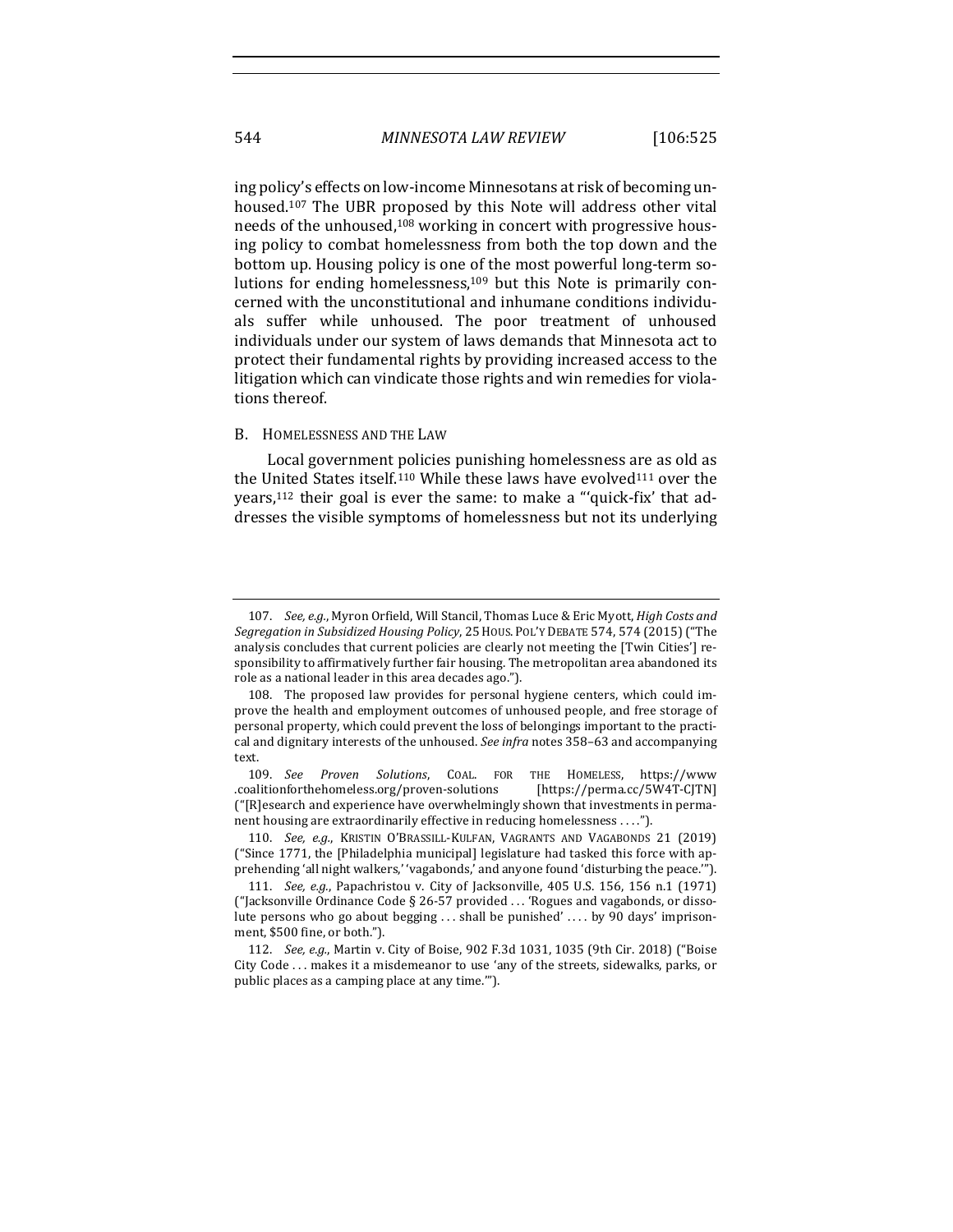ing policy's effects on low-income Minnesotans at risk of becoming unhoused.[107] The UBR proposed by this Note will address other vital needs of the unhoused,[108] working in concert with progressive housing policy to combat homelessness from both the top down and the bottom up. Housing policy is one of the most powerful long-term solutions for ending homelessness,[109] but this Note is primarily concerned with the unconstitutional and inhumane conditions individuals suffer while unhoused. The poor treatment of unhoused individuals under our system of laws demands that Minnesota act to protect their fundamental rights by providing increased access to the litigation which can vindicate those rights and win remedies for violations thereof.

### B. Homelessness and the Law

Local government policies punishing homelessness are as old as the United States itself.[110] While these laws have evolved[111] over the years,[112] their goal is ever the same: to make a "'quick-fix' that addresses the visible symptoms of homelessness but not its underlying

---

107. *See, e.g.*, Myron Orfield, Will Stancil, Thomas Luce & Eric Myott, *High Costs and Segregation in Subsidized Housing Policy*, 25 Hous. Pol'y Debate 574, 574 (2015) ("The analysis concludes that current policies are clearly not meeting the [Twin Cities'] responsibility to affirmatively further fair housing. The metropolitan area abandoned its role as a national leader in this area decades ago.").

108. The proposed law provides for personal hygiene centers, which could improve the health and employment outcomes of unhoused people, and free storage of personal property, which could prevent the loss of belongings important to the practical and dignitary interests of the unhoused. *See infra* notes 358–63 and accompanying text.

109. *See Proven Solutions*, Coal. for the Homeless, https://www.coalitionforthehomeless.org/proven-solutions [https://perma.cc/5W4T-CJTN] ("[R]esearch and experience have overwhelmingly shown that investments in permanent housing are extraordinarily effective in reducing homelessness . . . .").

110. *See, e.g.*, Kristin O'Brassill-Kulfan, Vagrants and Vagabonds 21 (2019) ("Since 1771, the [Philadelphia municipal] legislature had tasked this force with apprehending 'all night walkers,' 'vagabonds,' and anyone found 'disturbing the peace.'").

111. *See, e.g.*, Papachristou v. City of Jacksonville, 405 U.S. 156, 156 n.1 (1971) ("Jacksonville Ordinance Code § 26-57 provided . . . 'Rogues and vagabonds, or dissolute persons who go about begging . . . shall be punished' . . . . by 90 days' imprisonment, $500 fine, or both.").

112. *See, e.g.*, Martin v. City of Boise, 902 F.3d 1031, 1035 (9th Cir. 2018) ("Boise City Code . . . makes it a misdemeanor to use 'any of the streets, sidewalks, parks, or public places as a camping place at any time.'").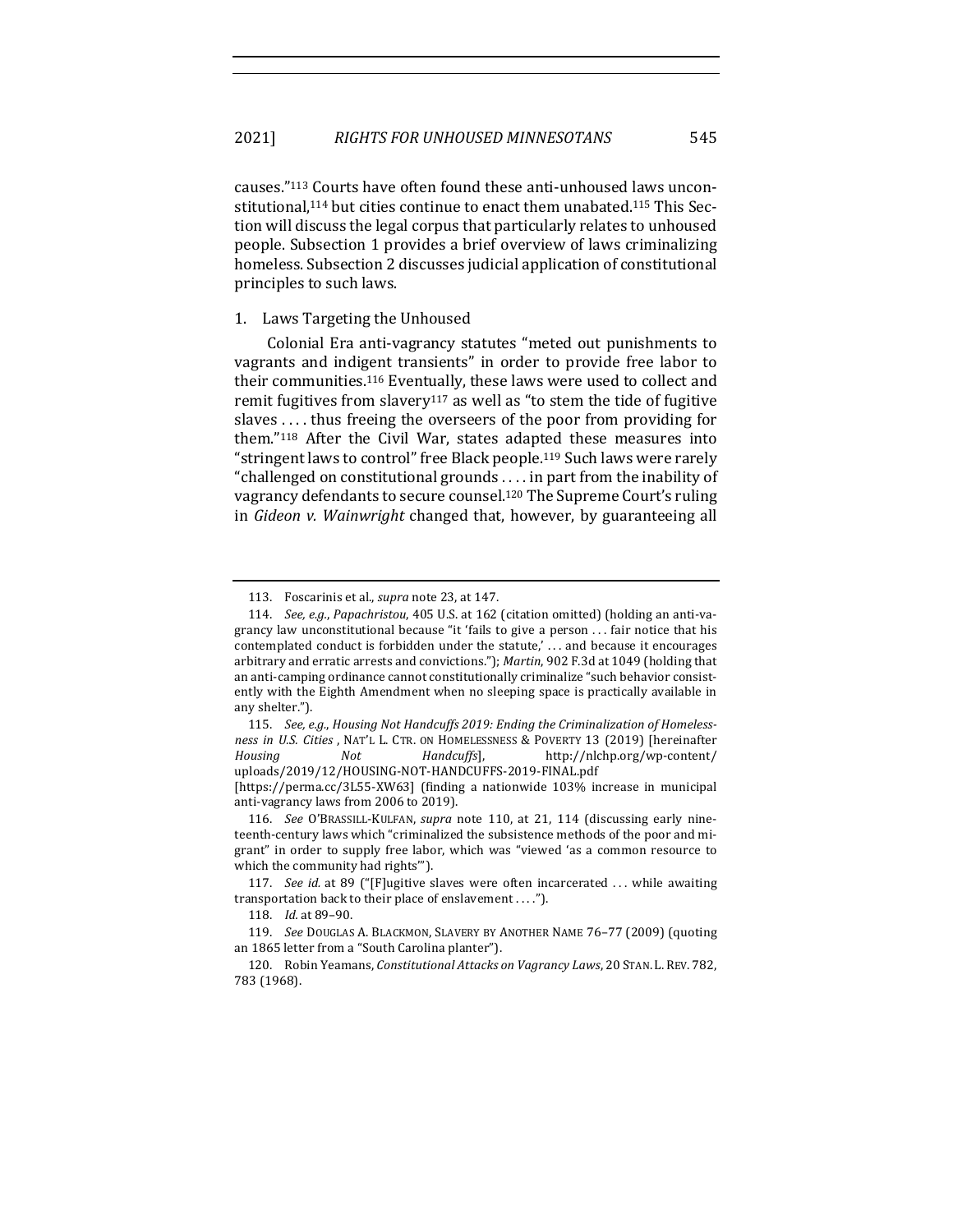causes."[113] Courts have often found these anti-unhoused laws unconstitutional,[114] but cities continue to enact them unabated.[115] This Section will discuss the legal corpus that particularly relates to unhoused people. Subsection 1 provides a brief overview of laws criminalizing homeless. Subsection 2 discusses judicial application of constitutional principles to such laws.

### 1. Laws Targeting the Unhoused

Colonial Era anti-vagrancy statutes "meted out punishments to vagrants and indigent transients" in order to provide free labor to their communities.[116] Eventually, these laws were used to collect and remit fugitives from slavery[117] as well as "to stem the tide of fugitive slaves . . . . thus freeing the overseers of the poor from providing for them."[118] After the Civil War, states adapted these measures into "stringent laws to control" free Black people.[119] Such laws were rarely "challenged on constitutional grounds . . . . in part from the inability of vagrancy defendants to secure counsel.[120] The Supreme Court's ruling in *Gideon v. Wainwright* changed that, however, by guaranteeing all

---

113. Foscarinis et al., *supra* note 23, at 147.

114. *See, e.g.*, *Papachristou*, 405 U.S. at 162 (citation omitted) (holding an anti-vagrancy law unconstitutional because "it 'fails to give a person . . . fair notice that his contemplated conduct is forbidden under the statute,' . . . and because it encourages arbitrary and erratic arrests and convictions."); *Martin*, 902 F.3d at 1049 (holding that an anti-camping ordinance cannot constitutionally criminalize "such behavior consistently with the Eighth Amendment when no sleeping space is practically available in any shelter.").

115. *See, e.g.*, *Housing Not Handcuffs 2019: Ending the Criminalization of Homelessness in U.S. Cities* , NAT'L L. CTR. ON HOMELESSNESS & POVERTY 13 (2019) [hereinafter *Housing Not Handcuffs*], http://nlchp.org/wp-content/uploads/2019/12/HOUSING-NOT-HANDCUFFS-2019-FINAL.pdf [https://perma.cc/3L55-XW63] (finding a nationwide 103% increase in municipal anti-vagrancy laws from 2006 to 2019).

116. *See* O'BRASSILL-KULFAN, *supra* note 110, at 21, 114 (discussing early nineteenth-century laws which "criminalized the subsistence methods of the poor and migrant" in order to supply free labor, which was "viewed 'as a common resource to which the community had rights'").

117. *See id.* at 89 ("[F]ugitive slaves were often incarcerated . . . while awaiting transportation back to their place of enslavement . . . .").

118. *Id.* at 89–90.

119. *See* DOUGLAS A. BLACKMON, SLAVERY BY ANOTHER NAME 76–77 (2009) (quoting an 1865 letter from a "South Carolina planter").

120. Robin Yeamans, *Constitutional Attacks on Vagrancy Laws*, 20 STAN. L. REV. 782, 783 (1968).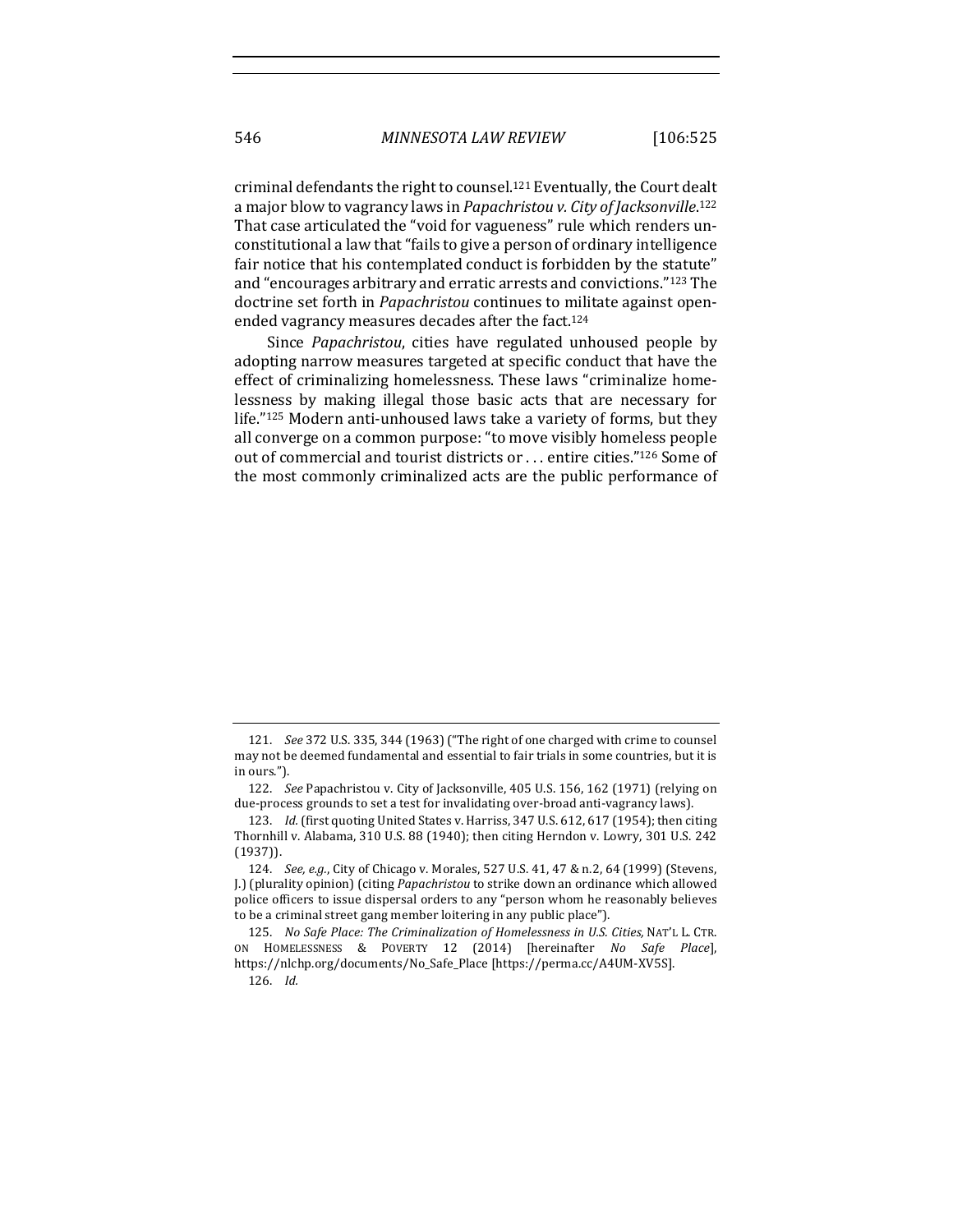criminal defendants the right to counsel.[121] Eventually, the Court dealt a major blow to vagrancy laws in *Papachristou v. City of Jacksonville*.[122] That case articulated the "void for vagueness" rule which renders unconstitutional a law that "fails to give a person of ordinary intelligence fair notice that his contemplated conduct is forbidden by the statute" and "encourages arbitrary and erratic arrests and convictions."[123] The doctrine set forth in *Papachristou* continues to militate against open-ended vagrancy measures decades after the fact.[124]

Since *Papachristou*, cities have regulated unhoused people by adopting narrow measures targeted at specific conduct that have the effect of criminalizing homelessness. These laws "criminalize homelessness by making illegal those basic acts that are necessary for life."[125] Modern anti-unhoused laws take a variety of forms, but they all converge on a common purpose: "to move visibly homeless people out of commercial and tourist districts or . . . entire cities."[126] Some of the most commonly criminalized acts are the public performance of

---

121. *See* 372 U.S. 335, 344 (1963) ("The right of one charged with crime to counsel may not be deemed fundamental and essential to fair trials in some countries, but it is in ours.").

122. *See* Papachristou v. City of Jacksonville, 405 U.S. 156, 162 (1971) (relying on due-process grounds to set a test for invalidating over-broad anti-vagrancy laws).

123. *Id.* (first quoting United States v. Harriss, 347 U.S. 612, 617 (1954); then citing Thornhill v. Alabama, 310 U.S. 88 (1940); then citing Herndon v. Lowry, 301 U.S. 242 (1937)).

124. *See, e.g.*, City of Chicago v. Morales, 527 U.S. 41, 47 & n.2, 64 (1999) (Stevens, J.) (plurality opinion) (citing *Papachristou* to strike down an ordinance which allowed police officers to issue dispersal orders to any "person whom he reasonably believes to be a criminal street gang member loitering in any public place").

125. *No Safe Place: The Criminalization of Homelessness in U.S. Cities,* NAT'L L. CTR. ON HOMELESSNESS & POVERTY 12 (2014) [hereinafter *No Safe Place*], https://nlchp.org/documents/No_Safe_Place [https://perma.cc/A4UM-XV5S].

126. *Id.*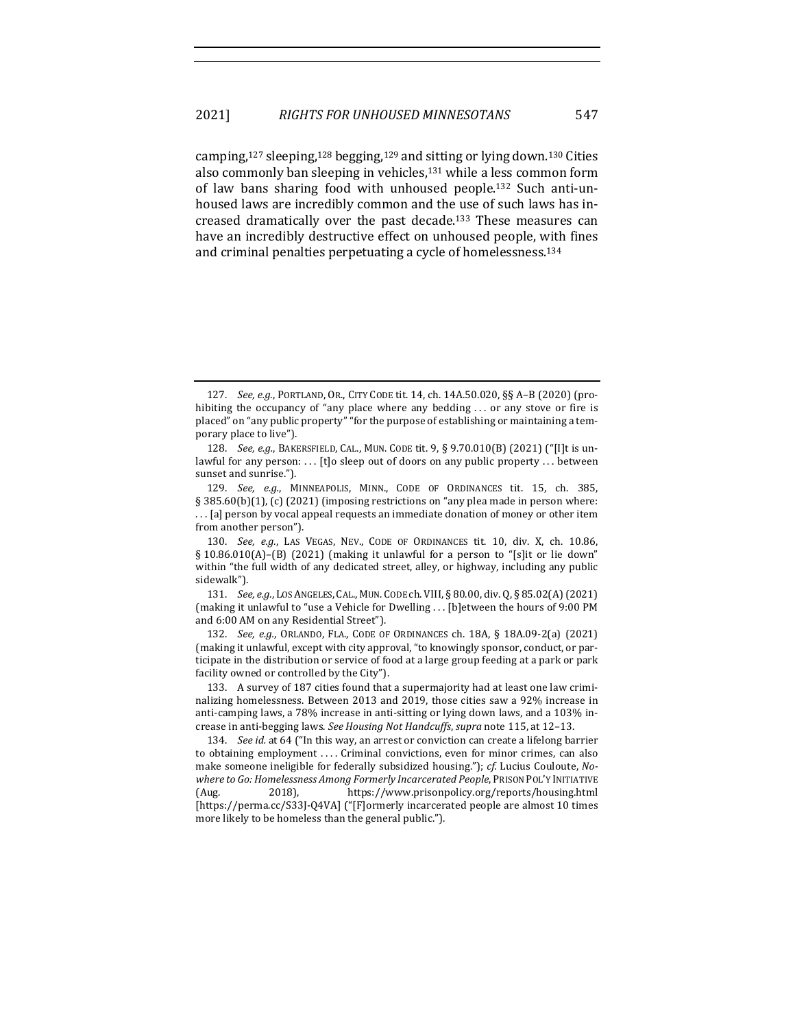camping,[127] sleeping,[128] begging,[129] and sitting or lying down.[130] Cities also commonly ban sleeping in vehicles,[131] while a less common form of law bans sharing food with unhoused people.[132] Such anti-unhoused laws are incredibly common and the use of such laws has increased dramatically over the past decade.[133] These measures can have an incredibly destructive effect on unhoused people, with fines and criminal penalties perpetuating a cycle of homelessness.[134]

---

127. *See, e.g.*, PORTLAND, OR., CITY CODE tit. 14, ch. 14A.50.020, §§ A–B (2020) (prohibiting the occupancy of "any place where any bedding . . . or any stove or fire is placed" on "any public property" "for the purpose of establishing or maintaining a temporary place to live").

128. *See, e.g.*, BAKERSFIELD, CAL., MUN. CODE tit. 9, § 9.70.010(B) (2021) ("[I]t is unlawful for any person: . . . [t]o sleep out of doors on any public property . . . between sunset and sunrise.").

129. *See, e.g.*, MINNEAPOLIS, MINN., CODE OF ORDINANCES tit. 15, ch. 385, § 385.60(b)(1), (c) (2021) (imposing restrictions on "any plea made in person where: . . . [a] person by vocal appeal requests an immediate donation of money or other item from another person").

130. *See, e.g.*, LAS VEGAS, NEV., CODE OF ORDINANCES tit. 10, div. X, ch. 10.86, § 10.86.010(A)–(B) (2021) (making it unlawful for a person to "[s]it or lie down" within "the full width of any dedicated street, alley, or highway, including any public sidewalk").

131. *See, e.g.*, LOS ANGELES, CAL., MUN. CODE ch. VIII, § 80.00, div. Q, § 85.02(A) (2021) (making it unlawful to "use a Vehicle for Dwelling . . . [b]etween the hours of 9:00 PM and 6:00 AM on any Residential Street").

132. *See, e.g.*, ORLANDO, FLA., CODE OF ORDINANCES ch. 18A, § 18A.09-2(a) (2021) (making it unlawful, except with city approval, "to knowingly sponsor, conduct, or participate in the distribution or service of food at a large group feeding at a park or park facility owned or controlled by the City").

133. A survey of 187 cities found that a supermajority had at least one law criminalizing homelessness. Between 2013 and 2019, those cities saw a 92% increase in anti-camping laws, a 78% increase in anti-sitting or lying down laws, and a 103% increase in anti-begging laws. *See Housing Not Handcuffs*, *supra* note 115, at 12–13.

134. *See id.* at 64 ("In this way, an arrest or conviction can create a lifelong barrier to obtaining employment . . . . Criminal convictions, even for minor crimes, can also make someone ineligible for federally subsidized housing."); *cf.* Lucius Couloute, *Nowhere to Go: Homelessness Among Formerly Incarcerated People*, PRISON POL'Y INITIATIVE (Aug. 2018), https://www.prisonpolicy.org/reports/housing.html [https://perma.cc/S33J-Q4VA] ("[F]ormerly incarcerated people are almost 10 times more likely to be homeless than the general public.").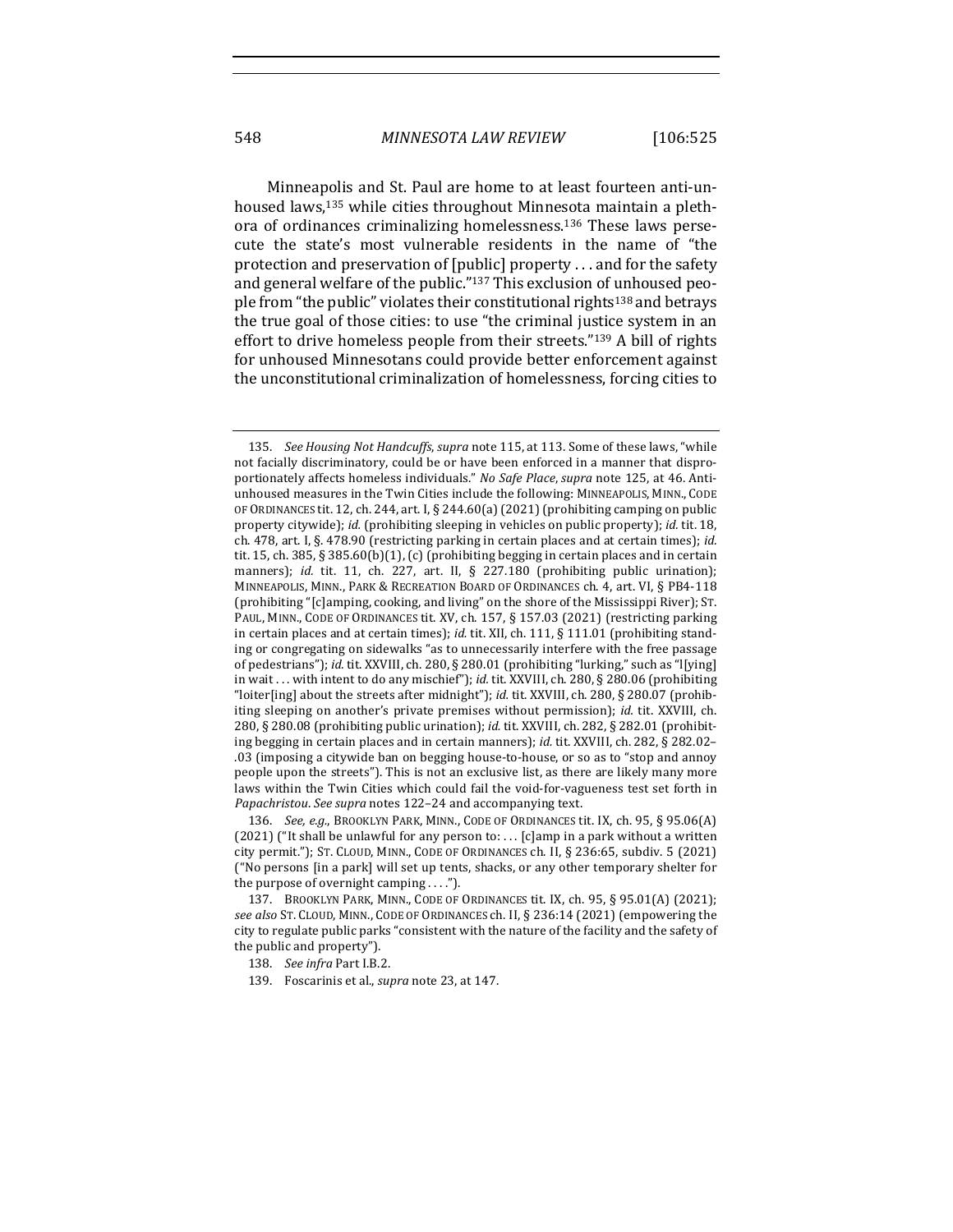Minneapolis and St. Paul are home to at least fourteen anti-unhoused laws,[135] while cities throughout Minnesota maintain a plethora of ordinances criminalizing homelessness.[136] These laws persecute the state's most vulnerable residents in the name of "the protection and preservation of [public] property . . . and for the safety and general welfare of the public."[137] This exclusion of unhoused people from "the public" violates their constitutional rights[138] and betrays the true goal of those cities: to use "the criminal justice system in an effort to drive homeless people from their streets."[139] A bill of rights for unhoused Minnesotans could provide better enforcement against the unconstitutional criminalization of homelessness, forcing cities to

---

135. *See Housing Not Handcuffs*, *supra* note 115, at 113. Some of these laws, "while not facially discriminatory, could be or have been enforced in a manner that disproportionately affects homeless individuals." *No Safe Place*, *supra* note 125, at 46. Anti-unhoused measures in the Twin Cities include the following: MINNEAPOLIS, MINN., CODE OF ORDINANCES tit. 12, ch. 244, art. I, § 244.60(a) (2021) (prohibiting camping on public property citywide); *id.* (prohibiting sleeping in vehicles on public property); *id.* tit. 18, ch. 478, art. I, §. 478.90 (restricting parking in certain places and at certain times); *id.* tit. 15, ch. 385, § 385.60(b)(1), (c) (prohibiting begging in certain places and in certain manners); *id.* tit. 11, ch. 227, art. II, § 227.180 (prohibiting public urination); MINNEAPOLIS, MINN., PARK & RECREATION BOARD OF ORDINANCES ch. 4, art. VI, § PB4-118 (prohibiting "[c]amping, cooking, and living" on the shore of the Mississippi River); ST. PAUL, MINN., CODE OF ORDINANCES tit. XV, ch. 157, § 157.03 (2021) (restricting parking in certain places and at certain times); *id.* tit. XII, ch. 111, § 111.01 (prohibiting standing or congregating on sidewalks "as to unnecessarily interfere with the free passage of pedestrians"); *id.* tit. XXVIII, ch. 280, § 280.01 (prohibiting "lurking," such as "l[ying] in wait . . . with intent to do any mischief"); *id.* tit. XXVIII, ch. 280, § 280.06 (prohibiting "loiter[ing] about the streets after midnight"); *id.* tit. XXVIII, ch. 280, § 280.07 (prohibiting sleeping on another's private premises without permission); *id.* tit. XXVIII, ch. 280, § 280.08 (prohibiting public urination); *id.* tit. XXVIII, ch. 282, § 282.01 (prohibiting begging in certain places and in certain manners); *id.* tit. XXVIII, ch. 282, § 282.02–.03 (imposing a citywide ban on begging house-to-house, or so as to "stop and annoy people upon the streets"). This is not an exclusive list, as there are likely many more laws within the Twin Cities which could fail the void-for-vagueness test set forth in *Papachristou*. *See supra* notes 122–24 and accompanying text.

136. *See, e.g.*, BROOKLYN PARK, MINN., CODE OF ORDINANCES tit. IX, ch. 95, § 95.06(A) (2021) ("It shall be unlawful for any person to: . . . [c]amp in a park without a written city permit."); ST. CLOUD, MINN., CODE OF ORDINANCES ch. II, § 236:65, subdiv. 5 (2021) ("No persons [in a park] will set up tents, shacks, or any other temporary shelter for the purpose of overnight camping . . . .").

137. BROOKLYN PARK, MINN., CODE OF ORDINANCES tit. IX, ch. 95, § 95.01(A) (2021); *see also* ST. CLOUD, MINN., CODE OF ORDINANCES ch. II, § 236:14 (2021) (empowering the city to regulate public parks "consistent with the nature of the facility and the safety of the public and property").

138. *See infra* Part I.B.2.

139. Foscarinis et al., *supra* note 23, at 147.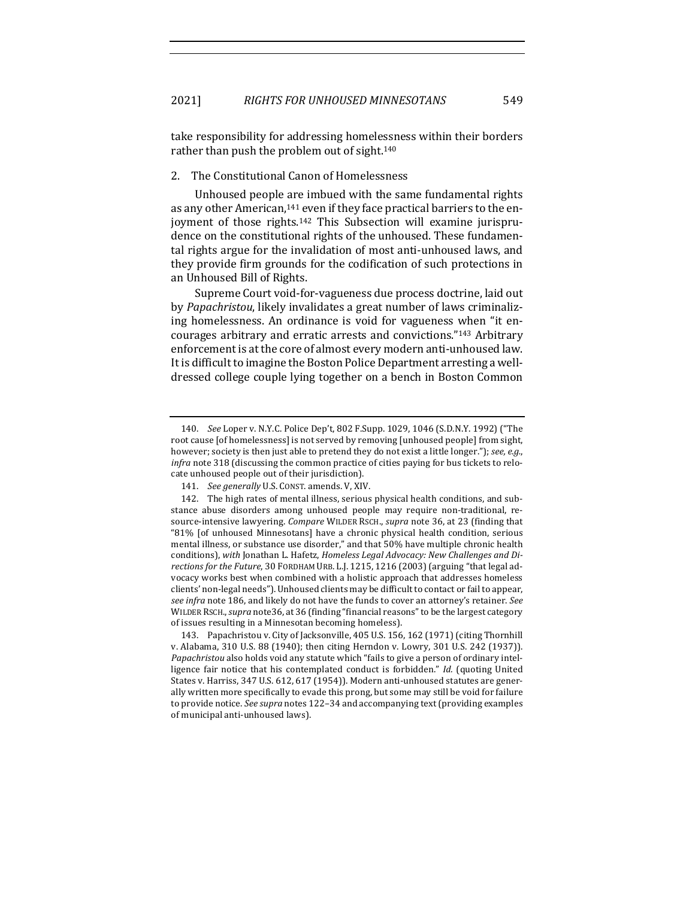take responsibility for addressing homelessness within their borders rather than push the problem out of sight.[140]

### 2. The Constitutional Canon of Homelessness

Unhoused people are imbued with the same fundamental rights as any other American,[141] even if they face practical barriers to the enjoyment of those rights.[142] This Subsection will examine jurisprudence on the constitutional rights of the unhoused. These fundamental rights argue for the invalidation of most anti-unhoused laws, and they provide firm grounds for the codification of such protections in an Unhoused Bill of Rights.

Supreme Court void-for-vagueness due process doctrine, laid out by *Papachristou*, likely invalidates a great number of laws criminalizing homelessness. An ordinance is void for vagueness when "it encourages arbitrary and erratic arrests and convictions."[143] Arbitrary enforcement is at the core of almost every modern anti-unhoused law. It is difficult to imagine the Boston Police Department arresting a well-dressed college couple lying together on a bench in Boston Common

---

140. *See* Loper v. N.Y.C. Police Dep't, 802 F.Supp. 1029, 1046 (S.D.N.Y. 1992) ("The root cause [of homelessness] is not served by removing [unhoused people] from sight, however; society is then just able to pretend they do not exist a little longer."); *see, e.g.*, *infra* note 318 (discussing the common practice of cities paying for bus tickets to relocate unhoused people out of their jurisdiction).

141. *See generally* U.S. CONST. amends. V, XIV.

142. The high rates of mental illness, serious physical health conditions, and substance abuse disorders among unhoused people may require non-traditional, resource-intensive lawyering. *Compare* WILDER RSCH., *supra* note 36, at 23 (finding that "81% [of unhoused Minnesotans] have a chronic physical health condition, serious mental illness, or substance use disorder," and that 50% have multiple chronic health conditions), *with* Jonathan L. Hafetz, *Homeless Legal Advocacy: New Challenges and Directions for the Future*, 30 FORDHAM URB. L.J. 1215, 1216 (2003) (arguing "that legal advocacy works best when combined with a holistic approach that addresses homeless clients' non-legal needs"). Unhoused clients may be difficult to contact or fail to appear, *see infra* note 186, and likely do not have the funds to cover an attorney's retainer. *See* WILDER RSCH., *supra* note36, at 36 (finding "financial reasons" to be the largest category of issues resulting in a Minnesotan becoming homeless).

143. Papachristou v. City of Jacksonville, 405 U.S. 156, 162 (1971) (citing Thornhill v. Alabama, 310 U.S. 88 (1940); then citing Herndon v. Lowry, 301 U.S. 242 (1937)). *Papachristou* also holds void any statute which "fails to give a person of ordinary intelligence fair notice that his contemplated conduct is forbidden." *Id.* (quoting United States v. Harriss, 347 U.S. 612, 617 (1954)). Modern anti-unhoused statutes are generally written more specifically to evade this prong, but some may still be void for failure to provide notice. *See supra* notes 122–34 and accompanying text (providing examples of municipal anti-unhoused laws).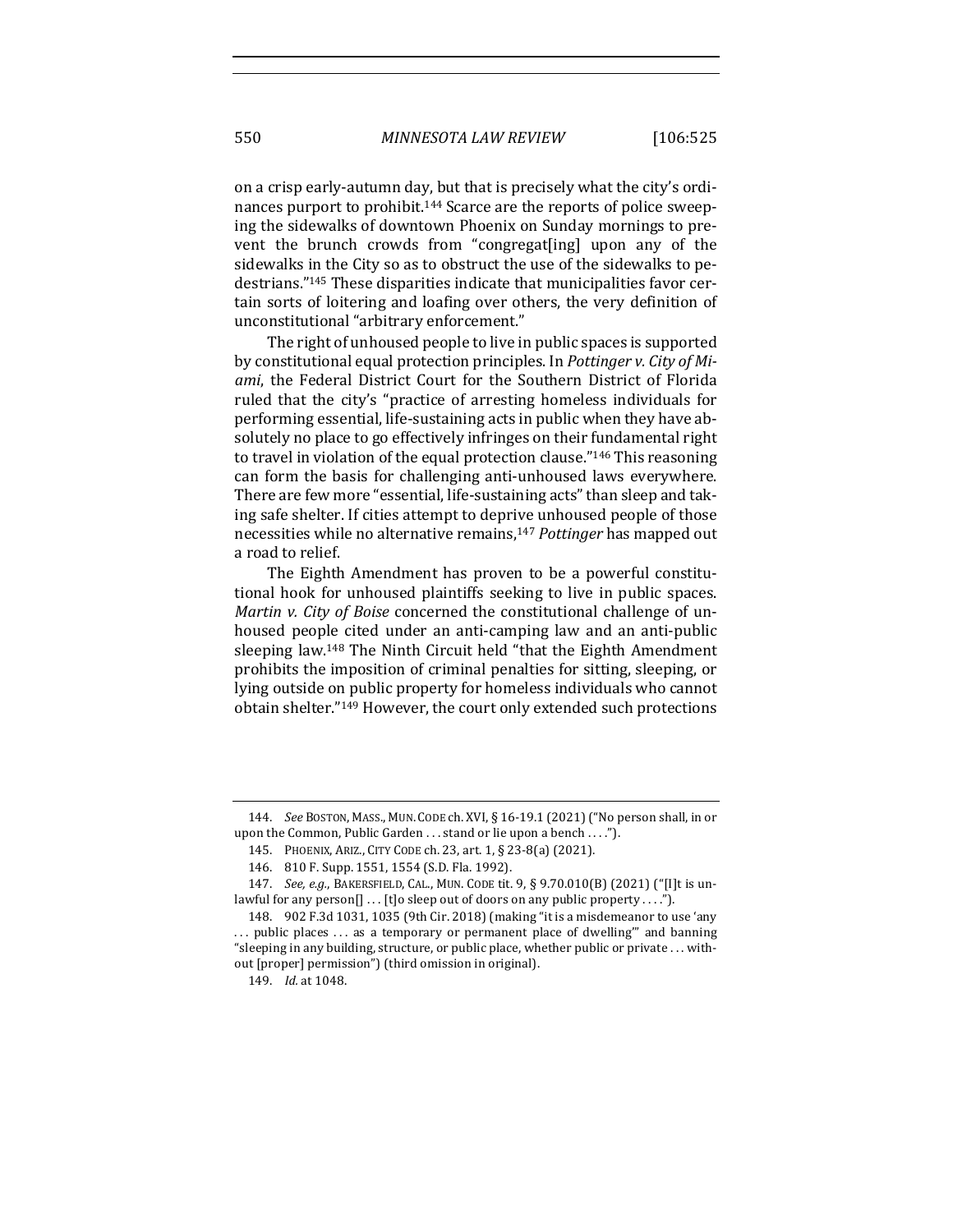on a crisp early-autumn day, but that is precisely what the city's ordinances purport to prohibit.[144] Scarce are the reports of police sweeping the sidewalks of downtown Phoenix on Sunday mornings to prevent the brunch crowds from "congregat[ing] upon any of the sidewalks in the City so as to obstruct the use of the sidewalks to pedestrians."[145] These disparities indicate that municipalities favor certain sorts of loitering and loafing over others, the very definition of unconstitutional "arbitrary enforcement."

The right of unhoused people to live in public spaces is supported by constitutional equal protection principles. In *Pottinger v. City of Miami*, the Federal District Court for the Southern District of Florida ruled that the city's "practice of arresting homeless individuals for performing essential, life-sustaining acts in public when they have absolutely no place to go effectively infringes on their fundamental right to travel in violation of the equal protection clause."[146] This reasoning can form the basis for challenging anti-unhoused laws everywhere. There are few more "essential, life-sustaining acts" than sleep and taking safe shelter. If cities attempt to deprive unhoused people of those necessities while no alternative remains,[147] *Pottinger* has mapped out a road to relief.

The Eighth Amendment has proven to be a powerful constitutional hook for unhoused plaintiffs seeking to live in public spaces. *Martin v. City of Boise* concerned the constitutional challenge of unhoused people cited under an anti-camping law and an anti-public sleeping law.[148] The Ninth Circuit held "that the Eighth Amendment prohibits the imposition of criminal penalties for sitting, sleeping, or lying outside on public property for homeless individuals who cannot obtain shelter."[149] However, the court only extended such protections

---

144. *See* BOSTON, MASS., MUN. CODE ch. XVI, § 16-19.1 (2021) ("No person shall, in or upon the Common, Public Garden . . . stand or lie upon a bench . . . .").

145. PHOENIX, ARIZ., CITY CODE ch. 23, art. 1, § 23-8(a) (2021).

146. 810 F. Supp. 1551, 1554 (S.D. Fla. 1992).

147. *See, e.g.*, BAKERSFIELD, CAL., MUN. CODE tit. 9, § 9.70.010(B) (2021) ("[I]t is unlawful for any person[] . . . [t]o sleep out of doors on any public property . . . .").

148. 902 F.3d 1031, 1035 (9th Cir. 2018) (making "it is a misdemeanor to use 'any . . . public places . . . as a temporary or permanent place of dwelling'" and banning "sleeping in any building, structure, or public place, whether public or private . . . without [proper] permission") (third omission in original).

149. *Id.* at 1048.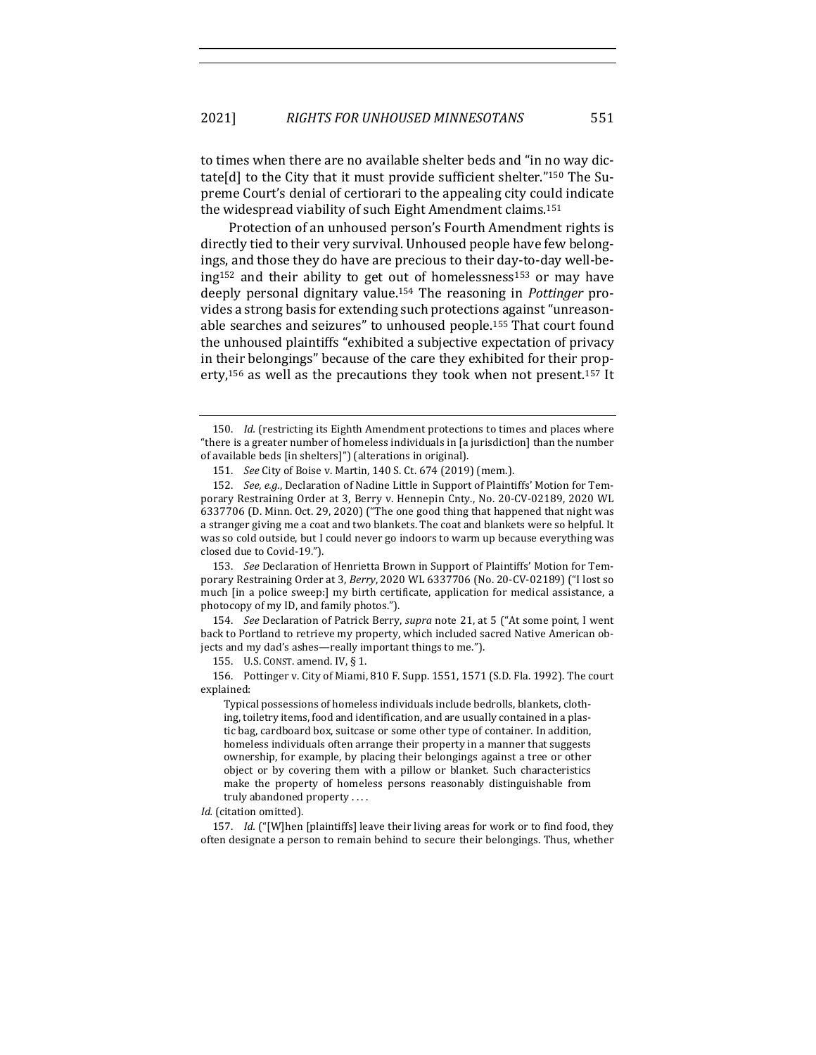to times when there are no available shelter beds and "in no way dictate[d] to the City that it must provide sufficient shelter."[150] The Supreme Court's denial of certiorari to the appealing city could indicate the widespread viability of such Eight Amendment claims.[151]

Protection of an unhoused person's Fourth Amendment rights is directly tied to their very survival. Unhoused people have few belongings, and those they do have are precious to their day-to-day well-being[152] and their ability to get out of homelessness[153] or may have deeply personal dignitary value.[154] The reasoning in *Pottinger* provides a strong basis for extending such protections against "unreasonable searches and seizures" to unhoused people.[155] That court found the unhoused plaintiffs "exhibited a subjective expectation of privacy in their belongings" because of the care they exhibited for their property,[156] as well as the precautions they took when not present.[157] It

---

150. *Id.* (restricting its Eighth Amendment protections to times and places where "there is a greater number of homeless individuals in [a jurisdiction] than the number of available beds [in shelters]") (alterations in original).

151. *See* City of Boise v. Martin, 140 S. Ct. 674 (2019) (mem.).

152. *See, e.g.*, Declaration of Nadine Little in Support of Plaintiffs' Motion for Temporary Restraining Order at 3, Berry v. Hennepin Cnty., No. 20-CV-02189, 2020 WL 6337706 (D. Minn. Oct. 29, 2020) ("The one good thing that happened that night was a stranger giving me a coat and two blankets. The coat and blankets were so helpful. It was so cold outside, but I could never go indoors to warm up because everything was closed due to Covid-19.").

153. *See* Declaration of Henrietta Brown in Support of Plaintiffs' Motion for Temporary Restraining Order at 3, *Berry*, 2020 WL 6337706 (No. 20-CV-02189) ("I lost so much [in a police sweep:] my birth certificate, application for medical assistance, a photocopy of my ID, and family photos.").

154. *See* Declaration of Patrick Berry, *supra* note 21, at 5 ("At some point, I went back to Portland to retrieve my property, which included sacred Native American objects and my dad's ashes—really important things to me.").

155. U.S. CONST. amend. IV, § 1.

156. Pottinger v. City of Miami, 810 F. Supp. 1551, 1571 (S.D. Fla. 1992). The court explained:

> Typical possessions of homeless individuals include bedrolls, blankets, clothing, toiletry items, food and identification, and are usually contained in a plastic bag, cardboard box, suitcase or some other type of container. In addition, homeless individuals often arrange their property in a manner that suggests ownership, for example, by placing their belongings against a tree or other object or by covering them with a pillow or blanket. Such characteristics make the property of homeless persons reasonably distinguishable from truly abandoned property . . . .

*Id.* (citation omitted).

157. *Id.* ("[W]hen [plaintiffs] leave their living areas for work or to find food, they often designate a person to remain behind to secure their belongings. Thus, whether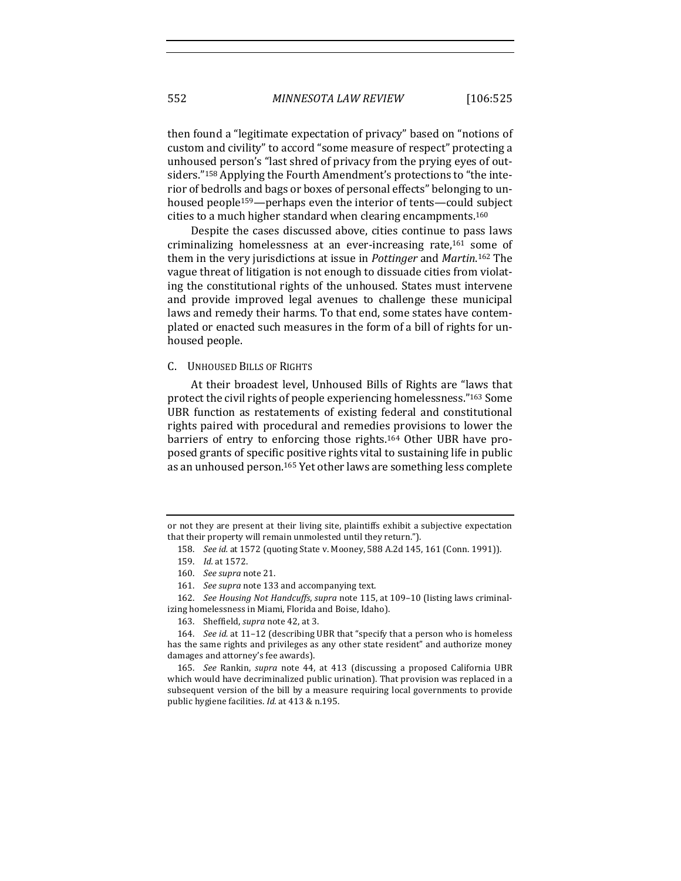then found a "legitimate expectation of privacy" based on "notions of custom and civility" to accord "some measure of respect" protecting a unhoused person's "last shred of privacy from the prying eyes of outsiders."[158] Applying the Fourth Amendment's protections to "the interior of bedrolls and bags or boxes of personal effects" belonging to unhoused people[159]—perhaps even the interior of tents—could subject cities to a much higher standard when clearing encampments.[160]

Despite the cases discussed above, cities continue to pass laws criminalizing homelessness at an ever-increasing rate,[161] some of them in the very jurisdictions at issue in *Pottinger* and *Martin*.[162] The vague threat of litigation is not enough to dissuade cities from violating the constitutional rights of the unhoused. States must intervene and provide improved legal avenues to challenge these municipal laws and remedy their harms. To that end, some states have contemplated or enacted such measures in the form of a bill of rights for unhoused people.

### C. Unhoused Bills of Rights

At their broadest level, Unhoused Bills of Rights are "laws that protect the civil rights of people experiencing homelessness."[163] Some UBR function as restatements of existing federal and constitutional rights paired with procedural and remedies provisions to lower the barriers of entry to enforcing those rights.[164] Other UBR have proposed grants of specific positive rights vital to sustaining life in public as an unhoused person.[165] Yet other laws are something less complete

---

or not they are present at their living site, plaintiffs exhibit a subjective expectation that their property will remain unmolested until they return.").

158. *See id.* at 1572 (quoting State v. Mooney, 588 A.2d 145, 161 (Conn. 1991)).

159. *Id.* at 1572.

160. *See supra* note 21.

161. *See supra* note 133 and accompanying text.

162. *See Housing Not Handcuffs*, *supra* note 115, at 109–10 (listing laws criminalizing homelessness in Miami, Florida and Boise, Idaho).

163. Sheffield, *supra* note 42, at 3.

164. *See id.* at 11–12 (describing UBR that "specify that a person who is homeless has the same rights and privileges as any other state resident" and authorize money damages and attorney's fee awards).

165. *See* Rankin, *supra* note 44, at 413 (discussing a proposed California UBR which would have decriminalized public urination). That provision was replaced in a subsequent version of the bill by a measure requiring local governments to provide public hygiene facilities. *Id.* at 413 & n.195.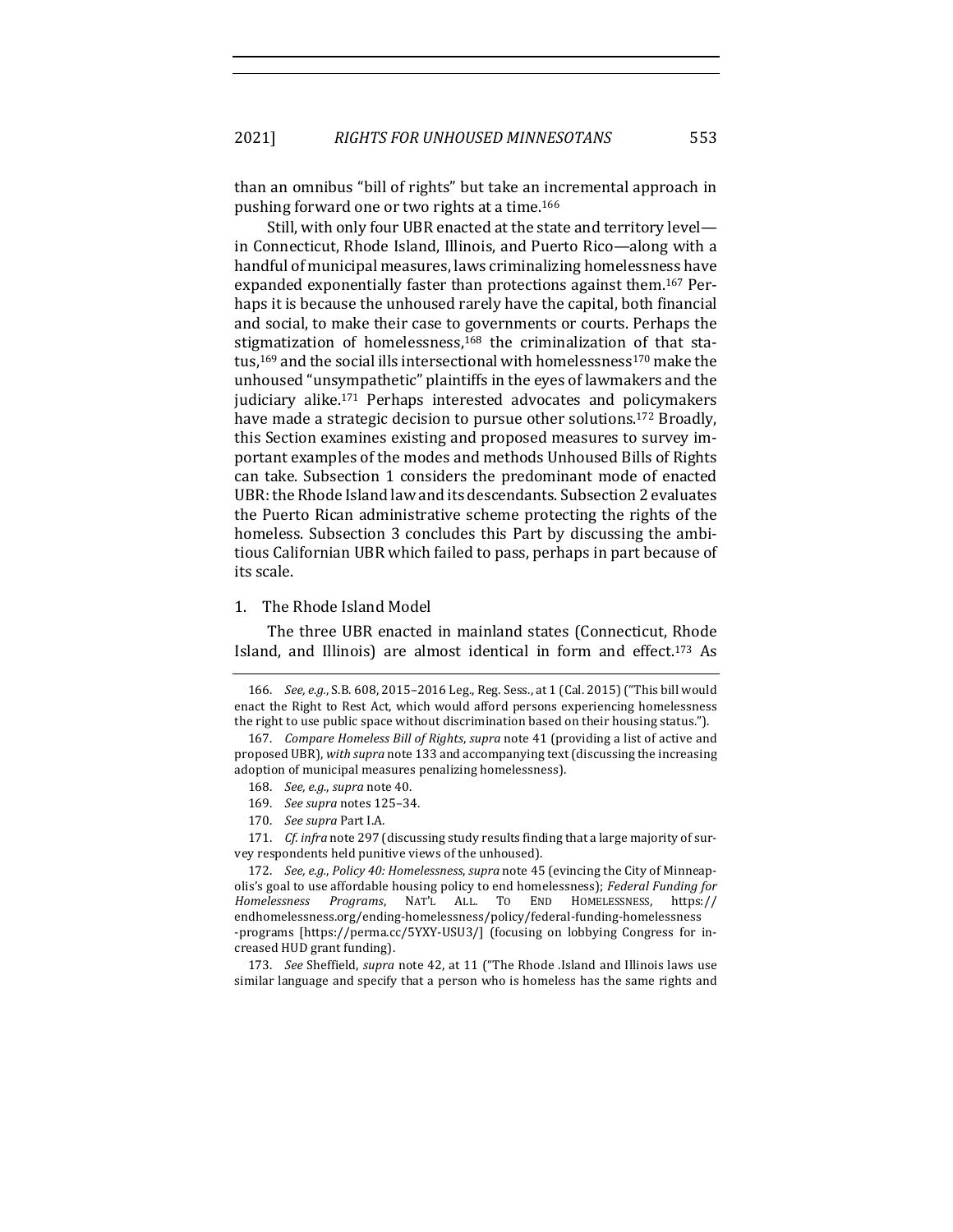than an omnibus "bill of rights" but take an incremental approach in pushing forward one or two rights at a time.[166]

Still, with only four UBR enacted at the state and territory level—in Connecticut, Rhode Island, Illinois, and Puerto Rico—along with a handful of municipal measures, laws criminalizing homelessness have expanded exponentially faster than protections against them.[167] Perhaps it is because the unhoused rarely have the capital, both financial and social, to make their case to governments or courts. Perhaps the stigmatization of homelessness,[168] the criminalization of that status,[169] and the social ills intersectional with homelessness[170] make the unhoused "unsympathetic" plaintiffs in the eyes of lawmakers and the judiciary alike.[171] Perhaps interested advocates and policymakers have made a strategic decision to pursue other solutions.[172] Broadly, this Section examines existing and proposed measures to survey important examples of the modes and methods Unhoused Bills of Rights can take. Subsection 1 considers the predominant mode of enacted UBR: the Rhode Island law and its descendants. Subsection 2 evaluates the Puerto Rican administrative scheme protecting the rights of the homeless. Subsection 3 concludes this Part by discussing the ambitious Californian UBR which failed to pass, perhaps in part because of its scale.

### 1. The Rhode Island Model

The three UBR enacted in mainland states (Connecticut, Rhode Island, and Illinois) are almost identical in form and effect.[173] As

---

166. *See, e.g.*, S.B. 608, 2015–2016 Leg., Reg. Sess., at 1 (Cal. 2015) ("This bill would enact the Right to Rest Act, which would afford persons experiencing homelessness the right to use public space without discrimination based on their housing status.").

167. *Compare Homeless Bill of Rights*, *supra* note 41 (providing a list of active and proposed UBR), *with supra* note 133 and accompanying text (discussing the increasing adoption of municipal measures penalizing homelessness).

168. *See, e.g.*, *supra* note 40.

169. *See supra* notes 125–34.

170. *See supra* Part I.A.

171. *Cf. infra* note 297 (discussing study results finding that a large majority of survey respondents held punitive views of the unhoused).

172. *See, e.g.*, *Policy 40: Homelessness*, *supra* note 45 (evincing the City of Minneapolis's goal to use affordable housing policy to end homelessness); *Federal Funding for Homelessness Programs*, NAT'L ALL. TO END HOMELESSNESS, https://endhomelessness.org/ending-homelessness/policy/federal-funding-homelessness-programs [https://perma.cc/5YXY-USU3/] (focusing on lobbying Congress for increased HUD grant funding).

173. *See* Sheffield, *supra* note 42, at 11 ("The Rhode .Island and Illinois laws use similar language and specify that a person who is homeless has the same rights and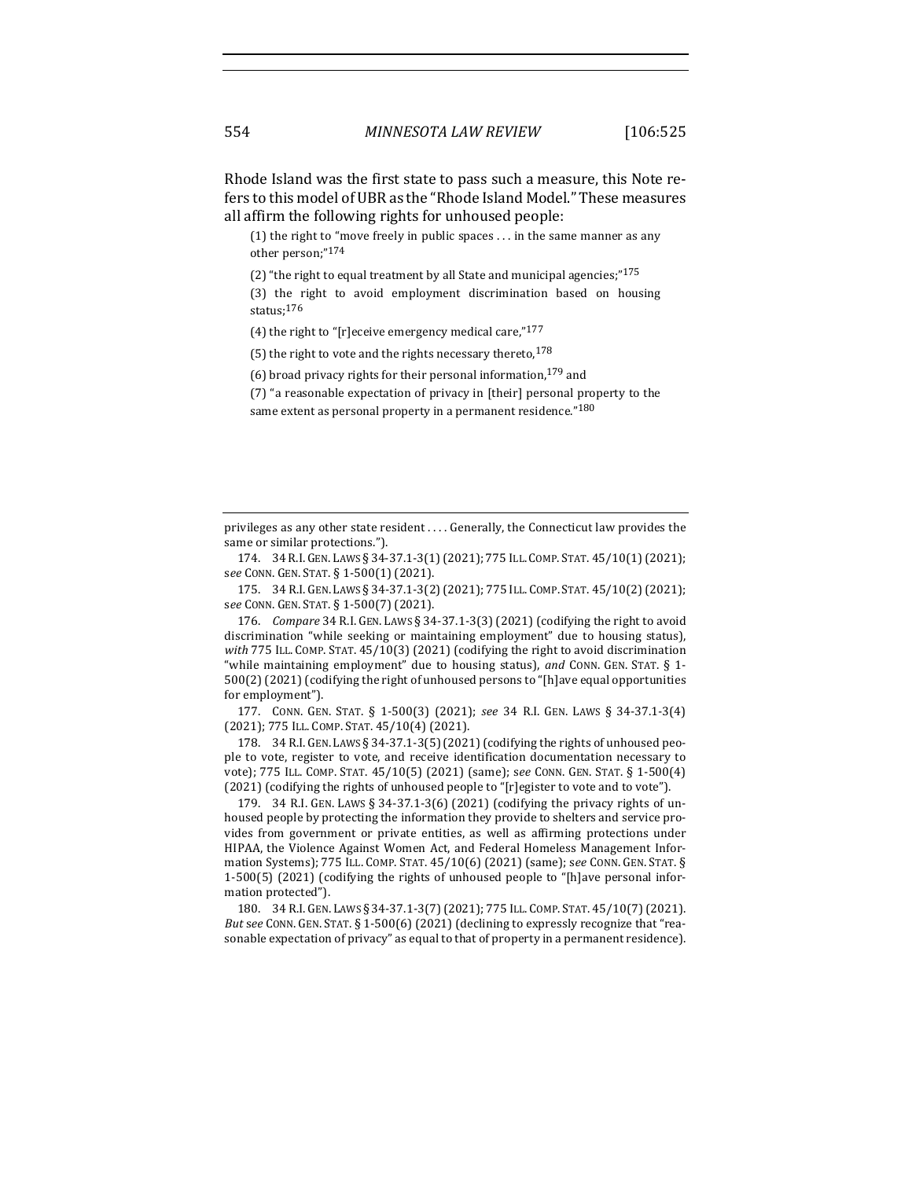Rhode Island was the first state to pass such a measure, this Note refers to this model of UBR as the "Rhode Island Model." These measures all affirm the following rights for unhoused people:

> (1) the right to "move freely in public spaces . . . in the same manner as any other person;"[174]
>
> (2) "the right to equal treatment by all State and municipal agencies;"[175]
>
> (3) the right to avoid employment discrimination based on housing status;[176]
>
> (4) the right to "[r]eceive emergency medical care,"[177]
>
> (5) the right to vote and the rights necessary thereto,[178]
>
> (6) broad privacy rights for their personal information,[179] and
>
> (7) "a reasonable expectation of privacy in [their] personal property to the same extent as personal property in a permanent residence."[180]

---

privileges as any other state resident . . . . Generally, the Connecticut law provides the same or similar protections.").

174. 34 R.I. GEN. LAWS § 34-37.1-3(1) (2021); 775 ILL. COMP. STAT. 45/10(1) (2021); *see* CONN. GEN. STAT. § 1-500(1) (2021).

175. 34 R.I. GEN. LAWS § 34-37.1-3(2) (2021); 775 ILL. COMP. STAT. 45/10(2) (2021); *see* CONN. GEN. STAT. § 1-500(7) (2021).

176. *Compare* 34 R.I. GEN. LAWS § 34-37.1-3(3) (2021) (codifying the right to avoid discrimination "while seeking or maintaining employment" due to housing status), *with* 775 ILL. COMP. STAT. 45/10(3) (2021) (codifying the right to avoid discrimination "while maintaining employment" due to housing status), *and* CONN. GEN. STAT. § 1-500(2) (2021) (codifying the right of unhoused persons to "[h]ave equal opportunities for employment").

177. CONN. GEN. STAT. § 1-500(3) (2021); *see* 34 R.I. GEN. LAWS § 34-37.1-3(4) (2021); 775 ILL. COMP. STAT. 45/10(4) (2021).

178. 34 R.I. GEN. LAWS § 34-37.1-3(5) (2021) (codifying the rights of unhoused people to vote, register to vote, and receive identification documentation necessary to vote); 775 ILL. COMP. STAT. 45/10(5) (2021) (same); *see* CONN. GEN. STAT. § 1-500(4) (2021) (codifying the rights of unhoused people to "[r]egister to vote and to vote").

179. 34 R.I. GEN. LAWS § 34-37.1-3(6) (2021) (codifying the privacy rights of unhoused people by protecting the information they provide to shelters and service provides from government or private entities, as well as affirming protections under HIPAA, the Violence Against Women Act, and Federal Homeless Management Information Systems); 775 ILL. COMP. STAT. 45/10(6) (2021) (same); *see* CONN. GEN. STAT. § 1-500(5) (2021) (codifying the rights of unhoused people to "[h]ave personal information protected").

180. 34 R.I. GEN. LAWS § 34-37.1-3(7) (2021); 775 ILL. COMP. STAT. 45/10(7) (2021). *But see* CONN. GEN. STAT. § 1-500(6) (2021) (declining to expressly recognize that "reasonable expectation of privacy" as equal to that of property in a permanent residence).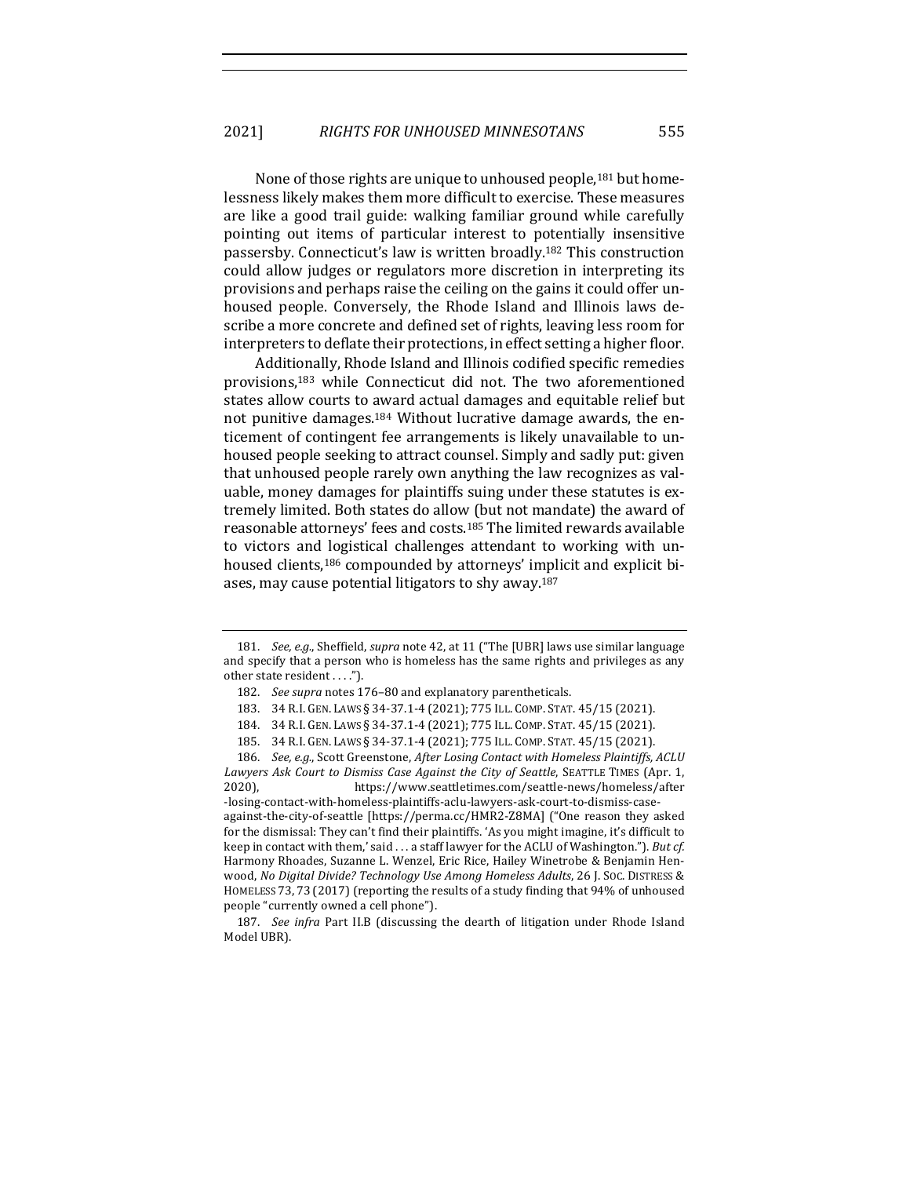None of those rights are unique to unhoused people,[181] but homelessness likely makes them more difficult to exercise. These measures are like a good trail guide: walking familiar ground while carefully pointing out items of particular interest to potentially insensitive passersby. Connecticut's law is written broadly.[182] This construction could allow judges or regulators more discretion in interpreting its provisions and perhaps raise the ceiling on the gains it could offer unhoused people. Conversely, the Rhode Island and Illinois laws describe a more concrete and defined set of rights, leaving less room for interpreters to deflate their protections, in effect setting a higher floor.

Additionally, Rhode Island and Illinois codified specific remedies provisions,[183] while Connecticut did not. The two aforementioned states allow courts to award actual damages and equitable relief but not punitive damages.[184] Without lucrative damage awards, the enticement of contingent fee arrangements is likely unavailable to unhoused people seeking to attract counsel. Simply and sadly put: given that unhoused people rarely own anything the law recognizes as valuable, money damages for plaintiffs suing under these statutes is extremely limited. Both states do allow (but not mandate) the award of reasonable attorneys' fees and costs.[185] The limited rewards available to victors and logistical challenges attendant to working with unhoused clients,[186] compounded by attorneys' implicit and explicit biases, may cause potential litigators to shy away.[187]

---

181. *See, e.g.*, Sheffield, *supra* note 42, at 11 ("The [UBR] laws use similar language and specify that a person who is homeless has the same rights and privileges as any other state resident . . . .").

182. *See supra* notes 176–80 and explanatory parentheticals.

183. 34 R.I. GEN. LAWS § 34-37.1-4 (2021); 775 ILL. COMP. STAT. 45/15 (2021).

184. 34 R.I. GEN. LAWS § 34-37.1-4 (2021); 775 ILL. COMP. STAT. 45/15 (2021).

185. 34 R.I. GEN. LAWS § 34-37.1-4 (2021); 775 ILL. COMP. STAT. 45/15 (2021).

186. *See, e.g.*, Scott Greenstone, *After Losing Contact with Homeless Plaintiffs, ACLU Lawyers Ask Court to Dismiss Case Against the City of Seattle*, SEATTLE TIMES (Apr. 1, 2020), https://www.seattletimes.com/seattle-news/homeless/after-losing-contact-with-homeless-plaintiffs-aclu-lawyers-ask-court-to-dismiss-case-against-the-city-of-seattle [https://perma.cc/HMR2-Z8MA] ("One reason they asked for the dismissal: They can't find their plaintiffs. 'As you might imagine, it's difficult to keep in contact with them,' said . . . a staff lawyer for the ACLU of Washington."). *But cf.* Harmony Rhoades, Suzanne L. Wenzel, Eric Rice, Hailey Winetrobe & Benjamin Henwood, *No Digital Divide? Technology Use Among Homeless Adults*, 26 J. SOC. DISTRESS & HOMELESS 73, 73 (2017) (reporting the results of a study finding that 94% of unhoused people "currently owned a cell phone").

187. *See infra* Part II.B (discussing the dearth of litigation under Rhode Island Model UBR).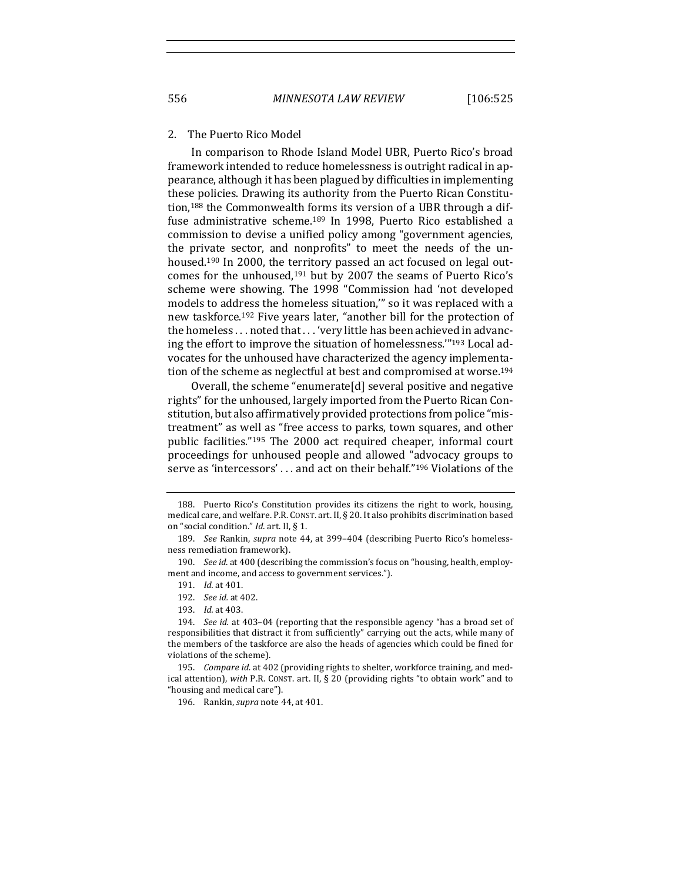### 2. The Puerto Rico Model

In comparison to Rhode Island Model UBR, Puerto Rico's broad framework intended to reduce homelessness is outright radical in appearance, although it has been plagued by difficulties in implementing these policies. Drawing its authority from the Puerto Rican Constitution,[188] the Commonwealth forms its version of a UBR through a diffuse administrative scheme.[189] In 1998, Puerto Rico established a commission to devise a unified policy among "government agencies, the private sector, and nonprofits" to meet the needs of the unhoused.[190] In 2000, the territory passed an act focused on legal outcomes for the unhoused,[191] but by 2007 the seams of Puerto Rico's scheme were showing. The 1998 "Commission had 'not developed models to address the homeless situation,'" so it was replaced with a new taskforce.[192] Five years later, "another bill for the protection of the homeless . . . noted that . . . 'very little has been achieved in advancing the effort to improve the situation of homelessness.'"[193] Local advocates for the unhoused have characterized the agency implementation of the scheme as neglectful at best and compromised at worse.[194]

Overall, the scheme "enumerate[d] several positive and negative rights" for the unhoused, largely imported from the Puerto Rican Constitution, but also affirmatively provided protections from police "mistreatment" as well as "free access to parks, town squares, and other public facilities."[195] The 2000 act required cheaper, informal court proceedings for unhoused people and allowed "advocacy groups to serve as 'intercessors' . . . and act on their behalf."[196] Violations of the

---

188. Puerto Rico's Constitution provides its citizens the right to work, housing, medical care, and welfare. P.R. CONST. art. II, § 20. It also prohibits discrimination based on "social condition." *Id.* art. II, § 1.

189. *See* Rankin, *supra* note 44, at 399–404 (describing Puerto Rico's homelessness remediation framework).

190. *See id.* at 400 (describing the commission's focus on "housing, health, employment and income, and access to government services.").

191. *Id.* at 401.

192. *See id.* at 402.

193. *Id.* at 403.

194. *See id.* at 403–04 (reporting that the responsible agency "has a broad set of responsibilities that distract it from sufficiently" carrying out the acts, while many of the members of the taskforce are also the heads of agencies which could be fined for violations of the scheme).

195. *Compare id.* at 402 (providing rights to shelter, workforce training, and medical attention), *with* P.R. CONST. art. II, § 20 (providing rights "to obtain work" and to "housing and medical care").

196. Rankin, *supra* note 44, at 401.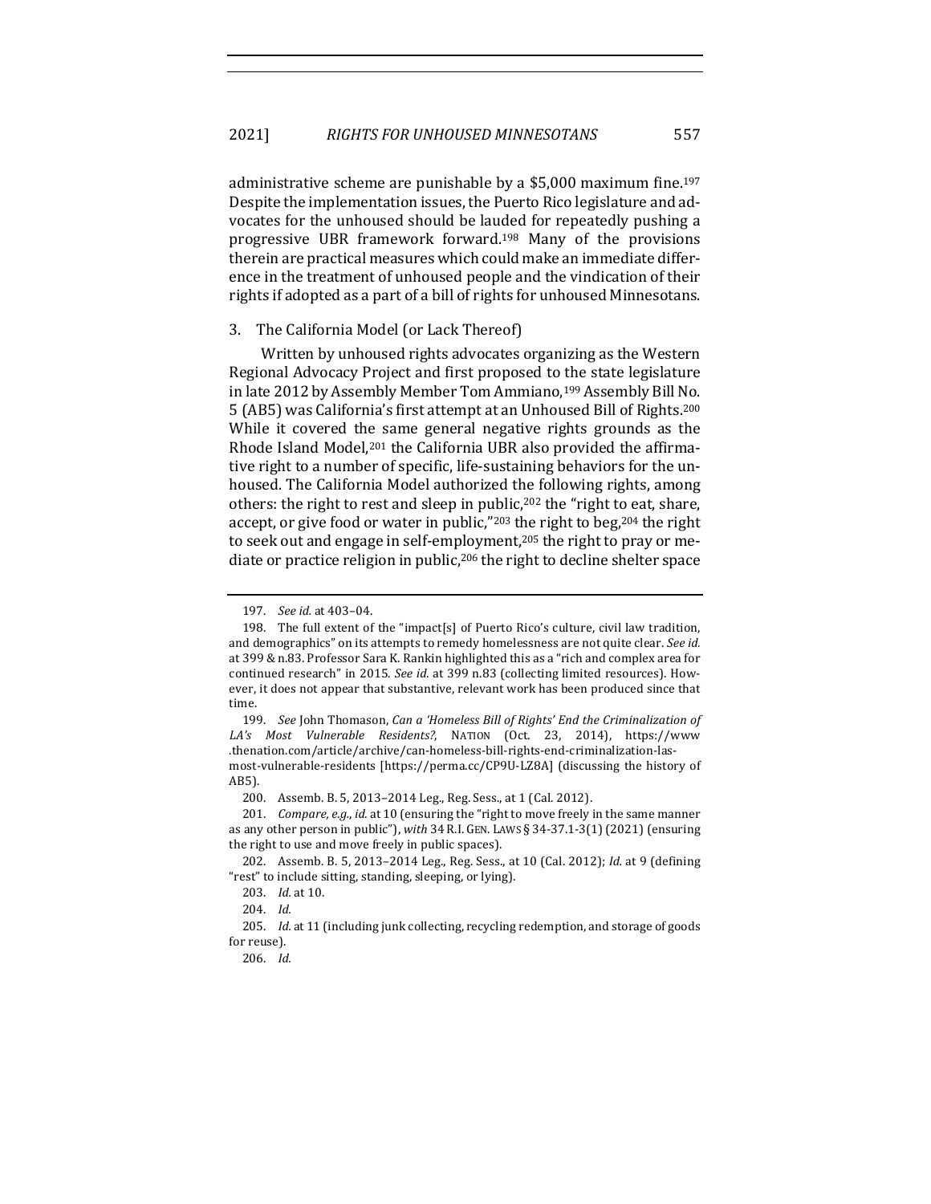administrative scheme are punishable by a $5,000 maximum fine.[197] Despite the implementation issues, the Puerto Rico legislature and advocates for the unhoused should be lauded for repeatedly pushing a progressive UBR framework forward.[198] Many of the provisions therein are practical measures which could make an immediate difference in the treatment of unhoused people and the vindication of their rights if adopted as a part of a bill of rights for unhoused Minnesotans.

### 3. The California Model (or Lack Thereof)

Written by unhoused rights advocates organizing as the Western Regional Advocacy Project and first proposed to the state legislature in late 2012 by Assembly Member Tom Ammiano,[199] Assembly Bill No. 5 (AB5) was California's first attempt at an Unhoused Bill of Rights.[200] While it covered the same general negative rights grounds as the Rhode Island Model,[201] the California UBR also provided the affirmative right to a number of specific, life-sustaining behaviors for the unhoused. The California Model authorized the following rights, among others: the right to rest and sleep in public,[202] the "right to eat, share, accept, or give food or water in public,"[203] the right to beg,[204] the right to seek out and engage in self-employment,[205] the right to pray or mediate or practice religion in public,[206] the right to decline shelter space

---

197. *See id.* at 403–04.

198. The full extent of the "impact[s] of Puerto Rico's culture, civil law tradition, and demographics" on its attempts to remedy homelessness are not quite clear. *See id.* at 399 & n.83. Professor Sara K. Rankin highlighted this as a "rich and complex area for continued research" in 2015. *See id.* at 399 n.83 (collecting limited resources). However, it does not appear that substantive, relevant work has been produced since that time.

199. *See* John Thomason, *Can a 'Homeless Bill of Rights' End the Criminalization of LA's Most Vulnerable Residents?*, NATION (Oct. 23, 2014), https://www.thenation.com/article/archive/can-homeless-bill-rights-end-criminalization-las-most-vulnerable-residents [https://perma.cc/CP9U-LZ8A] (discussing the history of AB5).

200. Assemb. B. 5, 2013–2014 Leg., Reg. Sess., at 1 (Cal. 2012).

201. *Compare, e.g.*, *id.* at 10 (ensuring the "right to move freely in the same manner as any other person in public"), *with* 34 R.I. GEN. LAWS § 34-37.1-3(1) (2021) (ensuring the right to use and move freely in public spaces).

202. Assemb. B. 5, 2013–2014 Leg., Reg. Sess., at 10 (Cal. 2012); *Id.* at 9 (defining "rest" to include sitting, standing, sleeping, or lying).

203. *Id.* at 10.

204. *Id.*

205. *Id.* at 11 (including junk collecting, recycling redemption, and storage of goods for reuse).

206. *Id.*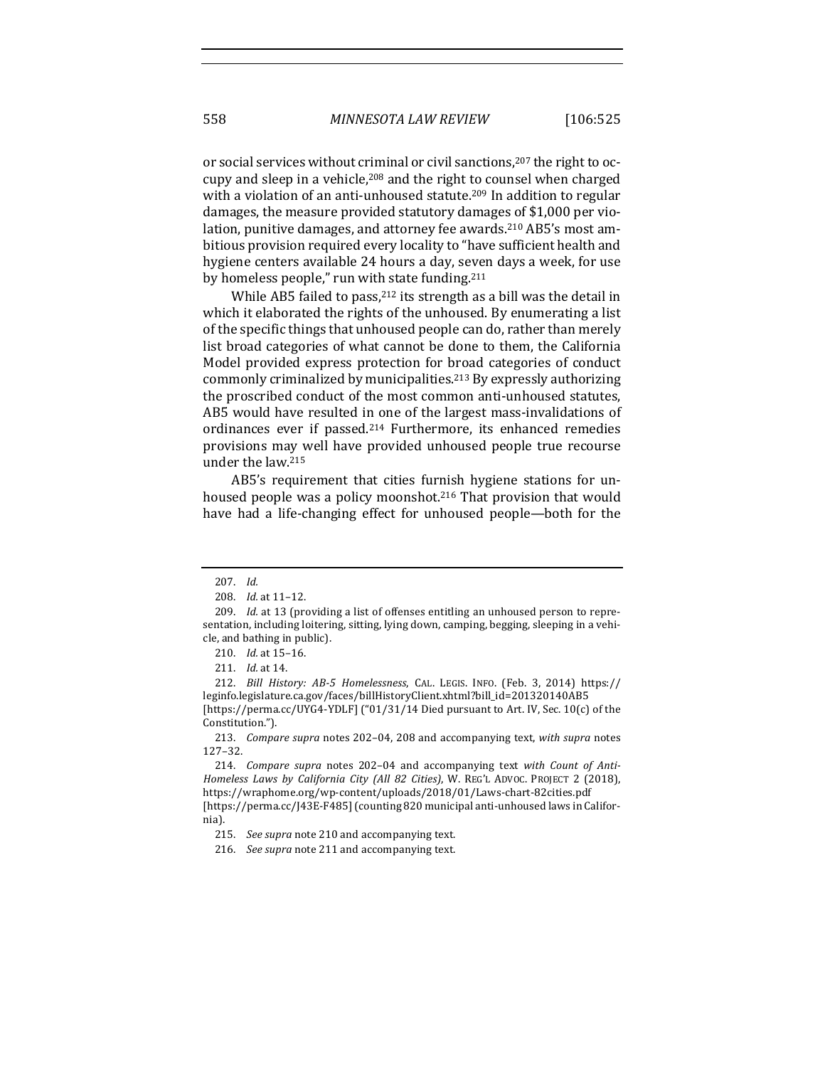or social services without criminal or civil sanctions,[207] the right to occupy and sleep in a vehicle,[208] and the right to counsel when charged with a violation of an anti-unhoused statute.[209] In addition to regular damages, the measure provided statutory damages of $1,000 per violation, punitive damages, and attorney fee awards.[210] AB5's most ambitious provision required every locality to "have sufficient health and hygiene centers available 24 hours a day, seven days a week, for use by homeless people," run with state funding.[211]

While AB5 failed to pass,[212] its strength as a bill was the detail in which it elaborated the rights of the unhoused. By enumerating a list of the specific things that unhoused people can do, rather than merely list broad categories of what cannot be done to them, the California Model provided express protection for broad categories of conduct commonly criminalized by municipalities.[213] By expressly authorizing the proscribed conduct of the most common anti-unhoused statutes, AB5 would have resulted in one of the largest mass-invalidations of ordinances ever if passed.[214] Furthermore, its enhanced remedies provisions may well have provided unhoused people true recourse under the law.[215]

AB5's requirement that cities furnish hygiene stations for unhoused people was a policy moonshot.[216] That provision that would have had a life-changing effect for unhoused people—both for the

---

207. *Id.*

208. *Id.* at 11–12.

209. *Id.* at 13 (providing a list of offenses entitling an unhoused person to representation, including loitering, sitting, lying down, camping, begging, sleeping in a vehicle, and bathing in public).

210. *Id.* at 15–16.

211. *Id.* at 14.

212. *Bill History: AB-5 Homelessness*, CAL. LEGIS. INFO. (Feb. 3, 2014) https://leginfo.legislature.ca.gov/faces/billHistoryClient.xhtml?bill_id=201320140AB5 [https://perma.cc/UYG4-YDLF] ("01/31/14 Died pursuant to Art. IV, Sec. 10(c) of the Constitution.").

213. *Compare supra* notes 202–04, 208 and accompanying text, *with supra* notes 127–32.

214. *Compare supra* notes 202–04 and accompanying text *with Count of Anti-Homeless Laws by California City (All 82 Cities)*, W. REG'L ADVOC. PROJECT 2 (2018), https://wraphome.org/wp-content/uploads/2018/01/Laws-chart-82cities.pdf [https://perma.cc/J43E-F485] (counting 820 municipal anti-unhoused laws in California).

215. *See supra* note 210 and accompanying text.

216. *See supra* note 211 and accompanying text.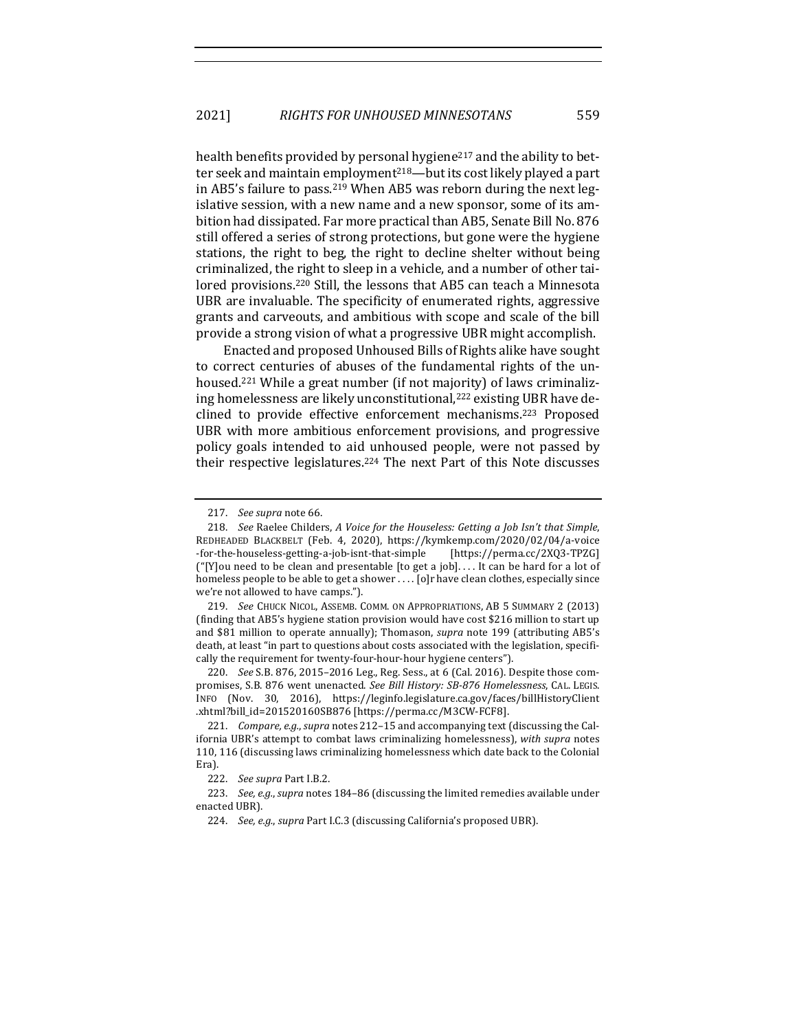health benefits provided by personal hygiene[217] and the ability to better seek and maintain employment[218]—but its cost likely played a part in AB5's failure to pass.[219] When AB5 was reborn during the next legislative session, with a new name and a new sponsor, some of its ambition had dissipated. Far more practical than AB5, Senate Bill No. 876 still offered a series of strong protections, but gone were the hygiene stations, the right to beg, the right to decline shelter without being criminalized, the right to sleep in a vehicle, and a number of other tailored provisions.[220] Still, the lessons that AB5 can teach a Minnesota UBR are invaluable. The specificity of enumerated rights, aggressive grants and carveouts, and ambitious with scope and scale of the bill provide a strong vision of what a progressive UBR might accomplish.

Enacted and proposed Unhoused Bills of Rights alike have sought to correct centuries of abuses of the fundamental rights of the unhoused.[221] While a great number (if not majority) of laws criminalizing homelessness are likely unconstitutional,[222] existing UBR have declined to provide effective enforcement mechanisms.[223] Proposed UBR with more ambitious enforcement provisions, and progressive policy goals intended to aid unhoused people, were not passed by their respective legislatures.[224] The next Part of this Note discusses

---

217. *See supra* note 66.

218. *See* Raelee Childers, *A Voice for the Houseless: Getting a Job Isn't that Simple*, REDHEADED BLACKBELT (Feb. 4, 2020), https://kymkemp.com/2020/02/04/a-voice-for-the-houseless-getting-a-job-isnt-that-simple [https://perma.cc/2XQ3-TPZG] ("[Y]ou need to be clean and presentable [to get a job]. . . . It can be hard for a lot of homeless people to be able to get a shower . . . . [o]r have clean clothes, especially since we're not allowed to have camps.").

219. *See* CHUCK NICOL, ASSEMB. COMM. ON APPROPRIATIONS, AB 5 SUMMARY 2 (2013) (finding that AB5's hygiene station provision would have cost $216 million to start up and $81 million to operate annually); Thomason, *supra* note 199 (attributing AB5's death, at least "in part to questions about costs associated with the legislation, specifically the requirement for twenty-four-hour hygiene centers").

220. *See* S.B. 876, 2015–2016 Leg., Reg. Sess., at 6 (Cal. 2016). Despite those compromises, S.B. 876 went unenacted. *See Bill History: SB-876 Homelessness*, CAL. LEGIS. INFO (Nov. 30, 2016), https://leginfo.legislature.ca.gov/faces/billHistoryClient.xhtml?bill_id=201520160SB876 [https://perma.cc/M3CW-FCF8].

221. *Compare, e.g.*, *supra* notes 212–15 and accompanying text (discussing the California UBR's attempt to combat laws criminalizing homelessness), *with supra* notes 110, 116 (discussing laws criminalizing homelessness which date back to the Colonial Era).

222. *See supra* Part I.B.2.

223. *See, e.g.*, *supra* notes 184–86 (discussing the limited remedies available under enacted UBR).

224. *See, e.g.*, *supra* Part I.C.3 (discussing California's proposed UBR).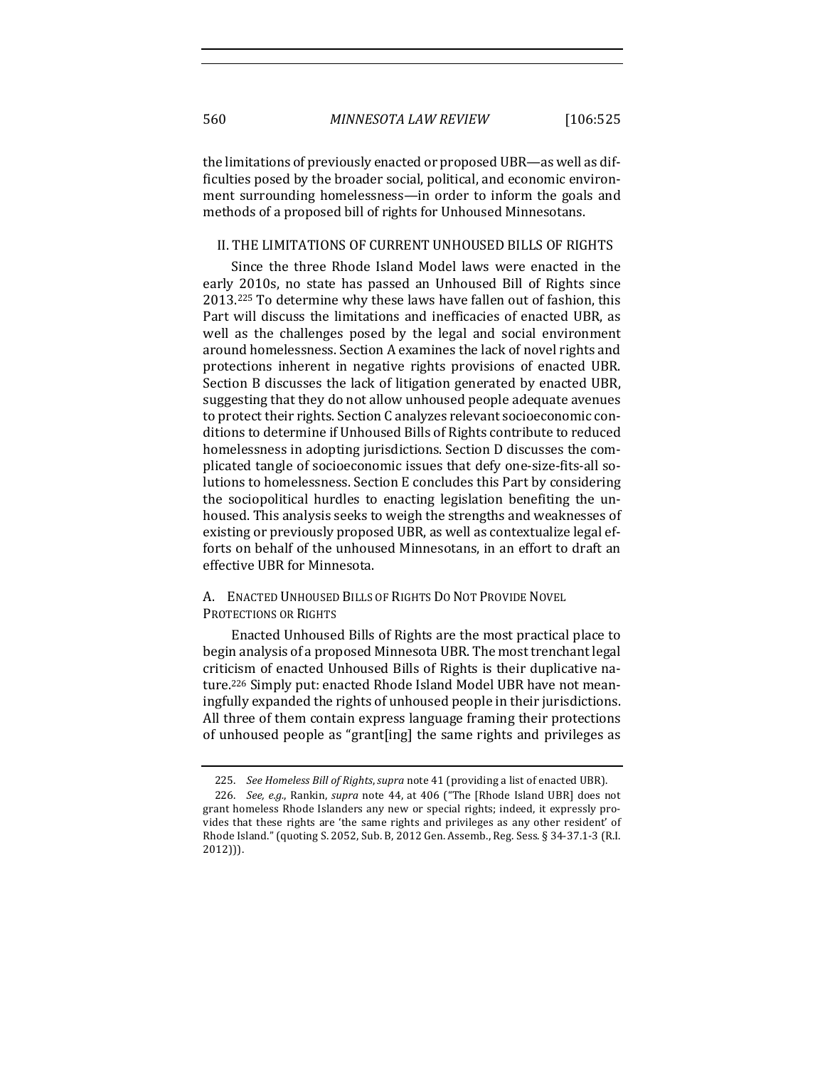the limitations of previously enacted or proposed UBR—as well as difficulties posed by the broader social, political, and economic environment surrounding homelessness—in order to inform the goals and methods of a proposed bill of rights for Unhoused Minnesotans.

## II. THE LIMITATIONS OF CURRENT UNHOUSED BILLS OF RIGHTS

Since the three Rhode Island Model laws were enacted in the early 2010s, no state has passed an Unhoused Bill of Rights since 2013.[225] To determine why these laws have fallen out of fashion, this Part will discuss the limitations and inefficacies of enacted UBR, as well as the challenges posed by the legal and social environment around homelessness. Section A examines the lack of novel rights and protections inherent in negative rights provisions of enacted UBR. Section B discusses the lack of litigation generated by enacted UBR, suggesting that they do not allow unhoused people adequate avenues to protect their rights. Section C analyzes relevant socioeconomic conditions to determine if Unhoused Bills of Rights contribute to reduced homelessness in adopting jurisdictions. Section D discusses the complicated tangle of socioeconomic issues that defy one-size-fits-all solutions to homelessness. Section E concludes this Part by considering the sociopolitical hurdles to enacting legislation benefiting the unhoused. This analysis seeks to weigh the strengths and weaknesses of existing or previously proposed UBR, as well as contextualize legal efforts on behalf of the unhoused Minnesotans, in an effort to draft an effective UBR for Minnesota.

### A. ENACTED UNHOUSED BILLS OF RIGHTS DO NOT PROVIDE NOVEL PROTECTIONS OR RIGHTS

Enacted Unhoused Bills of Rights are the most practical place to begin analysis of a proposed Minnesota UBR. The most trenchant legal criticism of enacted Unhoused Bills of Rights is their duplicative nature.[226] Simply put: enacted Rhode Island Model UBR have not meaningfully expanded the rights of unhoused people in their jurisdictions. All three of them contain express language framing their protections of unhoused people as "grant[ing] the same rights and privileges as

---

225. *See Homeless Bill of Rights*, *supra* note 41 (providing a list of enacted UBR).

226. *See, e.g.*, Rankin, *supra* note 44, at 406 ("The [Rhode Island UBR] does not grant homeless Rhode Islanders any new or special rights; indeed, it expressly provides that these rights are 'the same rights and privileges as any other resident' of Rhode Island." (quoting S. 2052, Sub. B, 2012 Gen. Assemb., Reg. Sess. § 34-37.1-3 (R.I. 2012))).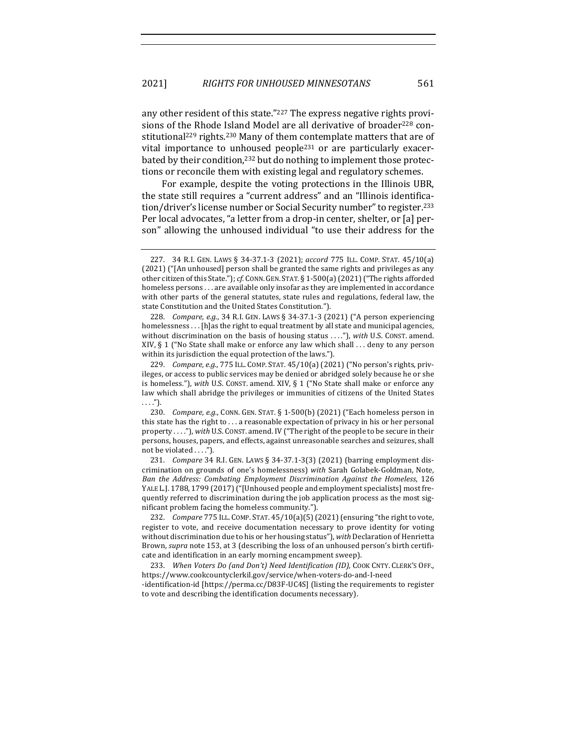any other resident of this state."[227] The express negative rights provisions of the Rhode Island Model are all derivative of broader[228] constitutional[229] rights.[230] Many of them contemplate matters that are of vital importance to unhoused people[231] or are particularly exacerbated by their condition,[232] but do nothing to implement those protections or reconcile them with existing legal and regulatory schemes.

For example, despite the voting protections in the Illinois UBR, the state still requires a "current address" and an "Illinois identification/driver's license number or Social Security number" to register.[233] Per local advocates, "a letter from a drop-in center, shelter, or [a] person" allowing the unhoused individual "to use their address for the

---

227. 34 R.I. GEN. LAWS § 34-37.1-3 (2021); *accord* 775 ILL. COMP. STAT. 45/10(a) (2021) ("[An unhoused] person shall be granted the same rights and privileges as any other citizen of this State."); *cf.* CONN. GEN. STAT. § 1-500(a) (2021) ("The rights afforded homeless persons . . . are available only insofar as they are implemented in accordance with other parts of the general statutes, state rules and regulations, federal law, the state Constitution and the United States Constitution.").

228. *Compare, e.g.*, 34 R.I. GEN. LAWS § 34-37.1-3 (2021) ("A person experiencing homelessness . . . [h]as the right to equal treatment by all state and municipal agencies, without discrimination on the basis of housing status . . . ."), *with* U.S. CONST. amend. XIV, § 1 ("No State shall make or enforce any law which shall . . . deny to any person within its jurisdiction the equal protection of the laws.").

229. *Compare, e.g.*, 775 ILL. COMP. STAT. 45/10(a) (2021) ("No person's rights, privileges, or access to public services may be denied or abridged solely because he or she is homeless."), *with* U.S. CONST. amend. XIV, § 1 ("No State shall make or enforce any law which shall abridge the privileges or immunities of citizens of the United States . . . .").

230. *Compare, e.g.*, CONN. GEN. STAT. § 1-500(b) (2021) ("Each homeless person in this state has the right to . . . a reasonable expectation of privacy in his or her personal property . . . ."), *with* U.S. CONST. amend. IV ("The right of the people to be secure in their persons, houses, papers, and effects, against unreasonable searches and seizures, shall not be violated . . . .").

231. *Compare* 34 R.I. GEN. LAWS § 34-37.1-3(3) (2021) (barring employment discrimination on grounds of one's homelessness) *with* Sarah Golabek-Goldman, Note, *Ban the Address: Combating Employment Discrimination Against the Homeless*, 126 YALE L.J. 1788, 1799 (2017) ("[Unhoused people and employment specialists] most frequently referred to discrimination during the job application process as the most significant problem facing the homeless community.").

232. *Compare* 775 ILL. COMP. STAT. 45/10(a)(5) (2021) (ensuring "the right to vote, register to vote, and receive documentation necessary to prove identity for voting without discrimination due to his or her housing status"), *with* Declaration of Henrietta Brown, *supra* note 153, at 3 (describing the loss of an unhoused person's birth certificate and identification in an early morning encampment sweep).

233. *When Voters Do (and Don't) Need Identification (ID)*, COOK CNTY. CLERK'S OFF., https://www.cookcountyclerkil.gov/service/when-voters-do-and-I-need-identification-id [https://perma.cc/D83F-UC4S] (listing the requirements to register to vote and describing the identification documents necessary).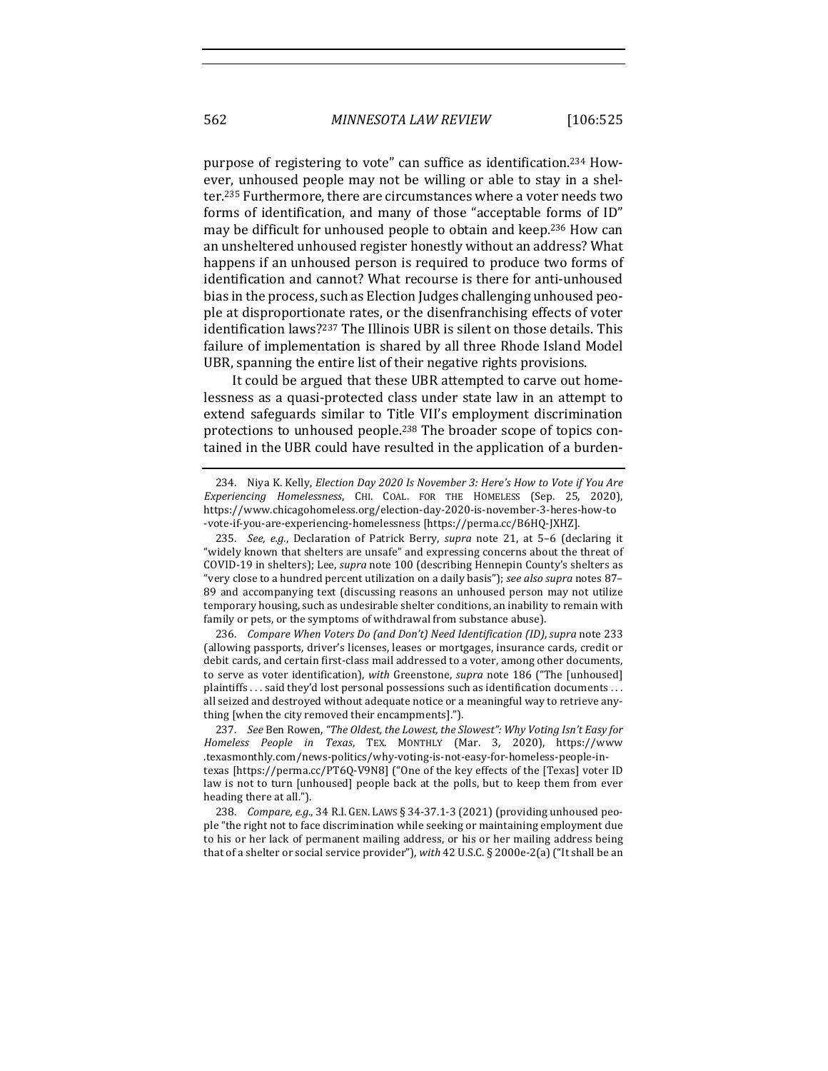purpose of registering to vote" can suffice as identification.[234] However, unhoused people may not be willing or able to stay in a shelter.[235] Furthermore, there are circumstances where a voter needs two forms of identification, and many of those "acceptable forms of ID" may be difficult for unhoused people to obtain and keep.[236] How can an unsheltered unhoused register honestly without an address? What happens if an unhoused person is required to produce two forms of identification and cannot? What recourse is there for anti-unhoused bias in the process, such as Election Judges challenging unhoused people at disproportionate rates, or the disenfranchising effects of voter identification laws?[237] The Illinois UBR is silent on those details. This failure of implementation is shared by all three Rhode Island Model UBR, spanning the entire list of their negative rights provisions.

It could be argued that these UBR attempted to carve out homelessness as a quasi-protected class under state law in an attempt to extend safeguards similar to Title VII's employment discrimination protections to unhoused people.[238] The broader scope of topics contained in the UBR could have resulted in the application of a burden-

---

234. Niya K. Kelly, *Election Day 2020 Is November 3: Here's How to Vote if You Are Experiencing Homelessness*, CHI. COAL. FOR THE HOMELESS (Sep. 25, 2020), https://www.chicagohomeless.org/election-day-2020-is-november-3-heres-how-to-vote-if-you-are-experiencing-homelessness [https://perma.cc/B6HQ-JXHZ].

235. *See, e.g.*, Declaration of Patrick Berry, *supra* note 21, at 5–6 (declaring it "widely known that shelters are unsafe" and expressing concerns about the threat of COVID-19 in shelters); Lee, *supra* note 100 (describing Hennepin County's shelters as "very close to a hundred percent utilization on a daily basis"); *see also supra* notes 87–89 and accompanying text (discussing reasons an unhoused person may not utilize temporary housing, such as undesirable shelter conditions, an inability to remain with family or pets, or the symptoms of withdrawal from substance abuse).

236. *Compare When Voters Do (and Don't) Need Identification (ID)*, *supra* note 233 (allowing passports, driver's licenses, leases or mortgages, insurance cards, credit or debit cards, and certain first-class mail addressed to a voter, among other documents, to serve as voter identification), *with* Greenstone, *supra* note 186 ("The [unhoused] plaintiffs . . . said they'd lost personal possessions such as identification documents . . . all seized and destroyed without adequate notice or a meaningful way to retrieve anything [when the city removed their encampments].").

237. *See* Ben Rowen, *"The Oldest, the Lowest, the Slowest": Why Voting Isn't Easy for Homeless People in Texas*, TEX. MONTHLY (Mar. 3, 2020), https://www.texasmonthly.com/news-politics/why-voting-is-not-easy-for-homeless-people-in-texas [https://perma.cc/PT6Q-V9N8] ("One of the key effects of the [Texas] voter ID law is not to turn [unhoused] people back at the polls, but to keep them from ever heading there at all.").

238. *Compare, e.g.*, 34 R.I. GEN. LAWS § 34-37.1-3 (2021) (providing unhoused people "the right not to face discrimination while seeking or maintaining employment due to his or her lack of permanent mailing address, or his or her mailing address being that of a shelter or social service provider"), *with* 42 U.S.C. § 2000e-2(a) ("It shall be an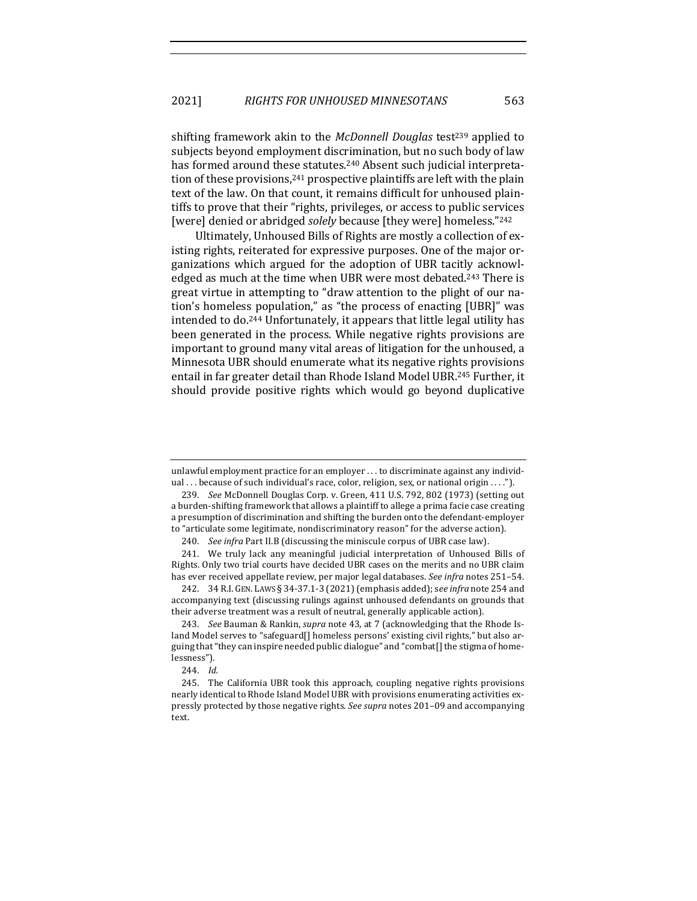shifting framework akin to the *McDonnell Douglas* test[239] applied to subjects beyond employment discrimination, but no such body of law has formed around these statutes.[240] Absent such judicial interpretation of these provisions,[241] prospective plaintiffs are left with the plain text of the law. On that count, it remains difficult for unhoused plaintiffs to prove that their "rights, privileges, or access to public services [were] denied or abridged *solely* because [they were] homeless."[242]

Ultimately, Unhoused Bills of Rights are mostly a collection of existing rights, reiterated for expressive purposes. One of the major organizations which argued for the adoption of UBR tacitly acknowledged as much at the time when UBR were most debated.[243] There is great virtue in attempting to "draw attention to the plight of our nation's homeless population," as "the process of enacting [UBR]" was intended to do.[244] Unfortunately, it appears that little legal utility has been generated in the process. While negative rights provisions are important to ground many vital areas of litigation for the unhoused, a Minnesota UBR should enumerate what its negative rights provisions entail in far greater detail than Rhode Island Model UBR.[245] Further, it should provide positive rights which would go beyond duplicative

---

unlawful employment practice for an employer . . . to discriminate against any individual . . . because of such individual's race, color, religion, sex, or national origin . . . .").

239. *See* McDonnell Douglas Corp. v. Green, 411 U.S. 792, 802 (1973) (setting out a burden-shifting framework that allows a plaintiff to allege a prima facie case creating a presumption of discrimination and shifting the burden onto the defendant-employer to "articulate some legitimate, nondiscriminatory reason" for the adverse action).

240. *See infra* Part II.B (discussing the miniscule corpus of UBR case law).

241. We truly lack any meaningful judicial interpretation of Unhoused Bills of Rights. Only two trial courts have decided UBR cases on the merits and no UBR claim has ever received appellate review, per major legal databases. *See infra* notes 251–54.

242. 34 R.I. GEN. LAWS § 34-37.1-3 (2021) (emphasis added); s*ee infra* note 254 and accompanying text (discussing rulings against unhoused defendants on grounds that their adverse treatment was a result of neutral, generally applicable action).

243. *See* Bauman & Rankin, *supra* note 43, at 7 (acknowledging that the Rhode Island Model serves to "safeguard[] homeless persons' existing civil rights," but also arguing that "they can inspire needed public dialogue" and "combat[] the stigma of homelessness").

244. *Id.*

245. The California UBR took this approach, coupling negative rights provisions nearly identical to Rhode Island Model UBR with provisions enumerating activities expressly protected by those negative rights. *See supra* notes 201–09 and accompanying text.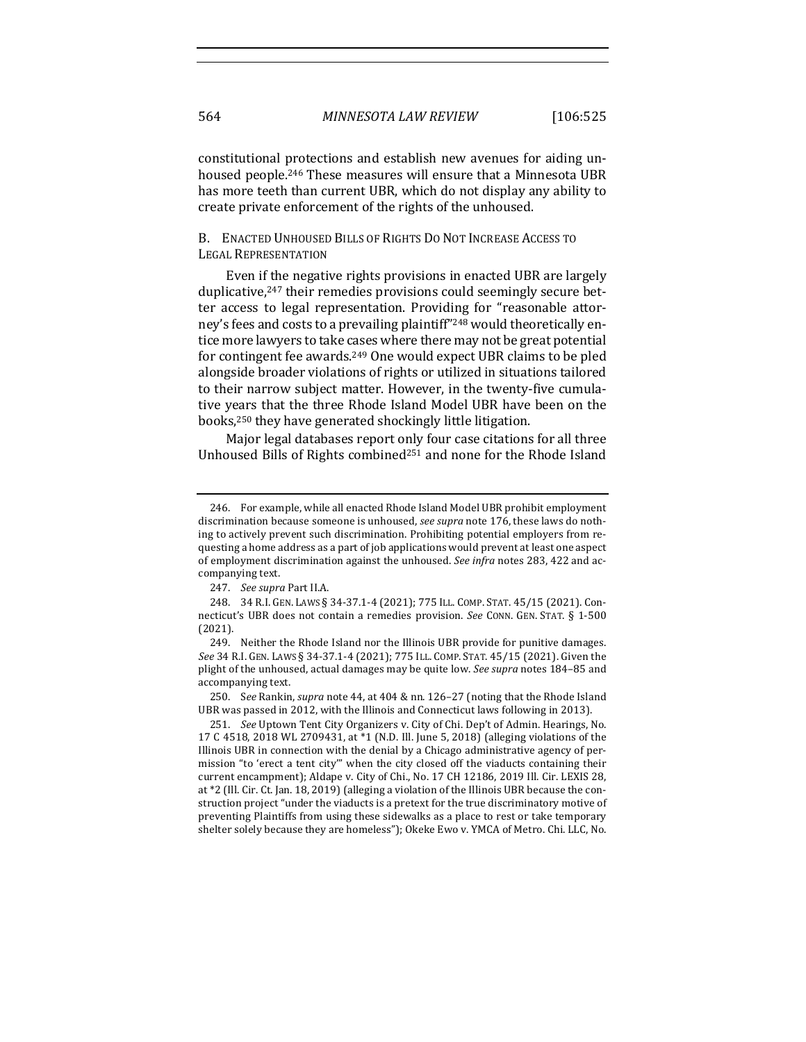constitutional protections and establish new avenues for aiding unhoused people.[246] These measures will ensure that a Minnesota UBR has more teeth than current UBR, which do not display any ability to create private enforcement of the rights of the unhoused.

### B. Enacted Unhoused Bills of Rights Do Not Increase Access to Legal Representation

Even if the negative rights provisions in enacted UBR are largely duplicative,[247] their remedies provisions could seemingly secure better access to legal representation. Providing for "reasonable attorney's fees and costs to a prevailing plaintiff"[248] would theoretically entice more lawyers to take cases where there may not be great potential for contingent fee awards.[249] One would expect UBR claims to be pled alongside broader violations of rights or utilized in situations tailored to their narrow subject matter. However, in the twenty-five cumulative years that the three Rhode Island Model UBR have been on the books,[250] they have generated shockingly little litigation.

Major legal databases report only four case citations for all three Unhoused Bills of Rights combined[251] and none for the Rhode Island

---

246. For example, while all enacted Rhode Island Model UBR prohibit employment discrimination because someone is unhoused, *see supra* note 176, these laws do nothing to actively prevent such discrimination. Prohibiting potential employers from requesting a home address as a part of job applications would prevent at least one aspect of employment discrimination against the unhoused. *See infra* notes 283, 422 and accompanying text.

247. *See supra* Part II.A.

248. 34 R.I. GEN. LAWS § 34-37.1-4 (2021); 775 ILL. COMP. STAT. 45/15 (2021). Connecticut's UBR does not contain a remedies provision. *See* CONN. GEN. STAT. § 1-500 (2021).

249. Neither the Rhode Island nor the Illinois UBR provide for punitive damages. *See* 34 R.I. GEN. LAWS § 34-37.1-4 (2021); 775 ILL. COMP. STAT. 45/15 (2021). Given the plight of the unhoused, actual damages may be quite low. *See supra* notes 184–85 and accompanying text.

250. *See* Rankin, *supra* note 44, at 404 & nn. 126–27 (noting that the Rhode Island UBR was passed in 2012, with the Illinois and Connecticut laws following in 2013).

251. *See* Uptown Tent City Organizers v. City of Chi. Dep't of Admin. Hearings, No. 17 C 4518, 2018 WL 2709431, at *1 (N.D. Ill. June 5, 2018) (alleging violations of the Illinois UBR in connection with the denial by a Chicago administrative agency of permission "to 'erect a tent city'" when the city closed off the viaducts containing their current encampment); Aldape v. City of Chi., No. 17 CH 12186, 2019 Ill. Cir. LEXIS 28, at *2 (Ill. Cir. Ct. Jan. 18, 2019) (alleging a violation of the Illinois UBR because the construction project "under the viaducts is a pretext for the true discriminatory motive of preventing Plaintiffs from using these sidewalks as a place to rest or take temporary shelter solely because they are homeless"); Okeke Ewo v. YMCA of Metro. Chi. LLC, No.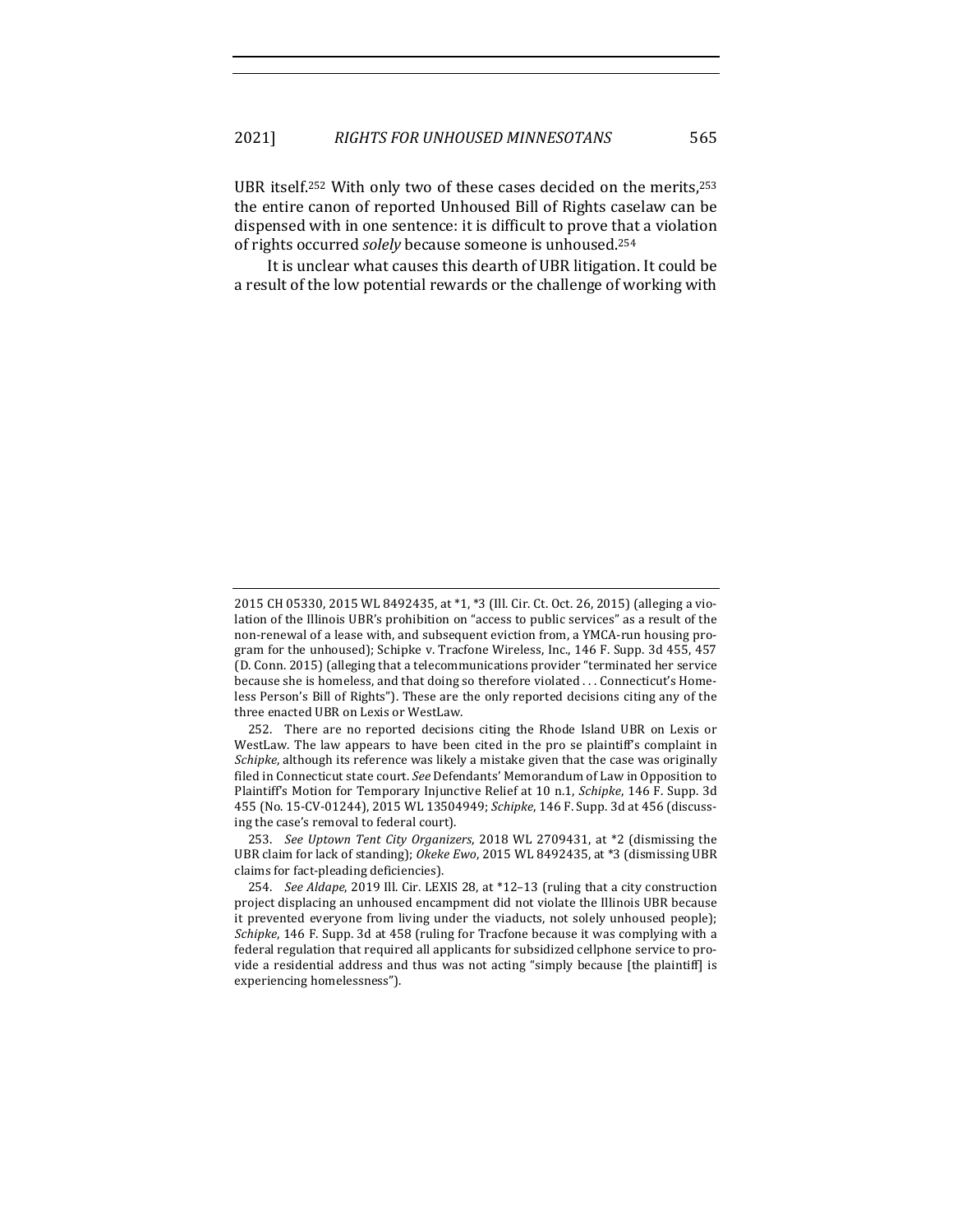UBR itself.[252] With only two of these cases decided on the merits,[253] the entire canon of reported Unhoused Bill of Rights caselaw can be dispensed with in one sentence: it is difficult to prove that a violation of rights occurred *solely* because someone is unhoused.[254]

It is unclear what causes this dearth of UBR litigation. It could be a result of the low potential rewards or the challenge of working with

---

2015 CH 05330, 2015 WL 8492435, at *1, *3 (Ill. Cir. Ct. Oct. 26, 2015) (alleging a violation of the Illinois UBR's prohibition on "access to public services" as a result of the non-renewal of a lease with, and subsequent eviction from, a YMCA-run housing program for the unhoused); Schipke v. Tracfone Wireless, Inc., 146 F. Supp. 3d 455, 457 (D. Conn. 2015) (alleging that a telecommunications provider "terminated her service because she is homeless, and that doing so therefore violated . . . Connecticut's Homeless Person's Bill of Rights"). These are the only reported decisions citing any of the three enacted UBR on Lexis or WestLaw.

252. There are no reported decisions citing the Rhode Island UBR on Lexis or WestLaw. The law appears to have been cited in the pro se plaintiff's complaint in *Schipke*, although its reference was likely a mistake given that the case was originally filed in Connecticut state court. *See* Defendants' Memorandum of Law in Opposition to Plaintiff's Motion for Temporary Injunctive Relief at 10 n.1, *Schipke*, 146 F. Supp. 3d 455 (No. 15-CV-01244), 2015 WL 13504949; *Schipke*, 146 F. Supp. 3d at 456 (discussing the case's removal to federal court).

253. *See Uptown Tent City Organizers*, 2018 WL 2709431, at *2 (dismissing the UBR claim for lack of standing); *Okeke Ewo*, 2015 WL 8492435, at *3 (dismissing UBR claims for fact-pleading deficiencies).

254. *See Aldape*, 2019 Ill. Cir. LEXIS 28, at *12–13 (ruling that a city construction project displacing an unhoused encampment did not violate the Illinois UBR because it prevented everyone from living under the viaducts, not solely unhoused people); *Schipke*, 146 F. Supp. 3d at 458 (ruling for Tracfone because it was complying with a federal regulation that required all applicants for subsidized cellphone service to provide a residential address and thus was not acting "simply because [the plaintiff] is experiencing homelessness").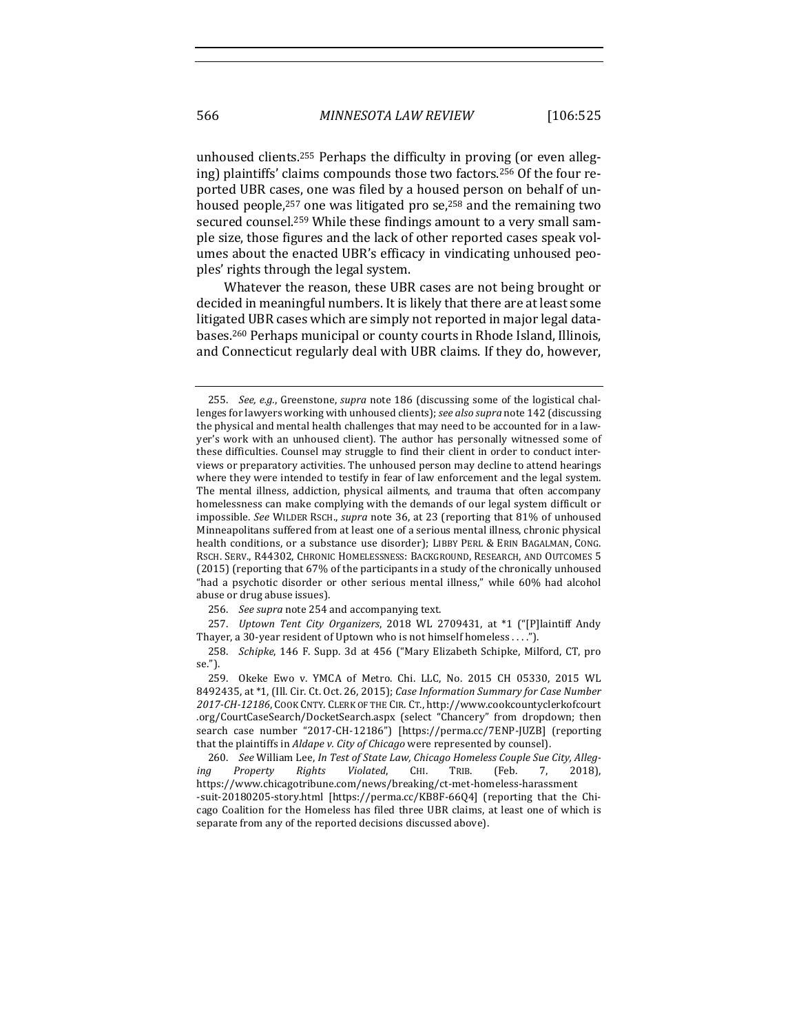unhoused clients.[255] Perhaps the difficulty in proving (or even alleging) plaintiffs' claims compounds those two factors.[256] Of the four reported UBR cases, one was filed by a housed person on behalf of unhoused people,[257] one was litigated pro se,[258] and the remaining two secured counsel.[259] While these findings amount to a very small sample size, those figures and the lack of other reported cases speak volumes about the enacted UBR's efficacy in vindicating unhoused peoples' rights through the legal system.

Whatever the reason, these UBR cases are not being brought or decided in meaningful numbers. It is likely that there are at least some litigated UBR cases which are simply not reported in major legal databases.[260] Perhaps municipal or county courts in Rhode Island, Illinois, and Connecticut regularly deal with UBR claims. If they do, however,

---

255. *See, e.g.*, Greenstone, *supra* note 186 (discussing some of the logistical challenges for lawyers working with unhoused clients); *see also supra* note 142 (discussing the physical and mental health challenges that may need to be accounted for in a lawyer's work with an unhoused client). The author has personally witnessed some of these difficulties. Counsel may struggle to find their client in order to conduct interviews or preparatory activities. The unhoused person may decline to attend hearings where they were intended to testify in fear of law enforcement and the legal system. The mental illness, addiction, physical ailments, and trauma that often accompany homelessness can make complying with the demands of our legal system difficult or impossible. *See* WILDER RSCH., *supra* note 36, at 23 (reporting that 81% of unhoused Minneapolitans suffered from at least one of a serious mental illness, chronic physical health conditions, or a substance use disorder); LIBBY PERL & ERIN BAGALMAN, CONG. RSCH. SERV., R44302, CHRONIC HOMELESSNESS: BACKGROUND, RESEARCH, AND OUTCOMES 5 (2015) (reporting that 67% of the participants in a study of the chronically unhoused "had a psychotic disorder or other serious mental illness," while 60% had alcohol abuse or drug abuse issues).

256. *See supra* note 254 and accompanying text.

257. *Uptown Tent City Organizers*, 2018 WL 2709431, at *1 ("[P]laintiff Andy Thayer, a 30-year resident of Uptown who is not himself homeless . . . .").

258. *Schipke*, 146 F. Supp. 3d at 456 ("Mary Elizabeth Schipke, Milford, CT, pro se.").

259. Okeke Ewo v. YMCA of Metro. Chi. LLC, No. 2015 CH 05330, 2015 WL 8492435, at *1, (Ill. Cir. Ct. Oct. 26, 2015); *Case Information Summary for Case Number 2017-CH-12186*, COOK CNTY. CLERK OF THE CIR. CT., http://www.cookcountyclerkofcourt.org/CourtCaseSearch/DocketSearch.aspx (select "Chancery" from dropdown; then search case number "2017-CH-12186") [https://perma.cc/7ENP-JUZB] (reporting that the plaintiffs in *Aldape v. City of Chicago* were represented by counsel).

260. *See* William Lee, *In Test of State Law, Chicago Homeless Couple Sue City, Alleging Property Rights Violated*, CHI. TRIB. (Feb. 7, 2018), https://www.chicagotribune.com/news/breaking/ct-met-homeless-harassment-suit-20180205-story.html [https://perma.cc/KB8F-66Q4] (reporting that the Chicago Coalition for the Homeless has filed three UBR claims, at least one of which is separate from any of the reported decisions discussed above).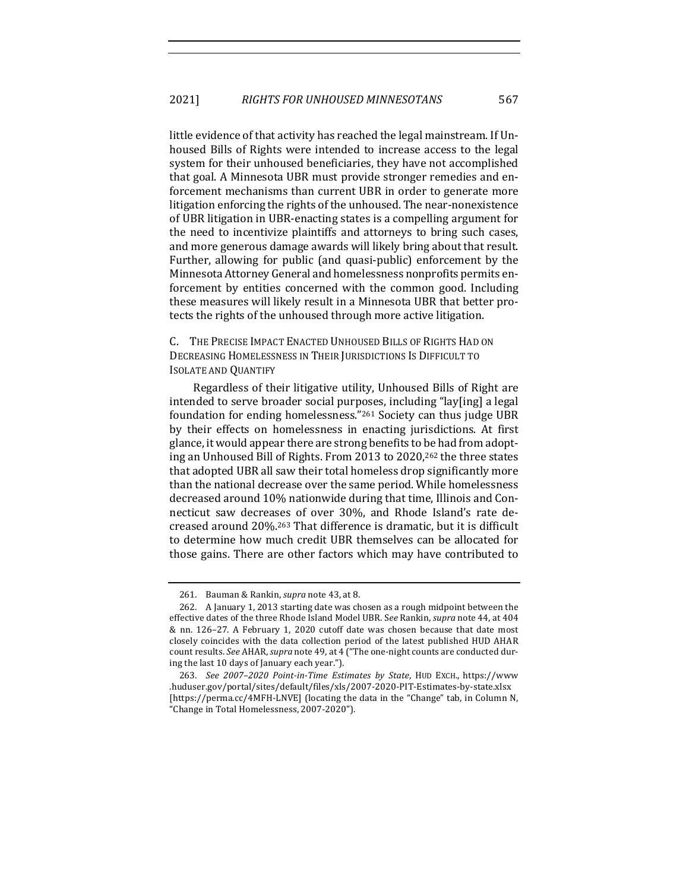little evidence of that activity has reached the legal mainstream. If Unhoused Bills of Rights were intended to increase access to the legal system for their unhoused beneficiaries, they have not accomplished that goal. A Minnesota UBR must provide stronger remedies and enforcement mechanisms than current UBR in order to generate more litigation enforcing the rights of the unhoused. The near-nonexistence of UBR litigation in UBR-enacting states is a compelling argument for the need to incentivize plaintiffs and attorneys to bring such cases, and more generous damage awards will likely bring about that result. Further, allowing for public (and quasi-public) enforcement by the Minnesota Attorney General and homelessness nonprofits permits enforcement by entities concerned with the common good. Including these measures will likely result in a Minnesota UBR that better protects the rights of the unhoused through more active litigation.

### C. The Precise Impact Enacted Unhoused Bills of Rights Had on Decreasing Homelessness in Their Jurisdictions Is Difficult to Isolate and Quantify

Regardless of their litigative utility, Unhoused Bills of Right are intended to serve broader social purposes, including "lay[ing] a legal foundation for ending homelessness."[261] Society can thus judge UBR by their effects on homelessness in enacting jurisdictions. At first glance, it would appear there are strong benefits to be had from adopting an Unhoused Bill of Rights. From 2013 to 2020,[262] the three states that adopted UBR all saw their total homeless drop significantly more than the national decrease over the same period. While homelessness decreased around 10% nationwide during that time, Illinois and Connecticut saw decreases of over 30%, and Rhode Island's rate decreased around 20%.[263] That difference is dramatic, but it is difficult to determine how much credit UBR themselves can be allocated for those gains. There are other factors which may have contributed to

---

261. Bauman & Rankin, *supra* note 43, at 8.

262. A January 1, 2013 starting date was chosen as a rough midpoint between the effective dates of the three Rhode Island Model UBR. *See* Rankin, *supra* note 44, at 404 & nn. 126–27. A February 1, 2020 cutoff date was chosen because that date most closely coincides with the data collection period of the latest published HUD AHAR count results. *See* AHAR, *supra* note 49, at 4 ("The one-night counts are conducted during the last 10 days of January each year.").

263. *See 2007–2020 Point-in-Time Estimates by State*, HUD EXCH., https://www.huduser.gov/portal/sites/default/files/xls/2007-2020-PIT-Estimates-by-state.xlsx [https://perma.cc/4MFH-LNVE] (locating the data in the "Change" tab, in Column N, "Change in Total Homelessness, 2007-2020").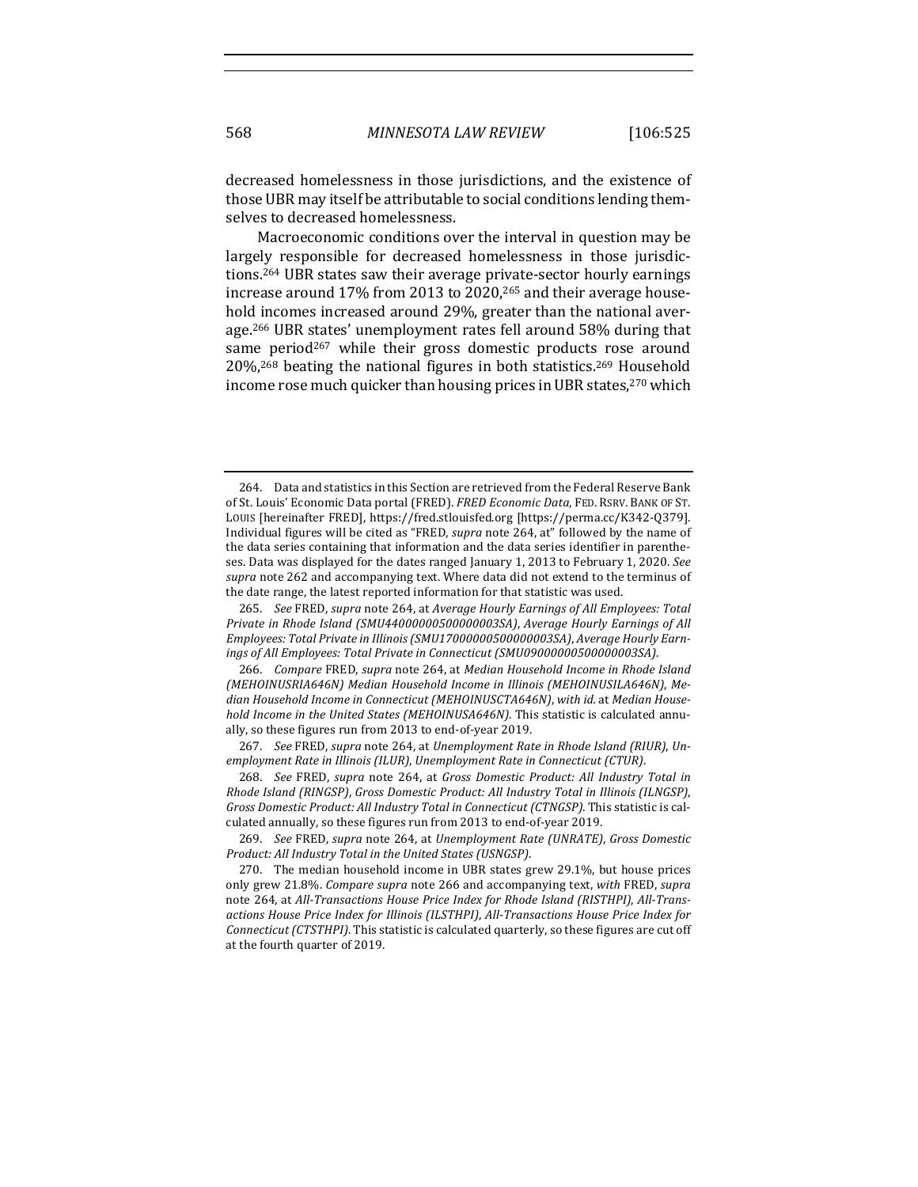decreased homelessness in those jurisdictions, and the existence of those UBR may itself be attributable to social conditions lending themselves to decreased homelessness.

Macroeconomic conditions over the interval in question may be largely responsible for decreased homelessness in those jurisdictions.[264] UBR states saw their average private-sector hourly earnings increase around 17% from 2013 to 2020,[265] and their average household incomes increased around 29%, greater than the national average.[266] UBR states' unemployment rates fell around 58% during that same period[267] while their gross domestic products rose around 20%,[268] beating the national figures in both statistics.[269] Household income rose much quicker than housing prices in UBR states,[270] which

---

264. Data and statistics in this Section are retrieved from the Federal Reserve Bank of St. Louis' Economic Data portal (FRED). *FRED Economic Data*, FED. RSRV. BANK OF ST. LOUIS [hereinafter FRED], https://fred.stlouisfed.org [https://perma.cc/K342-Q379]. Individual figures will be cited as "FRED, *supra* note 264, at" followed by the name of the data series containing that information and the data series identifier in parentheses. Data was displayed for the dates ranged January 1, 2013 to February 1, 2020. *See supra* note 262 and accompanying text. Where data did not extend to the terminus of the date range, the latest reported information for that statistic was used.

265. *See* FRED, *supra* note 264, at *Average Hourly Earnings of All Employees: Total Private in Rhode Island (SMU44000000500000003SA)*, *Average Hourly Earnings of All Employees: Total Private in Illinois (SMU17000000500000003SA)*, *Average Hourly Earnings of All Employees: Total Private in Connecticut (SMU09000000500000003SA)*.

266. *Compare* FRED, *supra* note 264, at *Median Household Income in Rhode Island (MEHOINUSRIA646N) Median Household Income in Illinois (MEHOINUSILA646N)*, *Median Household Income in Connecticut (MEHOINUSCTA646N)*, *with id.* at *Median Household Income in the United States (MEHOINUSA646N)*. This statistic is calculated annually, so these figures run from 2013 to end-of-year 2019.

267. *See* FRED, *supra* note 264, at *Unemployment Rate in Rhode Island (RIUR)*, *Unemployment Rate in Illinois (ILUR)*, *Unemployment Rate in Connecticut (CTUR)*.

268. *See* FRED, *supra* note 264, at *Gross Domestic Product: All Industry Total in Rhode Island (RINGSP)*, *Gross Domestic Product: All Industry Total in Illinois (ILNGSP)*, *Gross Domestic Product: All Industry Total in Connecticut (CTNGSP)*. This statistic is calculated annually, so these figures run from 2013 to end-of-year 2019.

269. *See* FRED, *supra* note 264, at *Unemployment Rate (UNRATE)*, *Gross Domestic Product: All Industry Total in the United States (USNGSP)*.

270. The median household income in UBR states grew 29.1%, but house prices only grew 21.8%. *Compare supra* note 266 and accompanying text, *with* FRED, *supra* note 264, at *All-Transactions House Price Index for Rhode Island (RISTHPI)*, *All-Transactions House Price Index for Illinois (ILSTHPI)*, *All-Transactions House Price Index for Connecticut (CTSTHPI)*. This statistic is calculated quarterly, so these figures are cut off at the fourth quarter of 2019.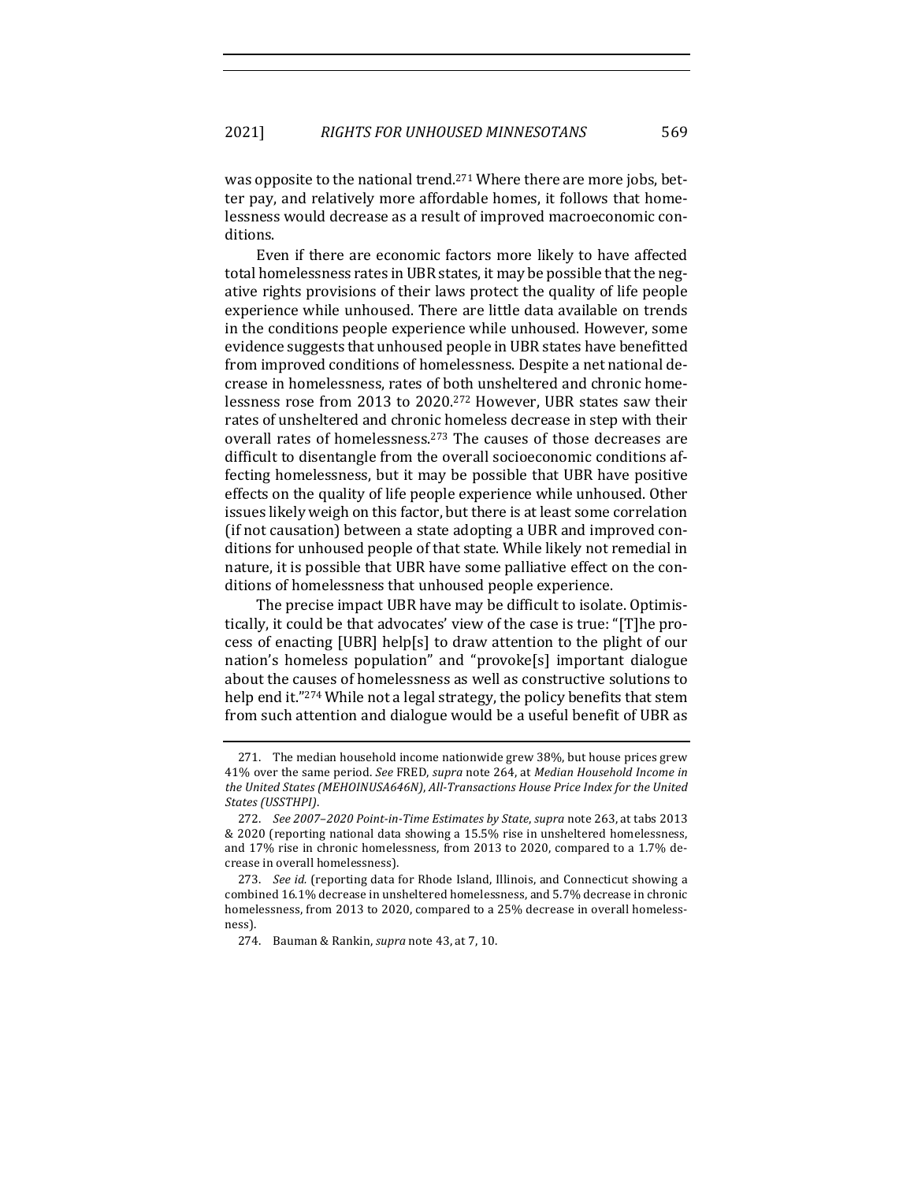was opposite to the national trend.[271] Where there are more jobs, better pay, and relatively more affordable homes, it follows that homelessness would decrease as a result of improved macroeconomic conditions.

Even if there are economic factors more likely to have affected total homelessness rates in UBR states, it may be possible that the negative rights provisions of their laws protect the quality of life people experience while unhoused. There are little data available on trends in the conditions people experience while unhoused. However, some evidence suggests that unhoused people in UBR states have benefitted from improved conditions of homelessness. Despite a net national decrease in homelessness, rates of both unsheltered and chronic homelessness rose from 2013 to 2020.[272] However, UBR states saw their rates of unsheltered and chronic homeless decrease in step with their overall rates of homelessness.[273] The causes of those decreases are difficult to disentangle from the overall socioeconomic conditions affecting homelessness, but it may be possible that UBR have positive effects on the quality of life people experience while unhoused. Other issues likely weigh on this factor, but there is at least some correlation (if not causation) between a state adopting a UBR and improved conditions for unhoused people of that state. While likely not remedial in nature, it is possible that UBR have some palliative effect on the conditions of homelessness that unhoused people experience.

The precise impact UBR have may be difficult to isolate. Optimistically, it could be that advocates' view of the case is true: "[T]he process of enacting [UBR] help[s] to draw attention to the plight of our nation's homeless population" and "provoke[s] important dialogue about the causes of homelessness as well as constructive solutions to help end it."[274] While not a legal strategy, the policy benefits that stem from such attention and dialogue would be a useful benefit of UBR as

---

271. The median household income nationwide grew 38%, but house prices grew 41% over the same period. *See* FRED, *supra* note 264, at *Median Household Income in the United States (MEHOINUSA646N)*, *All-Transactions House Price Index for the United States (USSTHPI)*.

272. *See 2007–2020 Point-in-Time Estimates by State*, *supra* note 263, at tabs 2013 & 2020 (reporting national data showing a 15.5% rise in unsheltered homelessness, and 17% rise in chronic homelessness, from 2013 to 2020, compared to a 1.7% decrease in overall homelessness).

273. *See id.* (reporting data for Rhode Island, Illinois, and Connecticut showing a combined 16.1% decrease in unsheltered homelessness, and 5.7% decrease in chronic homelessness, from 2013 to 2020, compared to a 25% decrease in overall homelessness).

274. Bauman & Rankin, *supra* note 43, at 7, 10.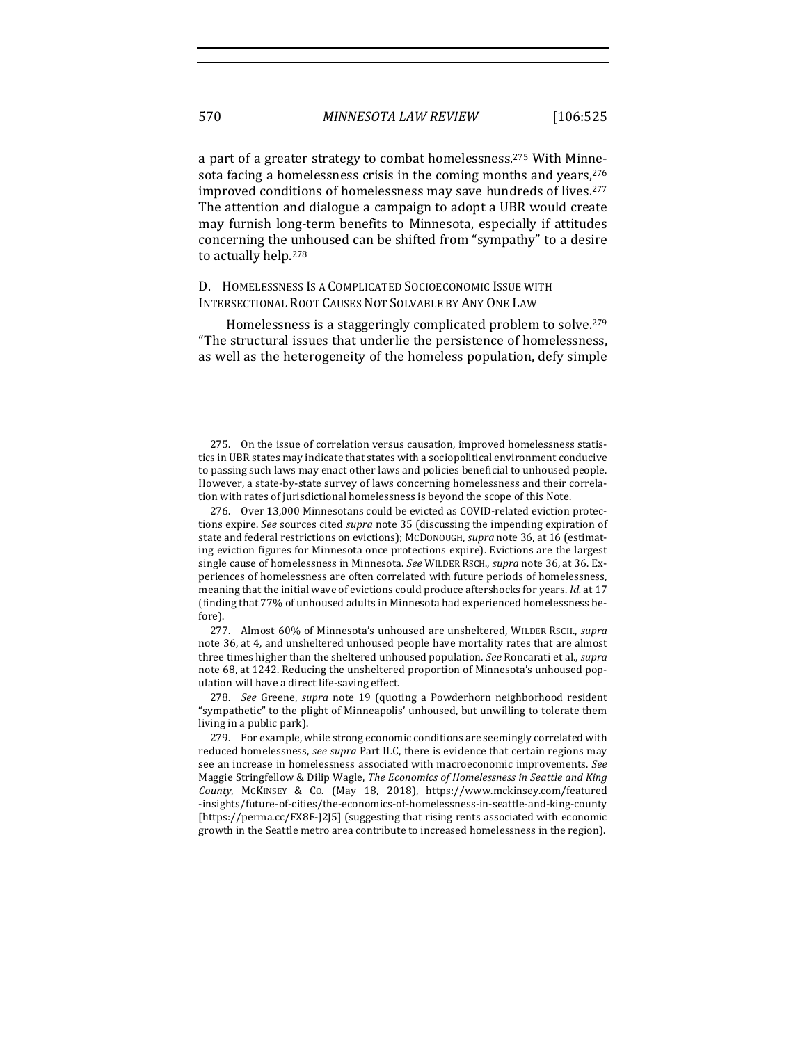a part of a greater strategy to combat homelessness.[275] With Minnesota facing a homelessness crisis in the coming months and years,[276] improved conditions of homelessness may save hundreds of lives.[277] The attention and dialogue a campaign to adopt a UBR would create may furnish long-term benefits to Minnesota, especially if attitudes concerning the unhoused can be shifted from "sympathy" to a desire to actually help.[278]

### D. Homelessness Is a Complicated Socioeconomic Issue with Intersectional Root Causes Not Solvable by Any One Law

Homelessness is a staggeringly complicated problem to solve.[279] "The structural issues that underlie the persistence of homelessness, as well as the heterogeneity of the homeless population, defy simple

---

275. On the issue of correlation versus causation, improved homelessness statistics in UBR states may indicate that states with a sociopolitical environment conducive to passing such laws may enact other laws and policies beneficial to unhoused people. However, a state-by-state survey of laws concerning homelessness and their correlation with rates of jurisdictional homelessness is beyond the scope of this Note.

276. Over 13,000 Minnesotans could be evicted as COVID-related eviction protections expire. *See* sources cited *supra* note 35 (discussing the impending expiration of state and federal restrictions on evictions); MCDONOUGH, *supra* note 36, at 16 (estimating eviction figures for Minnesota once protections expire). Evictions are the largest single cause of homelessness in Minnesota. *See* WILDER RSCH., *supra* note 36, at 36. Experiences of homelessness are often correlated with future periods of homelessness, meaning that the initial wave of evictions could produce aftershocks for years. *Id.* at 17 (finding that 77% of unhoused adults in Minnesota had experienced homelessness before).

277. Almost 60% of Minnesota's unhoused are unsheltered, WILDER RSCH., *supra* note 36, at 4, and unsheltered unhoused people have mortality rates that are almost three times higher than the sheltered unhoused population. *See* Roncarati et al., *supra* note 68, at 1242. Reducing the unsheltered proportion of Minnesota's unhoused population will have a direct life-saving effect.

278. *See* Greene, *supra* note 19 (quoting a Powderhorn neighborhood resident "sympathetic" to the plight of Minneapolis' unhoused, but unwilling to tolerate them living in a public park).

279. For example, while strong economic conditions are seemingly correlated with reduced homelessness, *see supra* Part II.C, there is evidence that certain regions may see an increase in homelessness associated with macroeconomic improvements. *See* Maggie Stringfellow & Dilip Wagle, *The Economics of Homelessness in Seattle and King County*, MCKINSEY & CO. (May 18, 2018), https://www.mckinsey.com/featured-insights/future-of-cities/the-economics-of-homelessness-in-seattle-and-king-county [https://perma.cc/FX8F-J2J5] (suggesting that rising rents associated with economic growth in the Seattle metro area contribute to increased homelessness in the region).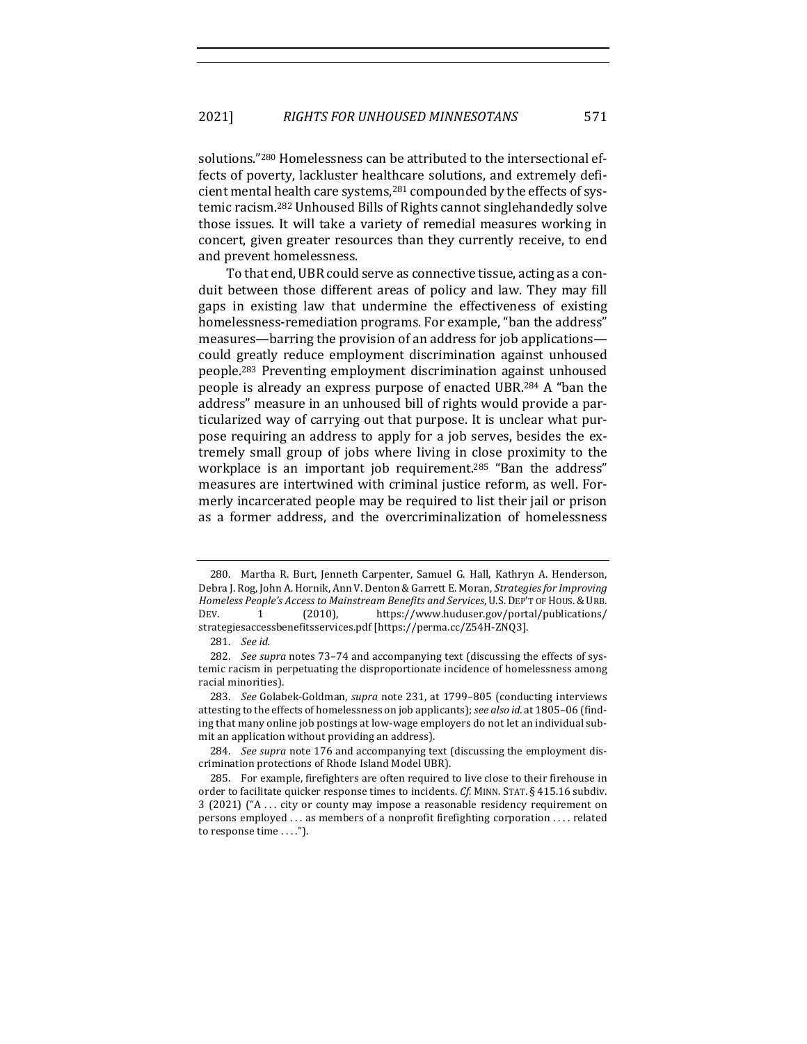solutions."[280] Homelessness can be attributed to the intersectional effects of poverty, lackluster healthcare solutions, and extremely deficient mental health care systems,[281] compounded by the effects of systemic racism.[282] Unhoused Bills of Rights cannot singlehandedly solve those issues. It will take a variety of remedial measures working in concert, given greater resources than they currently receive, to end and prevent homelessness.

To that end, UBR could serve as connective tissue, acting as a conduit between those different areas of policy and law. They may fill gaps in existing law that undermine the effectiveness of existing homelessness-remediation programs. For example, "ban the address" measures—barring the provision of an address for job applications—could greatly reduce employment discrimination against unhoused people.[283] Preventing employment discrimination against unhoused people is already an express purpose of enacted UBR.[284] A "ban the address" measure in an unhoused bill of rights would provide a particularized way of carrying out that purpose. It is unclear what purpose requiring an address to apply for a job serves, besides the extremely small group of jobs where living in close proximity to the workplace is an important job requirement.[285] "Ban the address" measures are intertwined with criminal justice reform, as well. Formerly incarcerated people may be required to list their jail or prison as a former address, and the overcriminalization of homelessness

---

280. Martha R. Burt, Jenneth Carpenter, Samuel G. Hall, Kathryn A. Henderson, Debra J. Rog, John A. Hornik, Ann V. Denton & Garrett E. Moran, *Strategies for Improving Homeless People's Access to Mainstream Benefits and Services*, U.S. DEP'T OF HOUS. & URB. DEV. 1 (2010), https://www.huduser.gov/portal/publications/strategiesaccessbenefitsservices.pdf [https://perma.cc/Z54H-ZNQ3].

281. *See id.*

282. *See supra* notes 73–74 and accompanying text (discussing the effects of systemic racism in perpetuating the disproportionate incidence of homelessness among racial minorities).

283. *See* Golabek-Goldman, *supra* note 231, at 1799–805 (conducting interviews attesting to the effects of homelessness on job applicants); *see also id.* at 1805–06 (finding that many online job postings at low-wage employers do not let an individual submit an application without providing an address).

284. *See supra* note 176 and accompanying text (discussing the employment discrimination protections of Rhode Island Model UBR).

285. For example, firefighters are often required to live close to their firehouse in order to facilitate quicker response times to incidents. *Cf.* MINN. STAT. § 415.16 subdiv. 3 (2021) ("A . . . city or county may impose a reasonable residency requirement on persons employed . . . as members of a nonprofit firefighting corporation . . . . related to response time . . . .").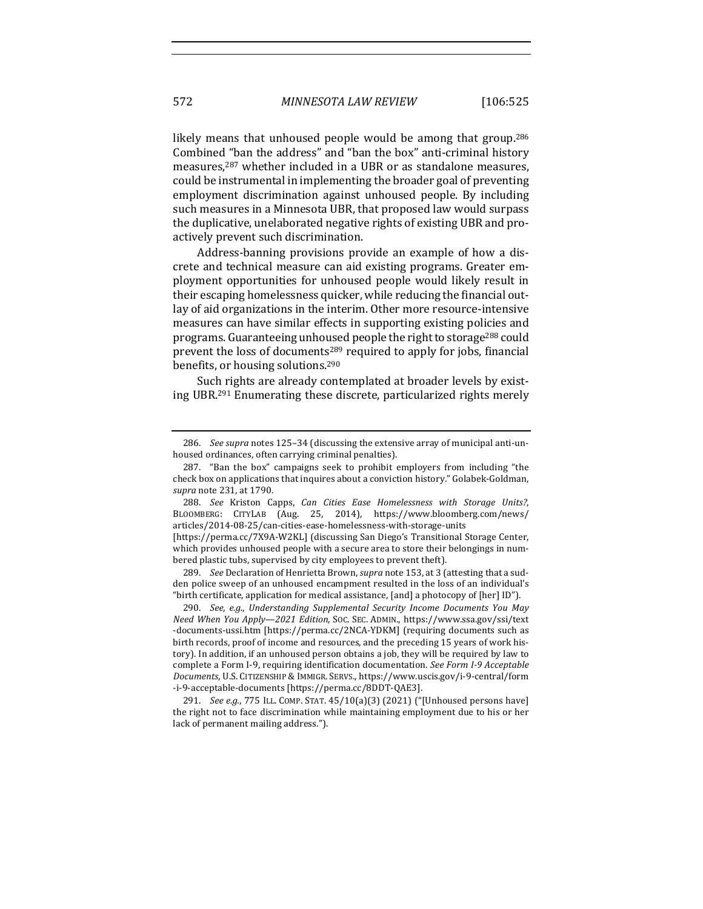likely means that unhoused people would be among that group.[286] Combined "ban the address" and "ban the box" anti-criminal history measures,[287] whether included in a UBR or as standalone measures, could be instrumental in implementing the broader goal of preventing employment discrimination against unhoused people. By including such measures in a Minnesota UBR, that proposed law would surpass the duplicative, unelaborated negative rights of existing UBR and proactively prevent such discrimination.

Address-banning provisions provide an example of how a discrete and technical measure can aid existing programs. Greater employment opportunities for unhoused people would likely result in their escaping homelessness quicker, while reducing the financial outlay of aid organizations in the interim. Other more resource-intensive measures can have similar effects in supporting existing policies and programs. Guaranteeing unhoused people the right to storage[288] could prevent the loss of documents[289] required to apply for jobs, financial benefits, or housing solutions.[290]

Such rights are already contemplated at broader levels by existing UBR.[291] Enumerating these discrete, particularized rights merely

---

286. *See supra* notes 125–34 (discussing the extensive array of municipal anti-unhoused ordinances, often carrying criminal penalties).

287. "Ban the box" campaigns seek to prohibit employers from including "the check box on applications that inquires about a conviction history." Golabek-Goldman, *supra* note 231, at 1790.

288. *See* Kriston Capps, *Can Cities Ease Homelessness with Storage Units?*, BLOOMBERG: CITYLAB (Aug. 25, 2014), https://www.bloomberg.com/news/articles/2014-08-25/can-cities-ease-homelessness-with-storage-units [https://perma.cc/7X9A-W2KL] (discussing San Diego's Transitional Storage Center, which provides unhoused people with a secure area to store their belongings in numbered plastic tubs, supervised by city employees to prevent theft).

289. *See* Declaration of Henrietta Brown, *supra* note 153, at 3 (attesting that a sudden police sweep of an unhoused encampment resulted in the loss of an individual's "birth certificate, application for medical assistance, [and] a photocopy of [her] ID").

290. *See, e.g.*, *Understanding Supplemental Security Income Documents You May Need When You Apply—2021 Edition*, SOC. SEC. ADMIN., https://www.ssa.gov/ssi/text-documents-ussi.htm [https://perma.cc/2NCA-YDKM] (requiring documents such as birth records, proof of income and resources, and the preceding 15 years of work history). In addition, if an unhoused person obtains a job, they will be required by law to complete a Form I-9, requiring identification documentation. *See Form I-9 Acceptable Documents*, U.S. CITIZENSHIP & IMMIGR. SERVS., https://www.uscis.gov/i-9-central/form-i-9-acceptable-documents [https://perma.cc/8DDT-QAE3].

291. *See e.g.*, 775 ILL. COMP. STAT. 45/10(a)(3) (2021) ("[Unhoused persons have] the right not to face discrimination while maintaining employment due to his or her lack of permanent mailing address.").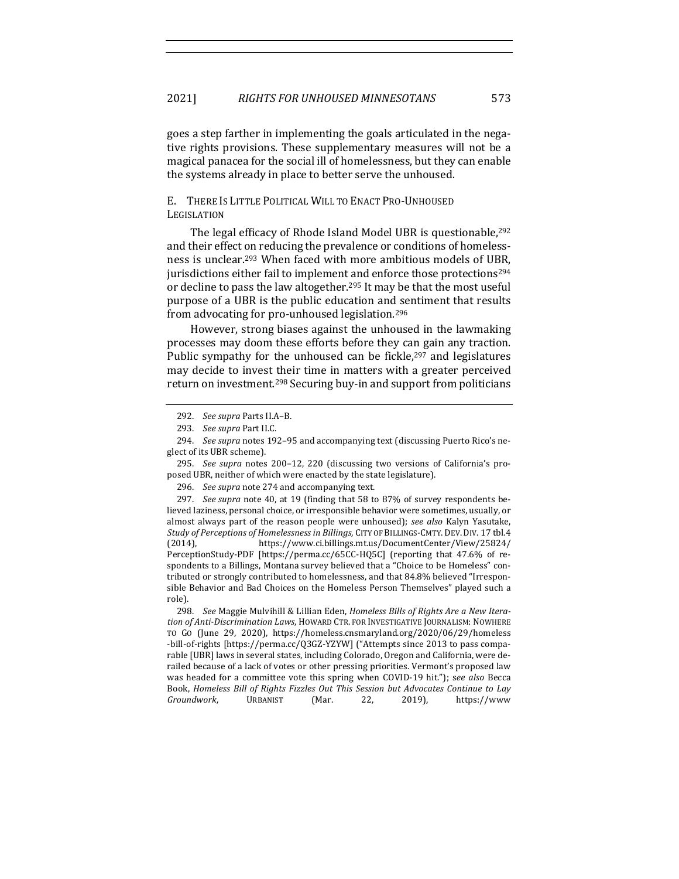goes a step farther in implementing the goals articulated in the negative rights provisions. These supplementary measures will not be a magical panacea for the social ill of homelessness, but they can enable the systems already in place to better serve the unhoused.

### E. There Is Little Political Will to Enact Pro-Unhoused Legislation

The legal efficacy of Rhode Island Model UBR is questionable,[292] and their effect on reducing the prevalence or conditions of homelessness is unclear.[293] When faced with more ambitious models of UBR, jurisdictions either fail to implement and enforce those protections[294] or decline to pass the law altogether.[295] It may be that the most useful purpose of a UBR is the public education and sentiment that results from advocating for pro-unhoused legislation.[296]

However, strong biases against the unhoused in the lawmaking processes may doom these efforts before they can gain any traction. Public sympathy for the unhoused can be fickle,[297] and legislatures may decide to invest their time in matters with a greater perceived return on investment.[298] Securing buy-in and support from politicians

---

292. *See supra* Parts II.A–B.

293. *See supra* Part II.C.

294. *See supra* notes 192–95 and accompanying text (discussing Puerto Rico's neglect of its UBR scheme).

295. *See supra* notes 200–12, 220 (discussing two versions of California's proposed UBR, neither of which were enacted by the state legislature).

296. *See supra* note 274 and accompanying text.

297. *See supra* note 40, at 19 (finding that 58 to 87% of survey respondents believed laziness, personal choice, or irresponsible behavior were sometimes, usually, or almost always part of the reason people were unhoused); *see also* Kalyn Yasutake, *Study of Perceptions of Homelessness in Billings*, CITY OF BILLINGS-CMTY. DEV. DIV. 17 tbl.4 (2014), https://www.ci.billings.mt.us/DocumentCenter/View/25824/PerceptionStudy-PDF [https://perma.cc/65CC-HQ5C] (reporting that 47.6% of respondents to a Billings, Montana survey believed that a "Choice to be Homeless" contributed or strongly contributed to homelessness, and that 84.8% believed "Irresponsible Behavior and Bad Choices on the Homeless Person Themselves" played such a role).

298. *See* Maggie Mulvihill & Lillian Eden, *Homeless Bills of Rights Are a New Iteration of Anti-Discrimination Laws*, HOWARD CTR. FOR INVESTIGATIVE JOURNALISM: NOWHERE TO GO (June 29, 2020), https://homeless.cnsmaryland.org/2020/06/29/homeless-bill-of-rights [https://perma.cc/Q3GZ-YZYW] ("Attempts since 2013 to pass comparable [UBR] laws in several states, including Colorado, Oregon and California, were derailed because of a lack of votes or other pressing priorities. Vermont's proposed law was headed for a committee vote this spring when COVID-19 hit."); *see also* Becca Book, *Homeless Bill of Rights Fizzles Out This Session but Advocates Continue to Lay Groundwork*, URBANIST (Mar. 22, 2019), https://www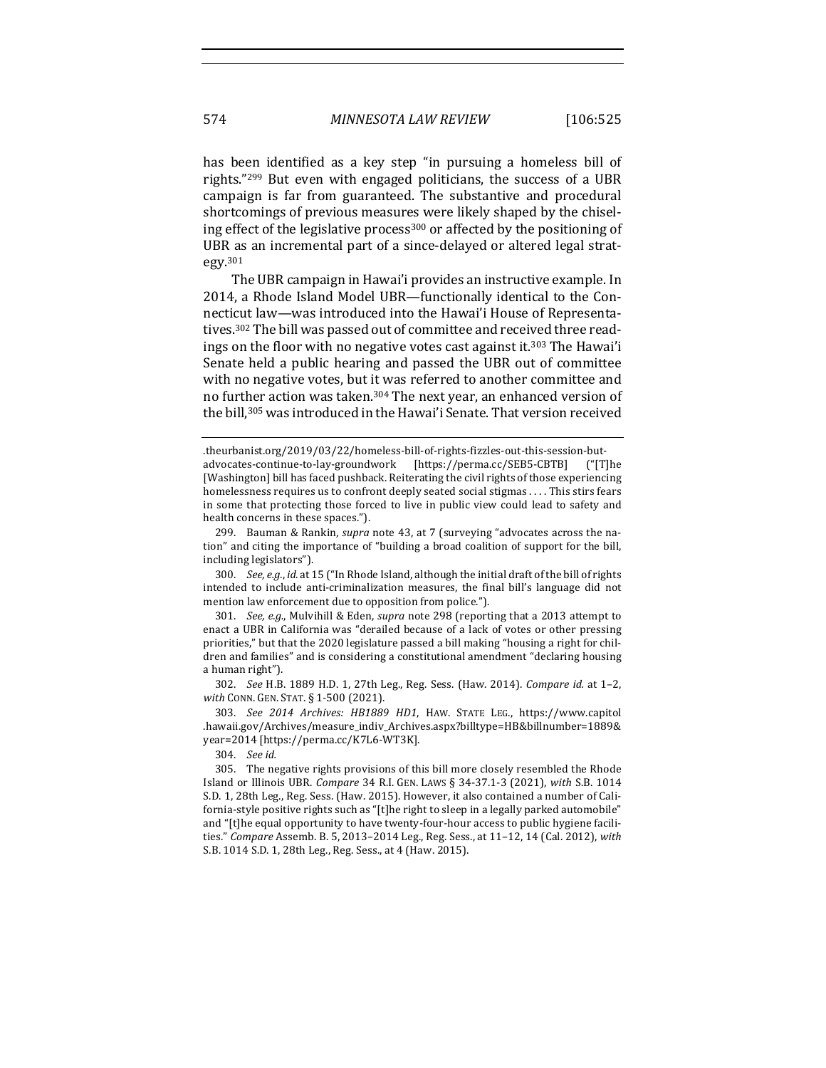has been identified as a key step "in pursuing a homeless bill of rights."[299] But even with engaged politicians, the success of a UBR campaign is far from guaranteed. The substantive and procedural shortcomings of previous measures were likely shaped by the chiseling effect of the legislative process[300] or affected by the positioning of UBR as an incremental part of a since-delayed or altered legal strategy.[301]

The UBR campaign in Hawai'i provides an instructive example. In 2014, a Rhode Island Model UBR—functionally identical to the Connecticut law—was introduced into the Hawai'i House of Representatives.[302] The bill was passed out of committee and received three readings on the floor with no negative votes cast against it.[303] The Hawai'i Senate held a public hearing and passed the UBR out of committee with no negative votes, but it was referred to another committee and no further action was taken.[304] The next year, an enhanced version of the bill,[305] was introduced in the Hawai'i Senate. That version received

---

.theurbanist.org/2019/03/22/homeless-bill-of-rights-fizzles-out-this-session-but-advocates-continue-to-lay-groundwork [https://perma.cc/SEB5-CBTB] ("[T]he [Washington] bill has faced pushback. Reiterating the civil rights of those experiencing homelessness requires us to confront deeply seated social stigmas . . . . This stirs fears in some that protecting those forced to live in public view could lead to safety and health concerns in these spaces.").

299. Bauman & Rankin, *supra* note 43, at 7 (surveying "advocates across the nation" and citing the importance of "building a broad coalition of support for the bill, including legislators").

300. *See, e.g.*, *id.* at 15 ("In Rhode Island, although the initial draft of the bill of rights intended to include anti-criminalization measures, the final bill's language did not mention law enforcement due to opposition from police.").

301. *See, e.g.*, Mulvihill & Eden, *supra* note 298 (reporting that a 2013 attempt to enact a UBR in California was "derailed because of a lack of votes or other pressing priorities," but that the 2020 legislature passed a bill making "housing a right for children and families" and is considering a constitutional amendment "declaring housing a human right").

302. *See* H.B. 1889 H.D. 1, 27th Leg., Reg. Sess. (Haw. 2014). *Compare id.* at 1–2, *with* CONN. GEN. STAT. § 1-500 (2021).

303. *See 2014 Archives: HB1889 HD1*, HAW. STATE LEG., https://www.capitol.hawaii.gov/Archives/measure_indiv_Archives.aspx?billtype=HB&billnumber=1889&year=2014 [https://perma.cc/K7L6-WT3K].

304. *See id.*

305. The negative rights provisions of this bill more closely resembled the Rhode Island or Illinois UBR. *Compare* 34 R.I. GEN. LAWS § 34-37.1-3 (2021), *with* S.B. 1014 S.D. 1, 28th Leg., Reg. Sess. (Haw. 2015). However, it also contained a number of California-style positive rights such as "[t]he right to sleep in a legally parked automobile" and "[t]he equal opportunity to have twenty-four-hour access to public hygiene facilities." *Compare* Assemb. B. 5, 2013–2014 Leg., Reg. Sess., at 11–12, 14 (Cal. 2012), *with* S.B. 1014 S.D. 1, 28th Leg., Reg. Sess., at 4 (Haw. 2015).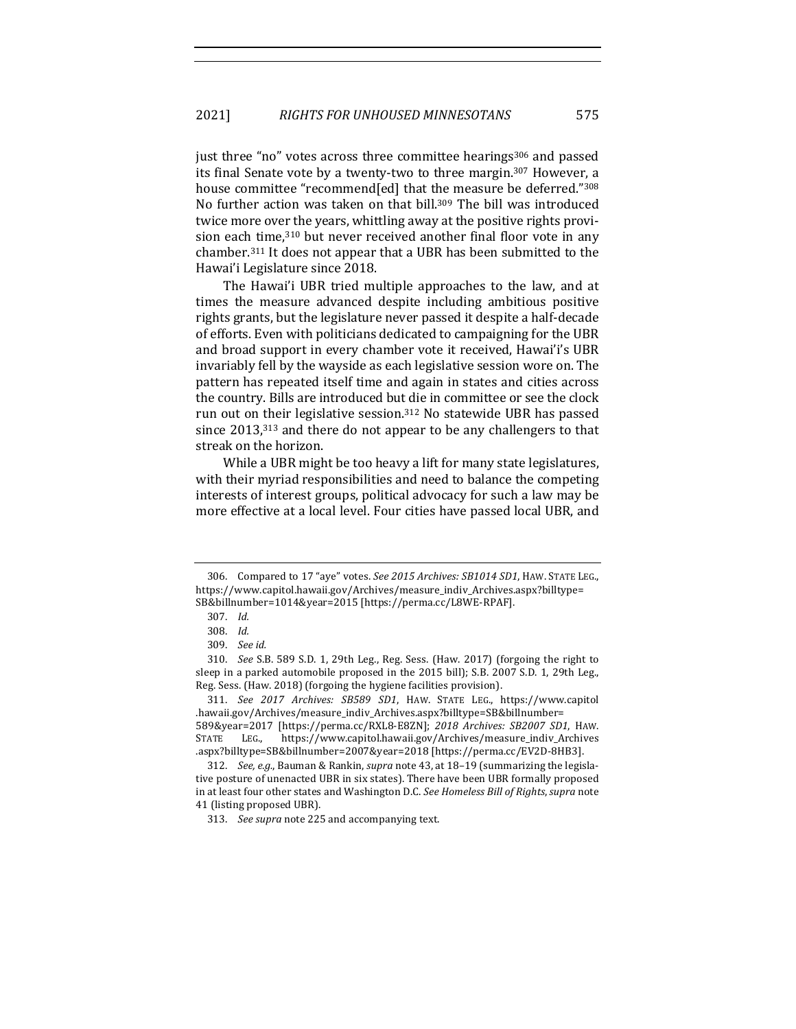just three "no" votes across three committee hearings[306] and passed its final Senate vote by a twenty-two to three margin.[307] However, a house committee "recommend[ed] that the measure be deferred."[308] No further action was taken on that bill.[309] The bill was introduced twice more over the years, whittling away at the positive rights provision each time,[310] but never received another final floor vote in any chamber.[311] It does not appear that a UBR has been submitted to the Hawai'i Legislature since 2018.

The Hawai'i UBR tried multiple approaches to the law, and at times the measure advanced despite including ambitious positive rights grants, but the legislature never passed it despite a half-decade of efforts. Even with politicians dedicated to campaigning for the UBR and broad support in every chamber vote it received, Hawai'i's UBR invariably fell by the wayside as each legislative session wore on. The pattern has repeated itself time and again in states and cities across the country. Bills are introduced but die in committee or see the clock run out on their legislative session.[312] No statewide UBR has passed since 2013,[313] and there do not appear to be any challengers to that streak on the horizon.

While a UBR might be too heavy a lift for many state legislatures, with their myriad responsibilities and need to balance the competing interests of interest groups, political advocacy for such a law may be more effective at a local level. Four cities have passed local UBR, and

---

306. Compared to 17 "aye" votes. *See 2015 Archives: SB1014 SD1*, HAW. STATE LEG., https://www.capitol.hawaii.gov/Archives/measure_indiv_Archives.aspx?billtype=SB&billnumber=1014&year=2015 [https://perma.cc/L8WE-RPAF].

307. *Id.*

308. *Id.*

309. *See id.*

310. *See* S.B. 589 S.D. 1, 29th Leg., Reg. Sess. (Haw. 2017) (forgoing the right to sleep in a parked automobile proposed in the 2015 bill); S.B. 2007 S.D. 1, 29th Leg., Reg. Sess. (Haw. 2018) (forgoing the hygiene facilities provision).

311. *See 2017 Archives: SB589 SD1*, HAW. STATE LEG., https://www.capitol.hawaii.gov/Archives/measure_indiv_Archives.aspx?billtype=SB&billnumber=589&year=2017 [https://perma.cc/RXL8-E8ZN]; *2018 Archives: SB2007 SD1*, HAW. STATE LEG., https://www.capitol.hawaii.gov/Archives/measure_indiv_Archives.aspx?billtype=SB&billnumber=2007&year=2018 [https://perma.cc/EV2D-8HB3].

312. *See, e.g.*, Bauman & Rankin, *supra* note 43, at 18–19 (summarizing the legislative posture of unenacted UBR in six states). There have been UBR formally proposed in at least four other states and Washington D.C. *See Homeless Bill of Rights*, *supra* note 41 (listing proposed UBR).

313. *See supra* note 225 and accompanying text.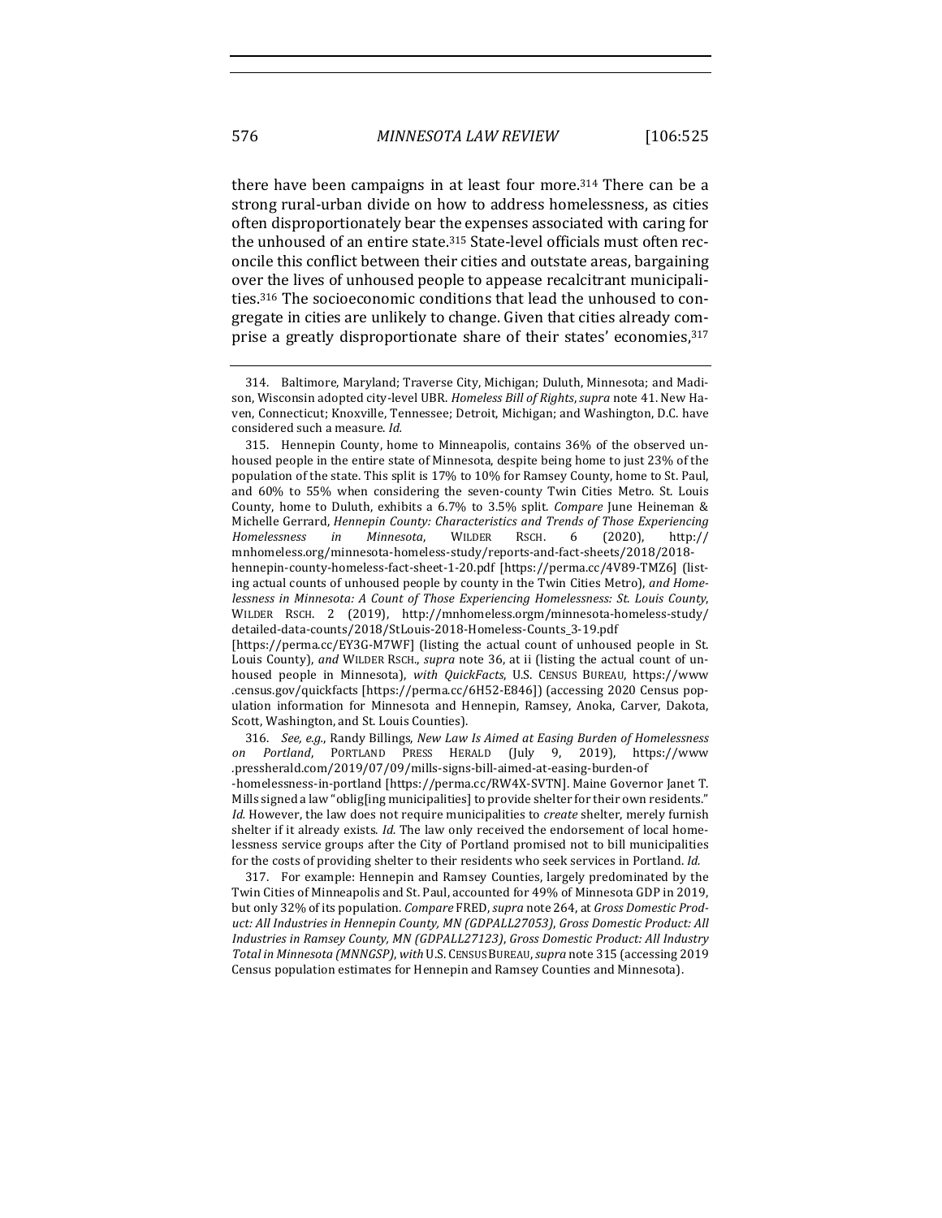there have been campaigns in at least four more.[314] There can be a strong rural-urban divide on how to address homelessness, as cities often disproportionately bear the expenses associated with caring for the unhoused of an entire state.[315] State-level officials must often reconcile this conflict between their cities and outstate areas, bargaining over the lives of unhoused people to appease recalcitrant municipalities.[316] The socioeconomic conditions that lead the unhoused to congregate in cities are unlikely to change. Given that cities already comprise a greatly disproportionate share of their states' economies,[317]

---

314. Baltimore, Maryland; Traverse City, Michigan; Duluth, Minnesota; and Madison, Wisconsin adopted city-level UBR. *Homeless Bill of Rights*, *supra* note 41. New Haven, Connecticut; Knoxville, Tennessee; Detroit, Michigan; and Washington, D.C. have considered such a measure. *Id.*

315. Hennepin County, home to Minneapolis, contains 36% of the observed unhoused people in the entire state of Minnesota, despite being home to just 23% of the population of the state. This split is 17% to 10% for Ramsey County, home to St. Paul, and 60% to 55% when considering the seven-county Twin Cities Metro. St. Louis County, home to Duluth, exhibits a 6.7% to 3.5% split. *Compare* June Heineman & Michelle Gerrard, *Hennepin County: Characteristics and Trends of Those Experiencing Homelessness in Minnesota*, WILDER RSCH. 6 (2020), http://mnhomeless.org/minnesota-homeless-study/reports-and-fact-sheets/2018/2018-hennepin-county-homeless-fact-sheet-1-20.pdf [https://perma.cc/4V89-TMZ6] (listing actual counts of unhoused people by county in the Twin Cities Metro), *and Homelessness in Minnesota: A Count of Those Experiencing Homelessness: St. Louis County*, WILDER RSCH. 2 (2019), http://mnhomeless.orgm/minnesota-homeless-study/detailed-data-counts/2018/StLouis-2018-Homeless-Counts_3-19.pdf [https://perma.cc/EY3G-M7WF] (listing the actual count of unhoused people in St. Louis County), *and* WILDER RSCH., *supra* note 36, at ii (listing the actual count of unhoused people in Minnesota), *with QuickFacts*, U.S. CENSUS BUREAU, https://www.census.gov/quickfacts [https://perma.cc/6H52-E846]) (accessing 2020 Census population information for Minnesota and Hennepin, Ramsey, Anoka, Carver, Dakota, Scott, Washington, and St. Louis Counties).

316. *See, e.g.*, Randy Billings, *New Law Is Aimed at Easing Burden of Homelessness on Portland*, PORTLAND PRESS HERALD (July 9, 2019), https://www.pressherald.com/2019/07/09/mills-signs-bill-aimed-at-easing-burden-of-homelessness-in-portland [https://perma.cc/RW4X-SVTN]. Maine Governor Janet T. Mills signed a law "oblig[ing municipalities] to provide shelter for their own residents." *Id.* However, the law does not require municipalities to *create* shelter, merely furnish shelter if it already exists. *Id.* The law only received the endorsement of local homelessness service groups after the City of Portland promised not to bill municipalities for the costs of providing shelter to their residents who seek services in Portland. *Id.*

317. For example: Hennepin and Ramsey Counties, largely predominated by the Twin Cities of Minneapolis and St. Paul, accounted for 49% of Minnesota GDP in 2019, but only 32% of its population. *Compare* FRED, *supra* note 264, at *Gross Domestic Product: All Industries in Hennepin County, MN (GDPALL27053)*, *Gross Domestic Product: All Industries in Ramsey County, MN (GDPALL27123)*, *Gross Domestic Product: All Industry Total in Minnesota (MNNGSP)*, *with* U.S. CENSUS BUREAU, *supra* note 315 (accessing 2019 Census population estimates for Hennepin and Ramsey Counties and Minnesota).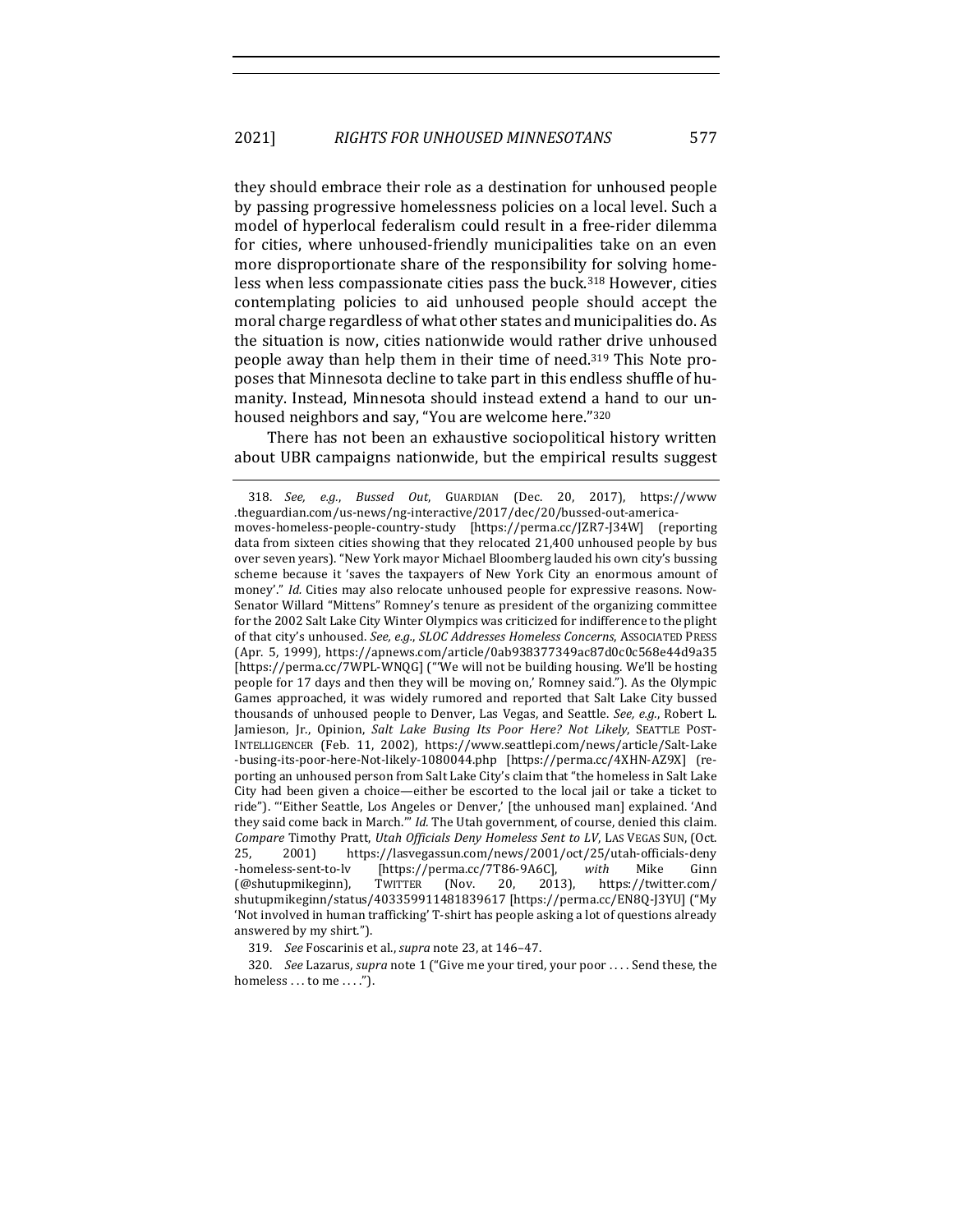they should embrace their role as a destination for unhoused people by passing progressive homelessness policies on a local level. Such a model of hyperlocal federalism could result in a free-rider dilemma for cities, where unhoused-friendly municipalities take on an even more disproportionate share of the responsibility for solving homeless when less compassionate cities pass the buck.[318] However, cities contemplating policies to aid unhoused people should accept the moral charge regardless of what other states and municipalities do. As the situation is now, cities nationwide would rather drive unhoused people away than help them in their time of need.[319] This Note proposes that Minnesota decline to take part in this endless shuffle of humanity. Instead, Minnesota should instead extend a hand to our unhoused neighbors and say, "You are welcome here."[320]

There has not been an exhaustive sociopolitical history written about UBR campaigns nationwide, but the empirical results suggest

---

318. *See, e.g.*, *Bussed Out*, GUARDIAN (Dec. 20, 2017), https://www.theguardian.com/us-news/ng-interactive/2017/dec/20/bussed-out-america-moves-homeless-people-country-study [https://perma.cc/JZR7-J34W] (reporting data from sixteen cities showing that they relocated 21,400 unhoused people by bus over seven years). "New York mayor Michael Bloomberg lauded his own city's bussing scheme because it 'saves the taxpayers of New York City an enormous amount of money'." *Id.* Cities may also relocate unhoused people for expressive reasons. Now-Senator Willard "Mittens" Romney's tenure as president of the organizing committee for the 2002 Salt Lake City Winter Olympics was criticized for indifference to the plight of that city's unhoused. *See, e.g.*, *SLOC Addresses Homeless Concerns*, ASSOCIATED PRESS (Apr. 5, 1999), https://apnews.com/article/0ab938377349ac87d0c0c568e44d9a35 [https://perma.cc/7WPL-WNQG] ("'We will not be building housing. We'll be hosting people for 17 days and then they will be moving on,' Romney said."). As the Olympic Games approached, it was widely rumored and reported that Salt Lake City bussed thousands of unhoused people to Denver, Las Vegas, and Seattle. *See, e.g.*, Robert L. Jamieson, Jr., Opinion, *Salt Lake Busing Its Poor Here? Not Likely*, SEATTLE POST-INTELLIGENCER (Feb. 11, 2002), https://www.seattlepi.com/news/article/Salt-Lake-busing-its-poor-here-Not-likely-1080044.php [https://perma.cc/4XHN-AZ9X] (reporting an unhoused person from Salt Lake City's claim that "the homeless in Salt Lake City had been given a choice—either be escorted to the local jail or take a ticket to ride"). "'Either Seattle, Los Angeles or Denver,' [the unhoused man] explained. 'And they said come back in March.'" *Id.* The Utah government, of course, denied this claim. *Compare* Timothy Pratt, *Utah Officials Deny Homeless Sent to LV*, LAS VEGAS SUN, (Oct. 25, 2001) https://lasvegassun.com/news/2001/oct/25/utah-officials-deny-homeless-sent-to-lv [https://perma.cc/7T86-9A6C], *with* Mike Ginn (@shutupmikeginn), TWITTER (Nov. 20, 2013), https://twitter.com/shutupmikeginn/status/403359911481839617 [https://perma.cc/EN8Q-J3YU] ("My 'Not involved in human trafficking' T-shirt has people asking a lot of questions already answered by my shirt.").

319. *See* Foscarinis et al., *supra* note 23, at 146–47.

320. *See* Lazarus, *supra* note 1 ("Give me your tired, your poor . . . . Send these, the homeless . . . to me . . . .").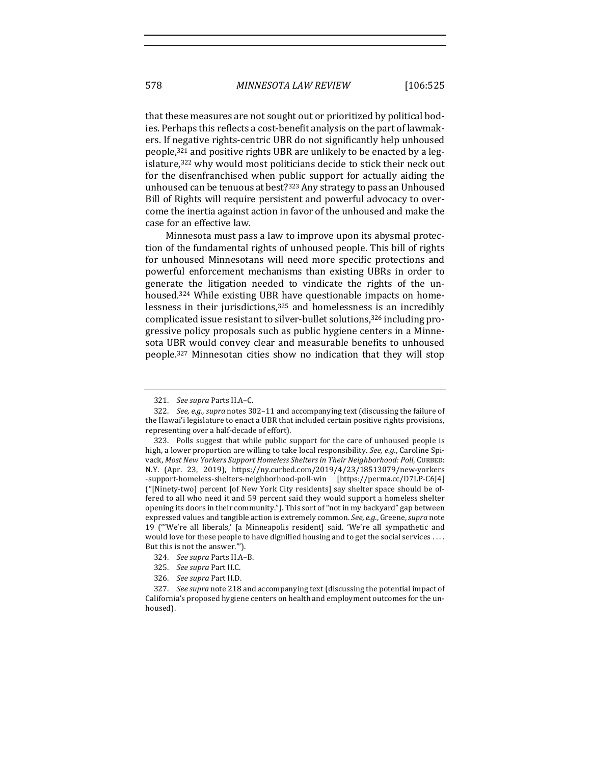that these measures are not sought out or prioritized by political bodies. Perhaps this reflects a cost-benefit analysis on the part of lawmakers. If negative rights-centric UBR do not significantly help unhoused people,[321] and positive rights UBR are unlikely to be enacted by a legislature,[322] why would most politicians decide to stick their neck out for the disenfranchised when public support for actually aiding the unhoused can be tenuous at best?[323] Any strategy to pass an Unhoused Bill of Rights will require persistent and powerful advocacy to overcome the inertia against action in favor of the unhoused and make the case for an effective law.

Minnesota must pass a law to improve upon its abysmal protection of the fundamental rights of unhoused people. This bill of rights for unhoused Minnesotans will need more specific protections and powerful enforcement mechanisms than existing UBRs in order to generate the litigation needed to vindicate the rights of the unhoused.[324] While existing UBR have questionable impacts on homelessness in their jurisdictions,[325] and homelessness is an incredibly complicated issue resistant to silver-bullet solutions,[326] including progressive policy proposals such as public hygiene centers in a Minnesota UBR would convey clear and measurable benefits to unhoused people.[327] Minnesotan cities show no indication that they will stop

---

321. *See supra* Parts II.A–C.

322. *See, e.g.*, *supra* notes 302–11 and accompanying text (discussing the failure of the Hawai'i legislature to enact a UBR that included certain positive rights provisions, representing over a half-decade of effort).

323. Polls suggest that while public support for the care of unhoused people is high, a lower proportion are willing to take local responsibility. *See, e.g.*, Caroline Spivack, *Most New Yorkers Support Homeless Shelters in Their Neighborhood: Poll*, CURBED: N.Y. (Apr. 23, 2019), https://ny.curbed.com/2019/4/23/18513079/new-yorkers-support-homeless-shelters-neighborhood-poll-win [https://perma.cc/D7LP-C6J4] ("[Ninety-two] percent [of New York City residents] say shelter space should be offered to all who need it and 59 percent said they would support a homeless shelter opening its doors in their community."). This sort of "not in my backyard" gap between expressed values and tangible action is extremely common. *See, e.g.*, Greene, *supra* note 19 ("'We're all liberals,' [a Minneapolis resident] said. 'We're all sympathetic and would love for these people to have dignified housing and to get the social services . . . . But this is not the answer.'").

324. *See supra* Parts II.A–B.

325. *See supra* Part II.C.

326. *See supra* Part II.D.

327. *See supra* note 218 and accompanying text (discussing the potential impact of California's proposed hygiene centers on health and employment outcomes for the unhoused).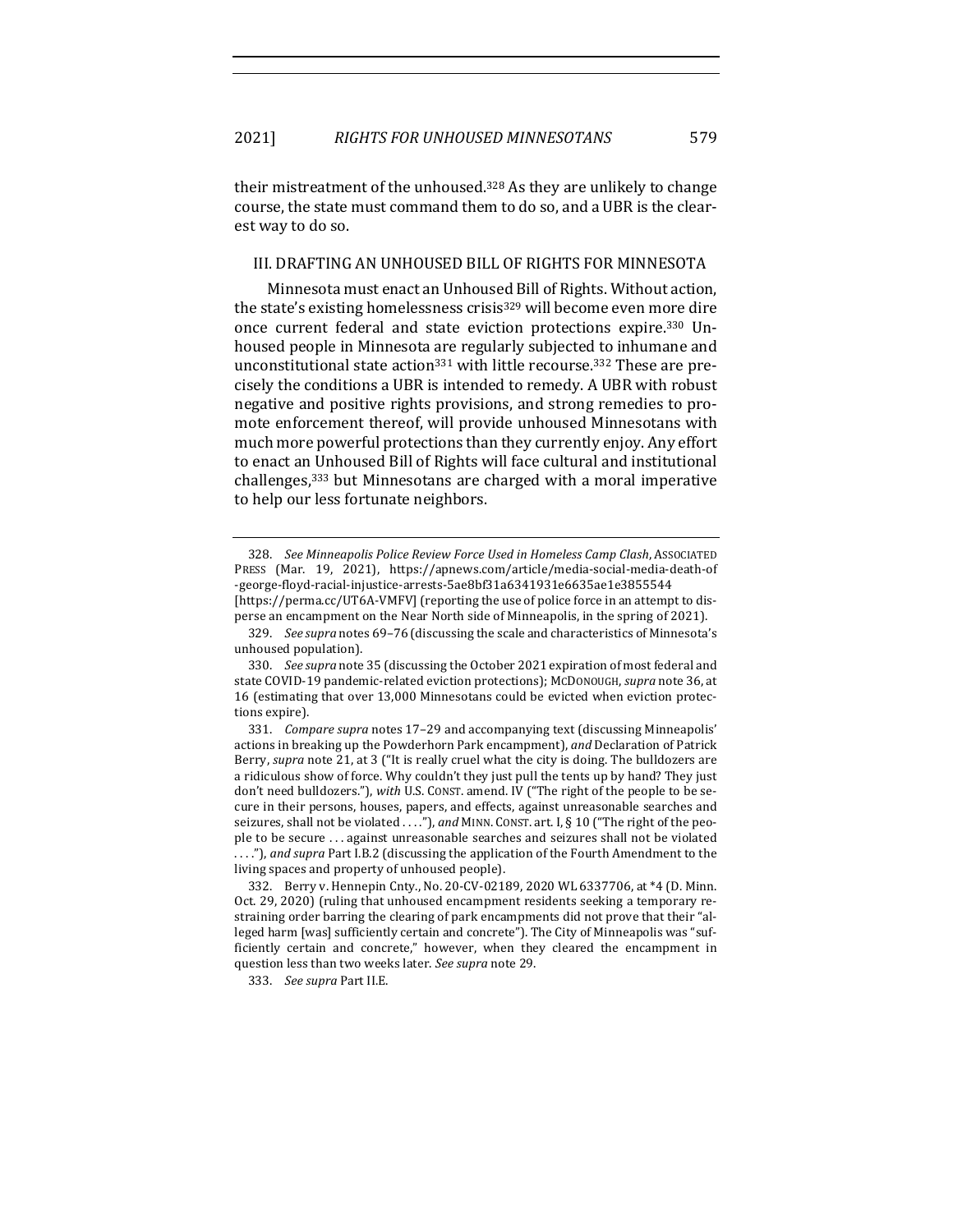their mistreatment of the unhoused.[328] As they are unlikely to change course, the state must command them to do so, and a UBR is the clearest way to do so.

## III. DRAFTING AN UNHOUSED BILL OF RIGHTS FOR MINNESOTA

Minnesota must enact an Unhoused Bill of Rights. Without action, the state's existing homelessness crisis[329] will become even more dire once current federal and state eviction protections expire.[330] Unhoused people in Minnesota are regularly subjected to inhumane and unconstitutional state action[331] with little recourse.[332] These are precisely the conditions a UBR is intended to remedy. A UBR with robust negative and positive rights provisions, and strong remedies to promote enforcement thereof, will provide unhoused Minnesotans with much more powerful protections than they currently enjoy. Any effort to enact an Unhoused Bill of Rights will face cultural and institutional challenges,[333] but Minnesotans are charged with a moral imperative to help our less fortunate neighbors.

---

328. *See Minneapolis Police Review Force Used in Homeless Camp Clash*, ASSOCIATED PRESS (Mar. 19, 2021), https://apnews.com/article/media-social-media-death-of-george-floyd-racial-injustice-arrests-5ae8bf31a6341931e6635ae1e3855544 [https://perma.cc/UT6A-VMFV] (reporting the use of police force in an attempt to disperse an encampment on the Near North side of Minneapolis, in the spring of 2021).

329. *See supra* notes 69–76 (discussing the scale and characteristics of Minnesota's unhoused population).

330. *See supra* note 35 (discussing the October 2021 expiration of most federal and state COVID-19 pandemic-related eviction protections); MCDONOUGH, *supra* note 36, at 16 (estimating that over 13,000 Minnesotans could be evicted when eviction protections expire).

331. *Compare supra* notes 17–29 and accompanying text (discussing Minneapolis' actions in breaking up the Powderhorn Park encampment), *and* Declaration of Patrick Berry, *supra* note 21, at 3 ("It is really cruel what the city is doing. The bulldozers are a ridiculous show of force. Why couldn't they just pull the tents up by hand? They just don't need bulldozers."), *with* U.S. CONST. amend. IV ("The right of the people to be secure in their persons, houses, papers, and effects, against unreasonable searches and seizures, shall not be violated . . . ."), *and* MINN. CONST. art. I, § 10 ("The right of the people to be secure . . . against unreasonable searches and seizures shall not be violated . . . ."), *and supra* Part I.B.2 (discussing the application of the Fourth Amendment to the living spaces and property of unhoused people).

332. Berry v. Hennepin Cnty., No. 20-CV-02189, 2020 WL 6337706, at *4 (D. Minn. Oct. 29, 2020) (ruling that unhoused encampment residents seeking a temporary restraining order barring the clearing of park encampments did not prove that their "alleged harm [was] sufficiently certain and concrete"). The City of Minneapolis was "sufficiently certain and concrete," however, when they cleared the encampment in question less than two weeks later. *See supra* note 29.

333. *See supra* Part II.E.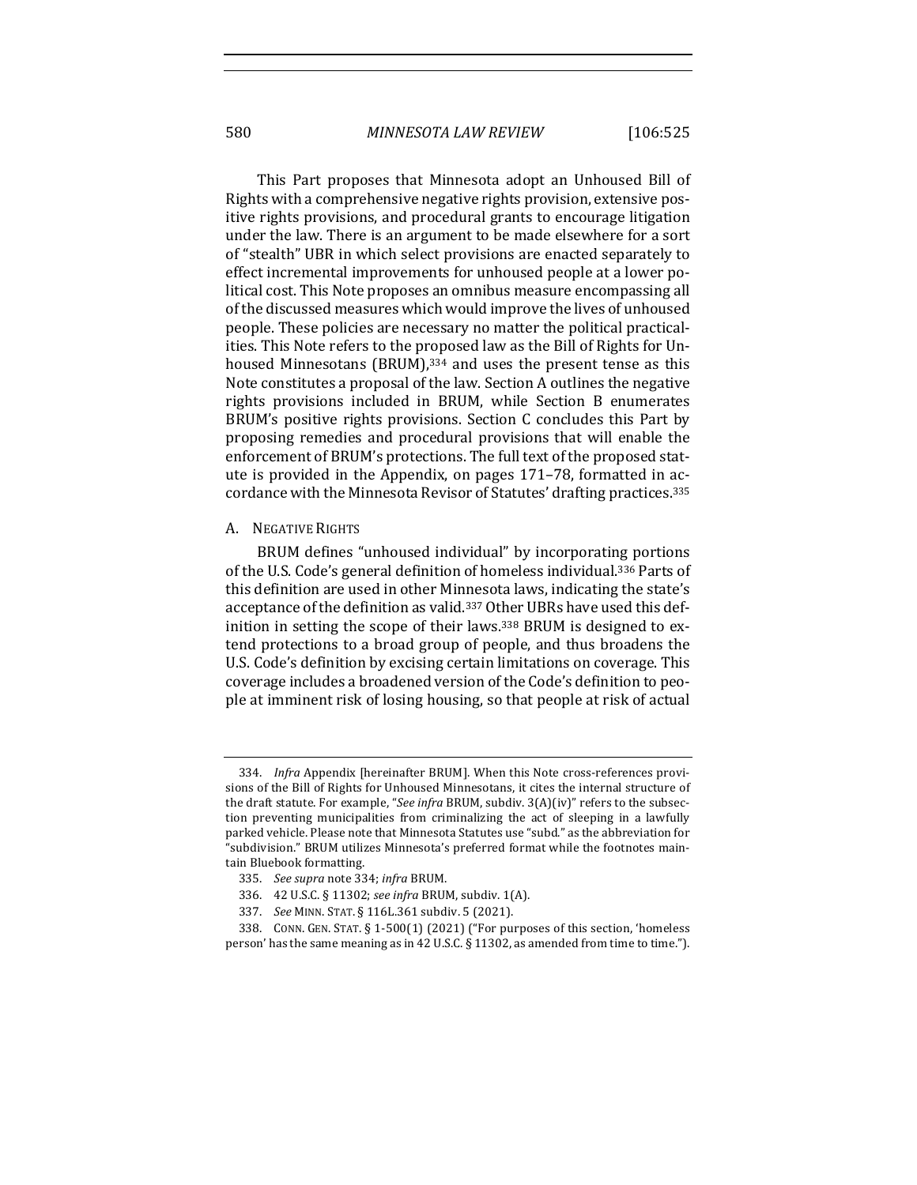This Part proposes that Minnesota adopt an Unhoused Bill of Rights with a comprehensive negative rights provision, extensive positive rights provisions, and procedural grants to encourage litigation under the law. There is an argument to be made elsewhere for a sort of "stealth" UBR in which select provisions are enacted separately to effect incremental improvements for unhoused people at a lower political cost. This Note proposes an omnibus measure encompassing all of the discussed measures which would improve the lives of unhoused people. These policies are necessary no matter the political practicalities. This Note refers to the proposed law as the Bill of Rights for Unhoused Minnesotans (BRUM),[334] and uses the present tense as this Note constitutes a proposal of the law. Section A outlines the negative rights provisions included in BRUM, while Section B enumerates BRUM's positive rights provisions. Section C concludes this Part by proposing remedies and procedural provisions that will enable the enforcement of BRUM's protections. The full text of the proposed statute is provided in the Appendix, on pages 171–78, formatted in accordance with the Minnesota Revisor of Statutes' drafting practices.[335]

## A. Negative Rights

BRUM defines "unhoused individual" by incorporating portions of the U.S. Code's general definition of homeless individual.[336] Parts of this definition are used in other Minnesota laws, indicating the state's acceptance of the definition as valid.[337] Other UBRs have used this definition in setting the scope of their laws.[338] BRUM is designed to extend protections to a broad group of people, and thus broadens the U.S. Code's definition by excising certain limitations on coverage. This coverage includes a broadened version of the Code's definition to people at imminent risk of losing housing, so that people at risk of actual

---

334. *Infra* Appendix [hereinafter BRUM]. When this Note cross-references provisions of the Bill of Rights for Unhoused Minnesotans, it cites the internal structure of the draft statute. For example, "*See infra* BRUM, subdiv. 3(A)(iv)" refers to the subsection preventing municipalities from criminalizing the act of sleeping in a lawfully parked vehicle. Please note that Minnesota Statutes use "subd." as the abbreviation for "subdivision." BRUM utilizes Minnesota's preferred format while the footnotes maintain Bluebook formatting.

335. *See supra* note 334; *infra* BRUM.

336. 42 U.S.C. § 11302; *see infra* BRUM, subdiv. 1(A).

337. *See* MINN. STAT. § 116L.361 subdiv. 5 (2021).

338. CONN. GEN. STAT. § 1-500(1) (2021) ("For purposes of this section, 'homeless person' has the same meaning as in 42 U.S.C. § 11302, as amended from time to time.").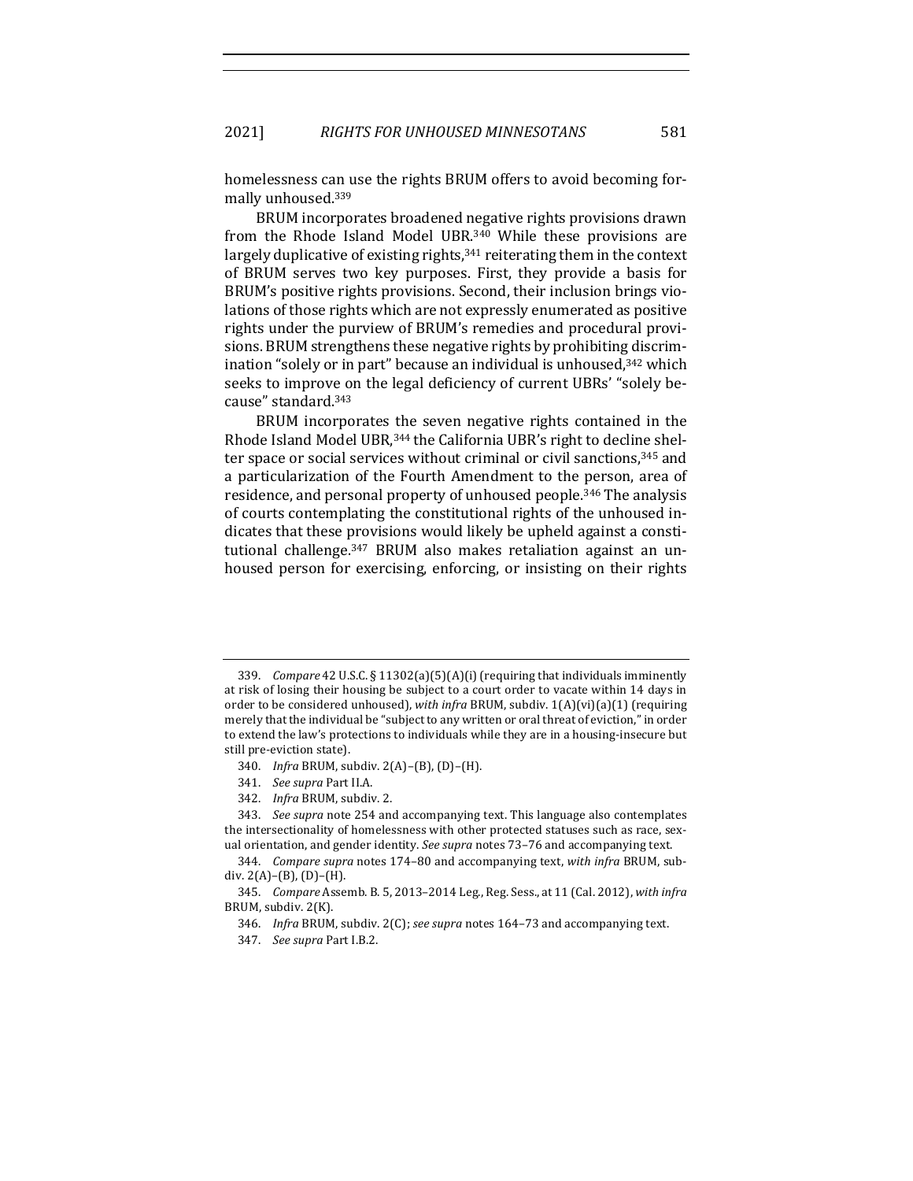homelessness can use the rights BRUM offers to avoid becoming formally unhoused.[339]

BRUM incorporates broadened negative rights provisions drawn from the Rhode Island Model UBR.[340] While these provisions are largely duplicative of existing rights,[341] reiterating them in the context of BRUM serves two key purposes. First, they provide a basis for BRUM's positive rights provisions. Second, their inclusion brings violations of those rights which are not expressly enumerated as positive rights under the purview of BRUM's remedies and procedural provisions. BRUM strengthens these negative rights by prohibiting discrimination "solely or in part" because an individual is unhoused,[342] which seeks to improve on the legal deficiency of current UBRs' "solely because" standard.[343]

BRUM incorporates the seven negative rights contained in the Rhode Island Model UBR,[344] the California UBR's right to decline shelter space or social services without criminal or civil sanctions,[345] and a particularization of the Fourth Amendment to the person, area of residence, and personal property of unhoused people.[346] The analysis of courts contemplating the constitutional rights of the unhoused indicates that these provisions would likely be upheld against a constitutional challenge.[347] BRUM also makes retaliation against an unhoused person for exercising, enforcing, or insisting on their rights

---

339. *Compare* 42 U.S.C. § 11302(a)(5)(A)(i) (requiring that individuals imminently at risk of losing their housing be subject to a court order to vacate within 14 days in order to be considered unhoused), *with infra* BRUM, subdiv. 1(A)(vi)(a)(1) (requiring merely that the individual be "subject to any written or oral threat of eviction," in order to extend the law's protections to individuals while they are in a housing-insecure but still pre-eviction state).

340. *Infra* BRUM, subdiv. 2(A)–(B), (D)–(H).

341. *See supra* Part II.A.

342. *Infra* BRUM, subdiv. 2.

343. *See supra* note 254 and accompanying text. This language also contemplates the intersectionality of homelessness with other protected statuses such as race, sexual orientation, and gender identity. *See supra* notes 73–76 and accompanying text.

344. *Compare supra* notes 174–80 and accompanying text, *with infra* BRUM, subdiv. 2(A)–(B), (D)–(H).

345. *Compare* Assemb. B. 5, 2013–2014 Leg., Reg. Sess., at 11 (Cal. 2012), *with infra* BRUM, subdiv. 2(K).

346. *Infra* BRUM, subdiv. 2(C); *see supra* notes 164–73 and accompanying text.

347. *See supra* Part I.B.2.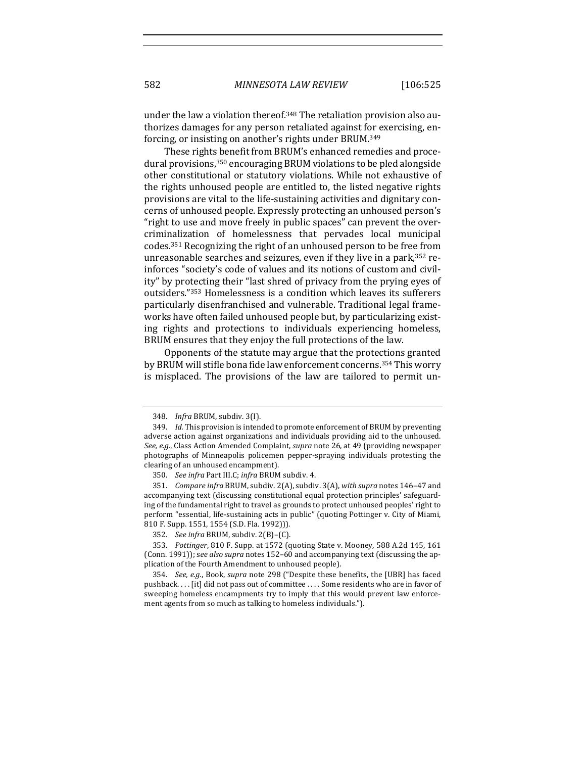under the law a violation thereof.[348] The retaliation provision also authorizes damages for any person retaliated against for exercising, enforcing, or insisting on another's rights under BRUM.[349]

These rights benefit from BRUM's enhanced remedies and procedural provisions,[350] encouraging BRUM violations to be pled alongside other constitutional or statutory violations. While not exhaustive of the rights unhoused people are entitled to, the listed negative rights provisions are vital to the life-sustaining activities and dignitary concerns of unhoused people. Expressly protecting an unhoused person's "right to use and move freely in public spaces" can prevent the overcriminalization of homelessness that pervades local municipal codes.[351] Recognizing the right of an unhoused person to be free from unreasonable searches and seizures, even if they live in a park,[352] reinforces "society's code of values and its notions of custom and civility" by protecting their "last shred of privacy from the prying eyes of outsiders."[353] Homelessness is a condition which leaves its sufferers particularly disenfranchised and vulnerable. Traditional legal frameworks have often failed unhoused people but, by particularizing existing rights and protections to individuals experiencing homeless, BRUM ensures that they enjoy the full protections of the law.

Opponents of the statute may argue that the protections granted by BRUM will stifle bona fide law enforcement concerns.[354] This worry is misplaced. The provisions of the law are tailored to permit un-

---

348. *Infra* BRUM, subdiv. 3(I).

349. *Id.* This provision is intended to promote enforcement of BRUM by preventing adverse action against organizations and individuals providing aid to the unhoused. *See, e.g.*, Class Action Amended Complaint, *supra* note 26, at 49 (providing newspaper photographs of Minneapolis policemen pepper-spraying individuals protesting the clearing of an unhoused encampment).

350. *See infra* Part III.C; *infra* BRUM subdiv. 4.

351. *Compare infra* BRUM, subdiv. 2(A), subdiv. 3(A), *with supra* notes 146–47 and accompanying text (discussing constitutional equal protection principles' safeguarding of the fundamental right to travel as grounds to protect unhoused peoples' right to perform "essential, life-sustaining acts in public" (quoting Pottinger v. City of Miami, 810 F. Supp. 1551, 1554 (S.D. Fla. 1992))).

352. *See infra* BRUM, subdiv. 2(B)–(C).

353. *Pottinger*, 810 F. Supp. at 1572 (quoting State v. Mooney, 588 A.2d 145, 161 (Conn. 1991)); *see also supra* notes 152–60 and accompanying text (discussing the application of the Fourth Amendment to unhoused people).

354. *See, e.g.*, Book, *supra* note 298 ("Despite these benefits, the [UBR] has faced pushback. . . . [it] did not pass out of committee . . . . Some residents who are in favor of sweeping homeless encampments try to imply that this would prevent law enforcement agents from so much as talking to homeless individuals.").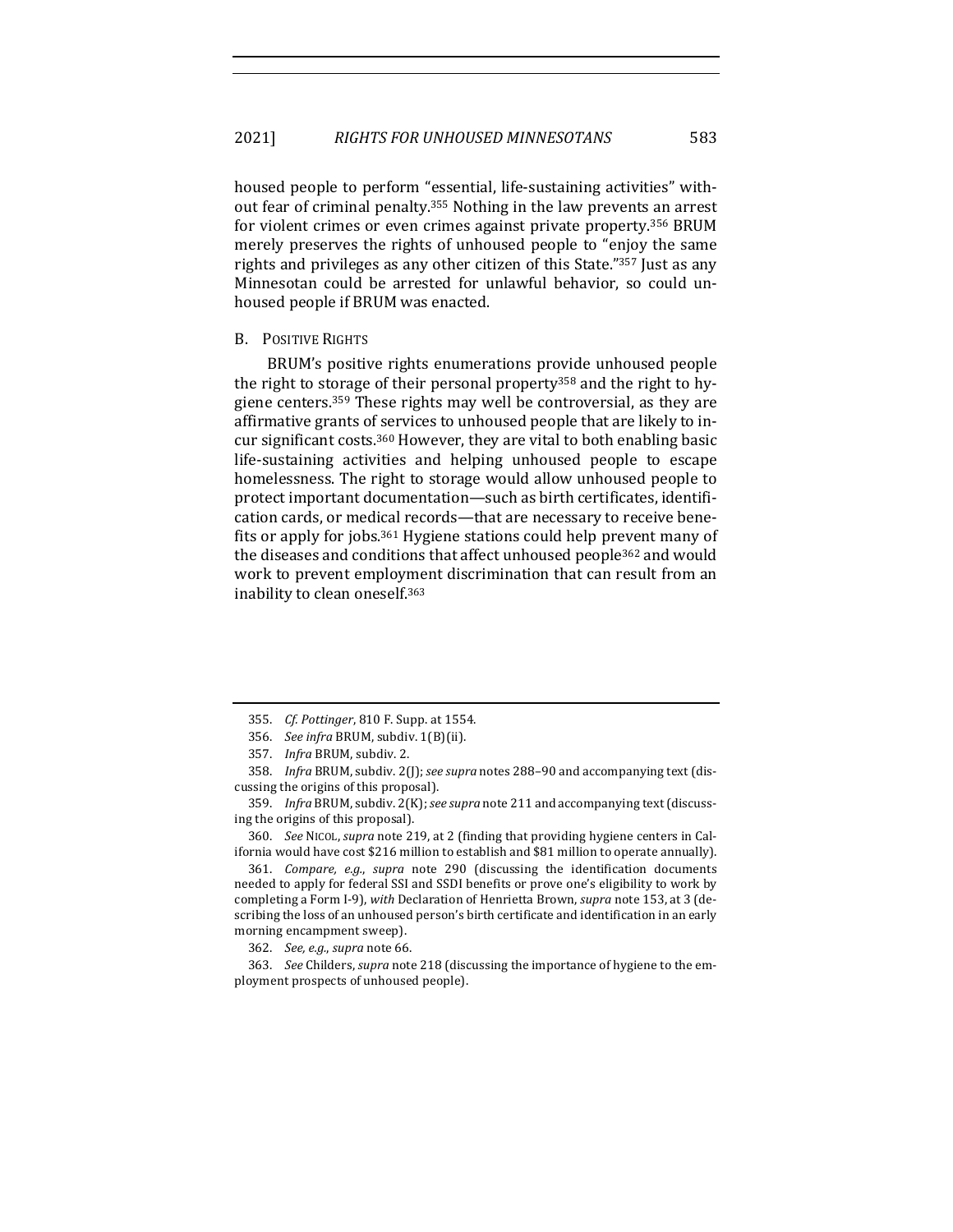housed people to perform "essential, life-sustaining activities" without fear of criminal penalty.[355] Nothing in the law prevents an arrest for violent crimes or even crimes against private property.[356] BRUM merely preserves the rights of unhoused people to "enjoy the same rights and privileges as any other citizen of this State."[357] Just as any Minnesotan could be arrested for unlawful behavior, so could unhoused people if BRUM was enacted.

## B. POSITIVE RIGHTS

BRUM's positive rights enumerations provide unhoused people the right to storage of their personal property[358] and the right to hygiene centers.[359] These rights may well be controversial, as they are affirmative grants of services to unhoused people that are likely to incur significant costs.[360] However, they are vital to both enabling basic life-sustaining activities and helping unhoused people to escape homelessness. The right to storage would allow unhoused people to protect important documentation—such as birth certificates, identification cards, or medical records—that are necessary to receive benefits or apply for jobs.[361] Hygiene stations could help prevent many of the diseases and conditions that affect unhoused people[362] and would work to prevent employment discrimination that can result from an inability to clean oneself.[363]

---

355. *Cf. Pottinger*, 810 F. Supp. at 1554.

356. *See infra* BRUM, subdiv. 1(B)(ii).

357. *Infra* BRUM, subdiv. 2.

358. *Infra* BRUM, subdiv. 2(J); *see supra* notes 288–90 and accompanying text (discussing the origins of this proposal).

359. *Infra* BRUM, subdiv. 2(K); *see supra* note 211 and accompanying text (discussing the origins of this proposal).

360. *See* NICOL, *supra* note 219, at 2 (finding that providing hygiene centers in California would have cost $216 million to establish and $81 million to operate annually).

361. *Compare, e.g.*, *supra* note 290 (discussing the identification documents needed to apply for federal SSI and SSDI benefits or prove one's eligibility to work by completing a Form I-9), *with* Declaration of Henrietta Brown, *supra* note 153, at 3 (describing the loss of an unhoused person's birth certificate and identification in an early morning encampment sweep).

362. *See, e.g.*, *supra* note 66.

363. *See* Childers, *supra* note 218 (discussing the importance of hygiene to the employment prospects of unhoused people).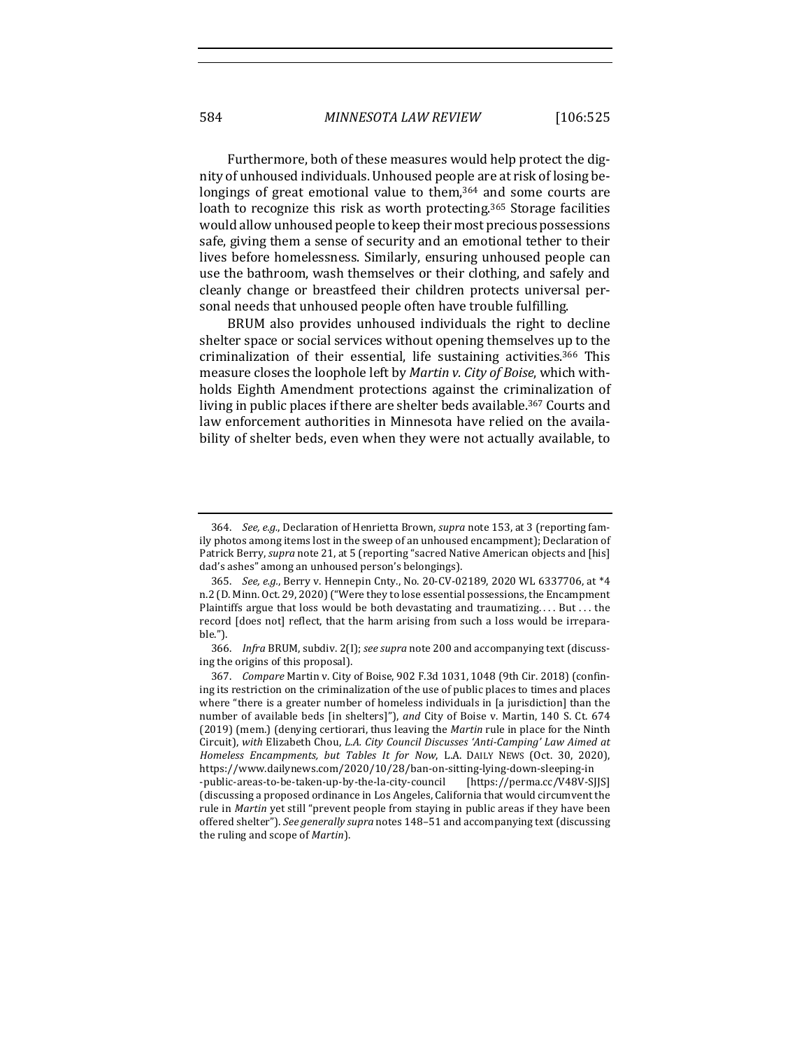Furthermore, both of these measures would help protect the dignity of unhoused individuals. Unhoused people are at risk of losing belongings of great emotional value to them,[364] and some courts are loath to recognize this risk as worth protecting.[365] Storage facilities would allow unhoused people to keep their most precious possessions safe, giving them a sense of security and an emotional tether to their lives before homelessness. Similarly, ensuring unhoused people can use the bathroom, wash themselves or their clothing, and safely and cleanly change or breastfeed their children protects universal personal needs that unhoused people often have trouble fulfilling.

BRUM also provides unhoused individuals the right to decline shelter space or social services without opening themselves up to the criminalization of their essential, life sustaining activities.[366] This measure closes the loophole left by *Martin v. City of Boise*, which withholds Eighth Amendment protections against the criminalization of living in public places if there are shelter beds available.[367] Courts and law enforcement authorities in Minnesota have relied on the availability of shelter beds, even when they were not actually available, to

---

364. *See, e.g.*, Declaration of Henrietta Brown, *supra* note 153, at 3 (reporting family photos among items lost in the sweep of an unhoused encampment); Declaration of Patrick Berry, *supra* note 21, at 5 (reporting "sacred Native American objects and [his] dad's ashes" among an unhoused person's belongings).

365. *See, e.g.*, Berry v. Hennepin Cnty., No. 20-CV-02189, 2020 WL 6337706, at *4 n.2 (D. Minn. Oct. 29, 2020) ("Were they to lose essential possessions, the Encampment Plaintiffs argue that loss would be both devastating and traumatizing. . . . But . . . the record [does not] reflect, that the harm arising from such a loss would be irreparable.").

366. *Infra* BRUM, subdiv. 2(I); *see supra* note 200 and accompanying text (discussing the origins of this proposal).

367. *Compare* Martin v. City of Boise, 902 F.3d 1031, 1048 (9th Cir. 2018) (confining its restriction on the criminalization of the use of public places to times and places where "there is a greater number of homeless individuals in [a jurisdiction] than the number of available beds [in shelters]"), *and* City of Boise v. Martin, 140 S. Ct. 674 (2019) (mem.) (denying certiorari, thus leaving the *Martin* rule in place for the Ninth Circuit), *with* Elizabeth Chou, *L.A. City Council Discusses 'Anti-Camping' Law Aimed at Homeless Encampments, but Tables It for Now*, L.A. DAILY NEWS (Oct. 30, 2020), https://www.dailynews.com/2020/10/28/ban-on-sitting-lying-down-sleeping-in-public-areas-to-be-taken-up-by-the-la-city-council [https://perma.cc/V48V-SJJS] (discussing a proposed ordinance in Los Angeles, California that would circumvent the rule in *Martin* yet still "prevent people from staying in public areas if they have been offered shelter"). *See generally supra* notes 148–51 and accompanying text (discussing the ruling and scope of *Martin*).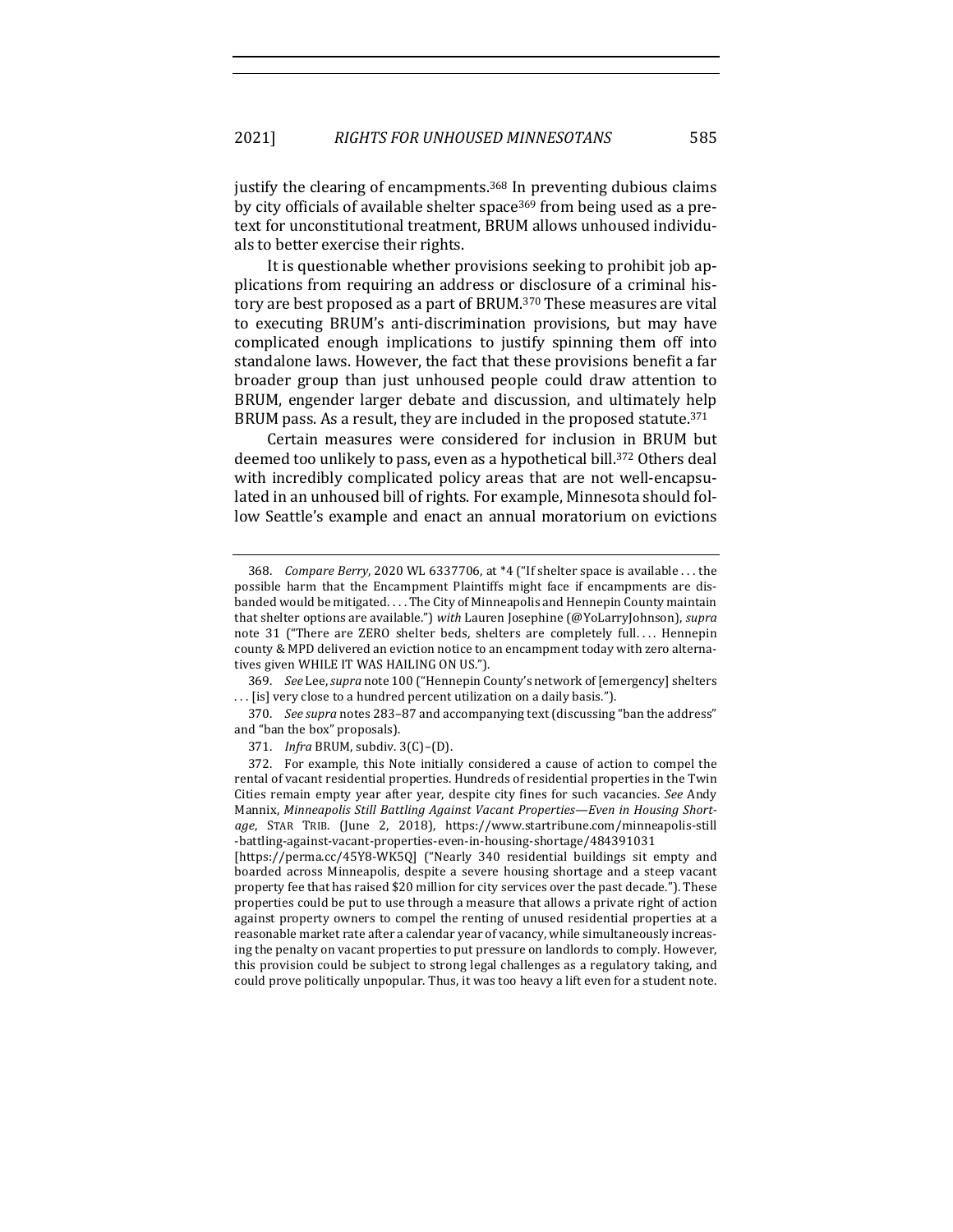justify the clearing of encampments.[368] In preventing dubious claims by city officials of available shelter space[369] from being used as a pretext for unconstitutional treatment, BRUM allows unhoused individuals to better exercise their rights.

It is questionable whether provisions seeking to prohibit job applications from requiring an address or disclosure of a criminal history are best proposed as a part of BRUM.[370] These measures are vital to executing BRUM's anti-discrimination provisions, but may have complicated enough implications to justify spinning them off into standalone laws. However, the fact that these provisions benefit a far broader group than just unhoused people could draw attention to BRUM, engender larger debate and discussion, and ultimately help BRUM pass. As a result, they are included in the proposed statute.[371]

Certain measures were considered for inclusion in BRUM but deemed too unlikely to pass, even as a hypothetical bill.[372] Others deal with incredibly complicated policy areas that are not well-encapsulated in an unhoused bill of rights. For example, Minnesota should follow Seattle's example and enact an annual moratorium on evictions

---

368. *Compare Berry*, 2020 WL 6337706, at *4 ("If shelter space is available . . . the possible harm that the Encampment Plaintiffs might face if encampments are disbanded would be mitigated. . . . The City of Minneapolis and Hennepin County maintain that shelter options are available.") *with* Lauren Josephine (@YoLarryJohnson), *supra* note 31 ("There are ZERO shelter beds, shelters are completely full. . . . Hennepin county & MPD delivered an eviction notice to an encampment today with zero alternatives given WHILE IT WAS HAILING ON US.").

369. *See* Lee, *supra* note 100 ("Hennepin County's network of [emergency] shelters . . . [is] very close to a hundred percent utilization on a daily basis.").

370. *See supra* notes 283–87 and accompanying text (discussing "ban the address" and "ban the box" proposals).

371. *Infra* BRUM, subdiv. 3(C)–(D).

372. For example, this Note initially considered a cause of action to compel the rental of vacant residential properties. Hundreds of residential properties in the Twin Cities remain empty year after year, despite city fines for such vacancies. *See* Andy Mannix, *Minneapolis Still Battling Against Vacant Properties—Even in Housing Shortage*, STAR TRIB. (June 2, 2018), https://www.startribune.com/minneapolis-still-battling-against-vacant-properties-even-in-housing-shortage/484391031 [https://perma.cc/45Y8-WK5Q] ("Nearly 340 residential buildings sit empty and boarded across Minneapolis, despite a severe housing shortage and a steep vacant property fee that has raised $20 million for city services over the past decade."). These properties could be put to use through a measure that allows a private right of action against property owners to compel the renting of unused residential properties at a reasonable market rate after a calendar year of vacancy, while simultaneously increasing the penalty on vacant properties to put pressure on landlords to comply. However, this provision could be subject to strong legal challenges as a regulatory taking, and could prove politically unpopular. Thus, it was too heavy a lift even for a student note.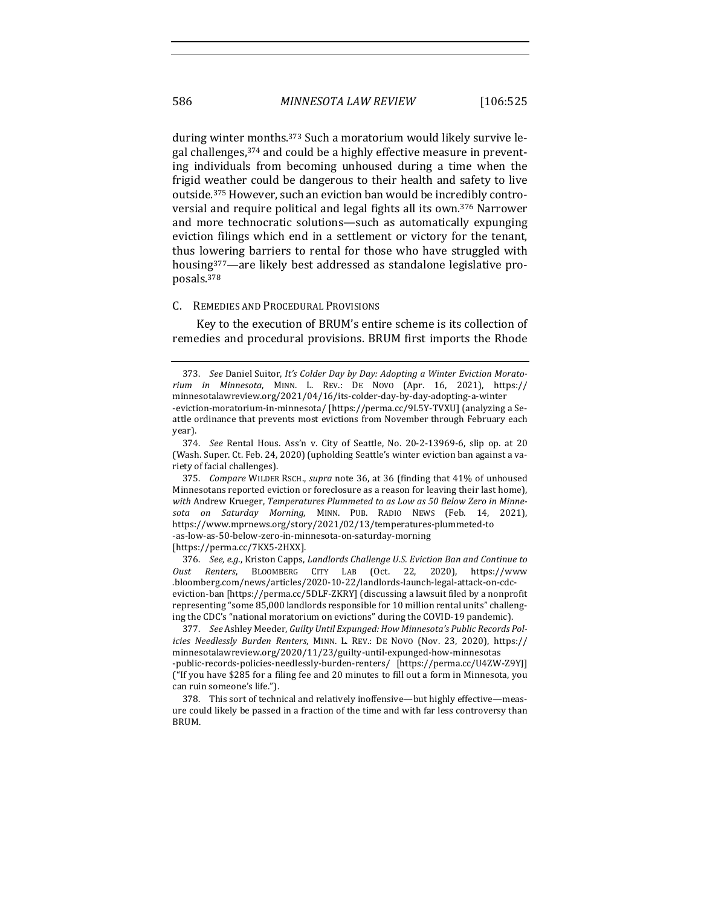during winter months.[373] Such a moratorium would likely survive legal challenges,[374] and could be a highly effective measure in preventing individuals from becoming unhoused during a time when the frigid weather could be dangerous to their health and safety to live outside.[375] However, such an eviction ban would be incredibly controversial and require political and legal fights all its own.[376] Narrower and more technocratic solutions—such as automatically expunging eviction filings which end in a settlement or victory for the tenant, thus lowering barriers to rental for those who have struggled with housing[377]—are likely best addressed as standalone legislative proposals.[378]

### C. Remedies and Procedural Provisions

Key to the execution of BRUM's entire scheme is its collection of remedies and procedural provisions. BRUM first imports the Rhode

---

373. *See* Daniel Suitor, *It's Colder Day by Day: Adopting a Winter Eviction Moratorium in Minnesota*, MINN. L. REV.: DE NOVO (Apr. 16, 2021), https://minnesotalawreview.org/2021/04/16/its-colder-day-by-day-adopting-a-winter-eviction-moratorium-in-minnesota/ [https://perma.cc/9L5Y-TVXU] (analyzing a Seattle ordinance that prevents most evictions from November through February each year).

374. *See* Rental Hous. Ass'n v. City of Seattle, No. 20-2-13969-6, slip op. at 20 (Wash. Super. Ct. Feb. 24, 2020) (upholding Seattle's winter eviction ban against a variety of facial challenges).

375. *Compare* WILDER RSCH., *supra* note 36, at 36 (finding that 41% of unhoused Minnesotans reported eviction or foreclosure as a reason for leaving their last home), *with* Andrew Krueger, *Temperatures Plummeted to as Low as 50 Below Zero in Minnesota on Saturday Morning*, MINN. PUB. RADIO NEWS (Feb. 14, 2021), https://www.mprnews.org/story/2021/02/13/temperatures-plummeted-to-as-low-as-50-below-zero-in-minnesota-on-saturday-morning [https://perma.cc/7KX5-2HXX].

376. *See, e.g.*, Kriston Capps, *Landlords Challenge U.S. Eviction Ban and Continue to Oust Renters*, BLOOMBERG CITY LAB (Oct. 22, 2020), https://www.bloomberg.com/news/articles/2020-10-22/landlords-launch-legal-attack-on-cdc-eviction-ban [https://perma.cc/5DLF-ZKRY] (discussing a lawsuit filed by a nonprofit representing "some 85,000 landlords responsible for 10 million rental units" challenging the CDC's "national moratorium on evictions" during the COVID-19 pandemic).

377. *See* Ashley Meeder, *Guilty Until Expunged: How Minnesota's Public Records Policies Needlessly Burden Renters*, MINN. L. REV.: DE NOVO (Nov. 23, 2020), https://minnesotalawreview.org/2020/11/23/guilty-until-expunged-how-minnesotas-public-records-policies-needlessly-burden-renters/ [https://perma.cc/U4ZW-Z9YJ] ("If you have $285 for a filing fee and 20 minutes to fill out a form in Minnesota, you can ruin someone's life.").

378. This sort of technical and relatively inoffensive—but highly effective—measure could likely be passed in a fraction of the time and with far less controversy than BRUM.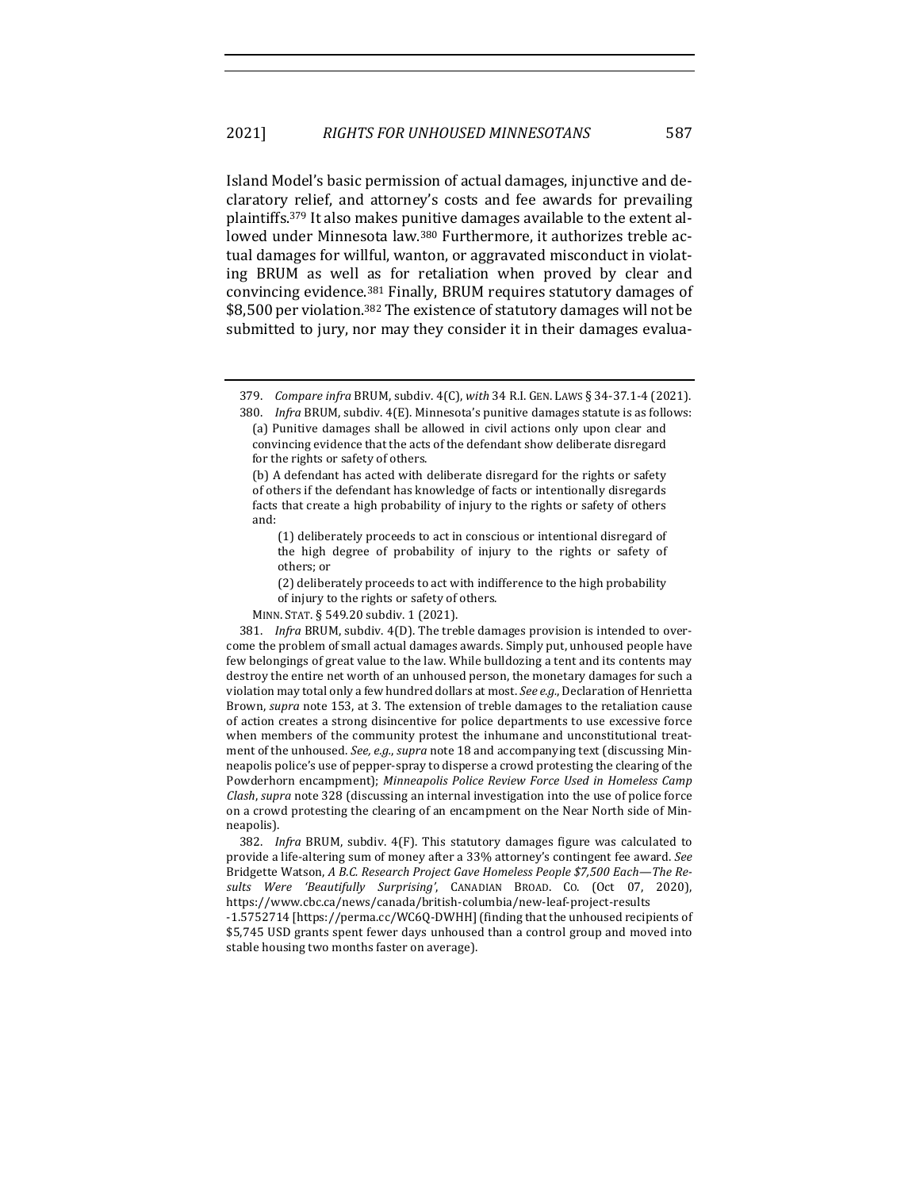Island Model's basic permission of actual damages, injunctive and declaratory relief, and attorney's costs and fee awards for prevailing plaintiffs.[379] It also makes punitive damages available to the extent allowed under Minnesota law.[380] Furthermore, it authorizes treble actual damages for willful, wanton, or aggravated misconduct in violating BRUM as well as for retaliation when proved by clear and convincing evidence.[381] Finally, BRUM requires statutory damages of $8,500 per violation.[382] The existence of statutory damages will not be submitted to jury, nor may they consider it in their damages evalua-

---

379. *Compare infra* BRUM, subdiv. 4(C), *with* 34 R.I. GEN. LAWS § 34-37.1-4 (2021).

380. *Infra* BRUM, subdiv. 4(E). Minnesota's punitive damages statute is as follows:

> (a) Punitive damages shall be allowed in civil actions only upon clear and convincing evidence that the acts of the defendant show deliberate disregard for the rights or safety of others.
>
> (b) A defendant has acted with deliberate disregard for the rights or safety of others if the defendant has knowledge of facts or intentionally disregards facts that create a high probability of injury to the rights or safety of others and:
>
> > (1) deliberately proceeds to act in conscious or intentional disregard of the high degree of probability of injury to the rights or safety of others; or
> >
> > (2) deliberately proceeds to act with indifference to the high probability of injury to the rights or safety of others.

MINN. STAT. § 549.20 subdiv. 1 (2021).

381. *Infra* BRUM, subdiv. 4(D). The treble damages provision is intended to overcome the problem of small actual damages awards. Simply put, unhoused people have few belongings of great value to the law. While bulldozing a tent and its contents may destroy the entire net worth of an unhoused person, the monetary damages for such a violation may total only a few hundred dollars at most. *See e.g.*, Declaration of Henrietta Brown, *supra* note 153, at 3. The extension of treble damages to the retaliation cause of action creates a strong disincentive for police departments to use excessive force when members of the community protest the inhumane and unconstitutional treatment of the unhoused. *See, e.g.*, *supra* note 18 and accompanying text (discussing Minneapolis police's use of pepper-spray to disperse a crowd protesting the clearing of the Powderhorn encampment); *Minneapolis Police Review Force Used in Homeless Camp Clash*, *supra* note 328 (discussing an internal investigation into the use of police force on a crowd protesting the clearing of an encampment on the Near North side of Minneapolis).

382. *Infra* BRUM, subdiv. 4(F). This statutory damages figure was calculated to provide a life-altering sum of money after a 33% attorney's contingent fee award. *See* Bridgette Watson, *A B.C. Research Project Gave Homeless People $7,500 Each—The Results Were 'Beautifully Surprising'*, CANADIAN BROAD. CO. (Oct 07, 2020), https://www.cbc.ca/news/canada/british-columbia/new-leaf-project-results-1.5752714 [https://perma.cc/WC6Q-DWHH] (finding that the unhoused recipients of $5,745 USD grants spent fewer days unhoused than a control group and moved into stable housing two months faster on average).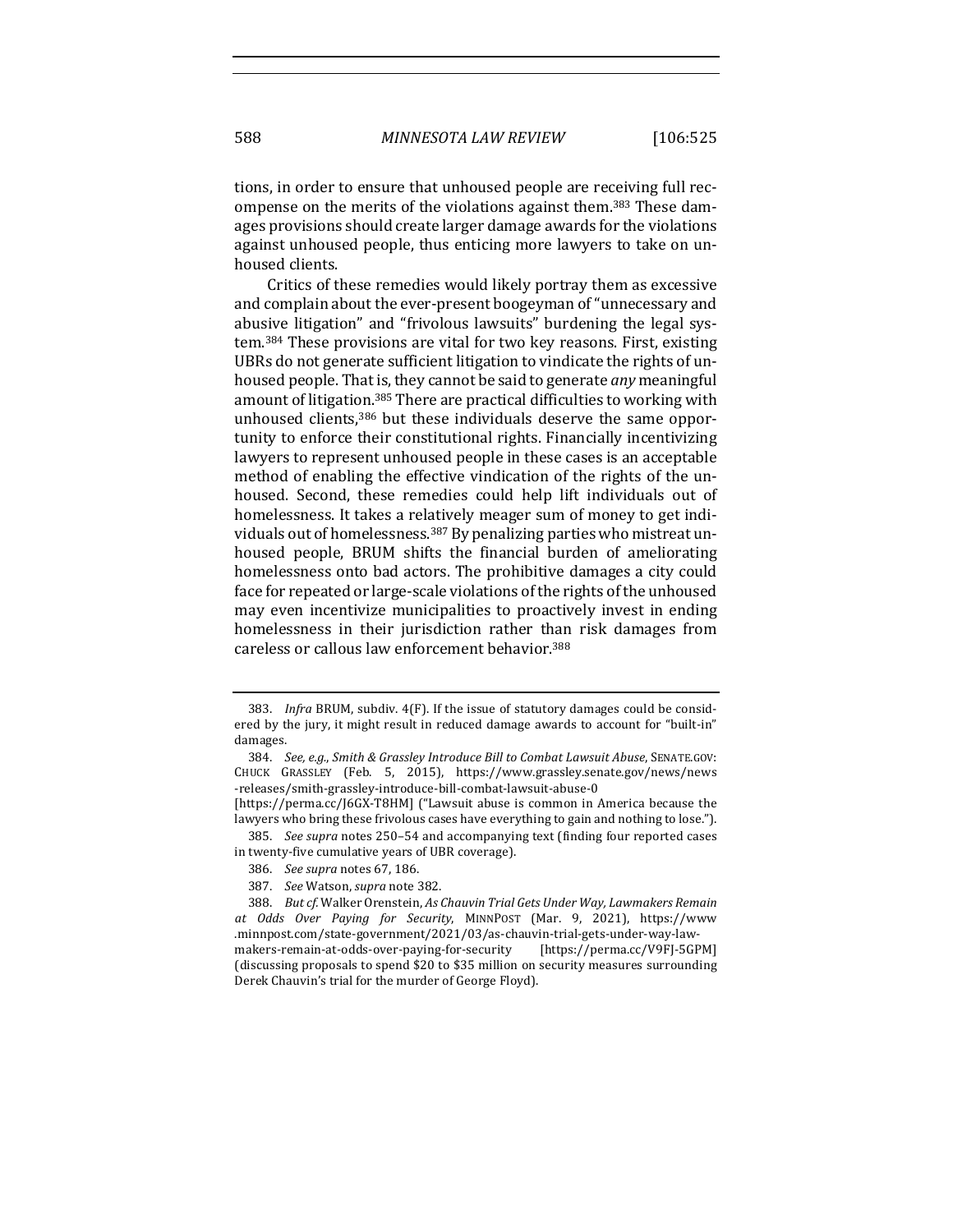tions, in order to ensure that unhoused people are receiving full recompense on the merits of the violations against them.[383] These damages provisions should create larger damage awards for the violations against unhoused people, thus enticing more lawyers to take on unhoused clients.

Critics of these remedies would likely portray them as excessive and complain about the ever-present boogeyman of "unnecessary and abusive litigation" and "frivolous lawsuits" burdening the legal system.[384] These provisions are vital for two key reasons. First, existing UBRs do not generate sufficient litigation to vindicate the rights of unhoused people. That is, they cannot be said to generate *any* meaningful amount of litigation.[385] There are practical difficulties to working with unhoused clients,[386] but these individuals deserve the same opportunity to enforce their constitutional rights. Financially incentivizing lawyers to represent unhoused people in these cases is an acceptable method of enabling the effective vindication of the rights of the unhoused. Second, these remedies could help lift individuals out of homelessness. It takes a relatively meager sum of money to get individuals out of homelessness.[387] By penalizing parties who mistreat unhoused people, BRUM shifts the financial burden of ameliorating homelessness onto bad actors. The prohibitive damages a city could face for repeated or large-scale violations of the rights of the unhoused may even incentivize municipalities to proactively invest in ending homelessness in their jurisdiction rather than risk damages from careless or callous law enforcement behavior.[388]

---

383. *Infra* BRUM, subdiv. 4(F). If the issue of statutory damages could be considered by the jury, it might result in reduced damage awards to account for "built-in" damages.

384. *See, e.g.*, *Smith & Grassley Introduce Bill to Combat Lawsuit Abuse*, SENATE.GOV: CHUCK GRASSLEY (Feb. 5, 2015), https://www.grassley.senate.gov/news/news-releases/smith-grassley-introduce-bill-combat-lawsuit-abuse-0 [https://perma.cc/J6GX-T8HM] ("Lawsuit abuse is common in America because the lawyers who bring these frivolous cases have everything to gain and nothing to lose.").

385. *See supra* notes 250–54 and accompanying text (finding four reported cases in twenty-five cumulative years of UBR coverage).

386. *See supra* notes 67, 186.

387. *See* Watson, *supra* note 382.

388. *But cf.* Walker Orenstein, *As Chauvin Trial Gets Under Way, Lawmakers Remain at Odds Over Paying for Security*, MINNPOST (Mar. 9, 2021), https://www.minnpost.com/state-government/2021/03/as-chauvin-trial-gets-under-way-law-makers-remain-at-odds-over-paying-for-security [https://perma.cc/V9FJ-5GPM] (discussing proposals to spend $20 to $35 million on security measures surrounding Derek Chauvin's trial for the murder of George Floyd).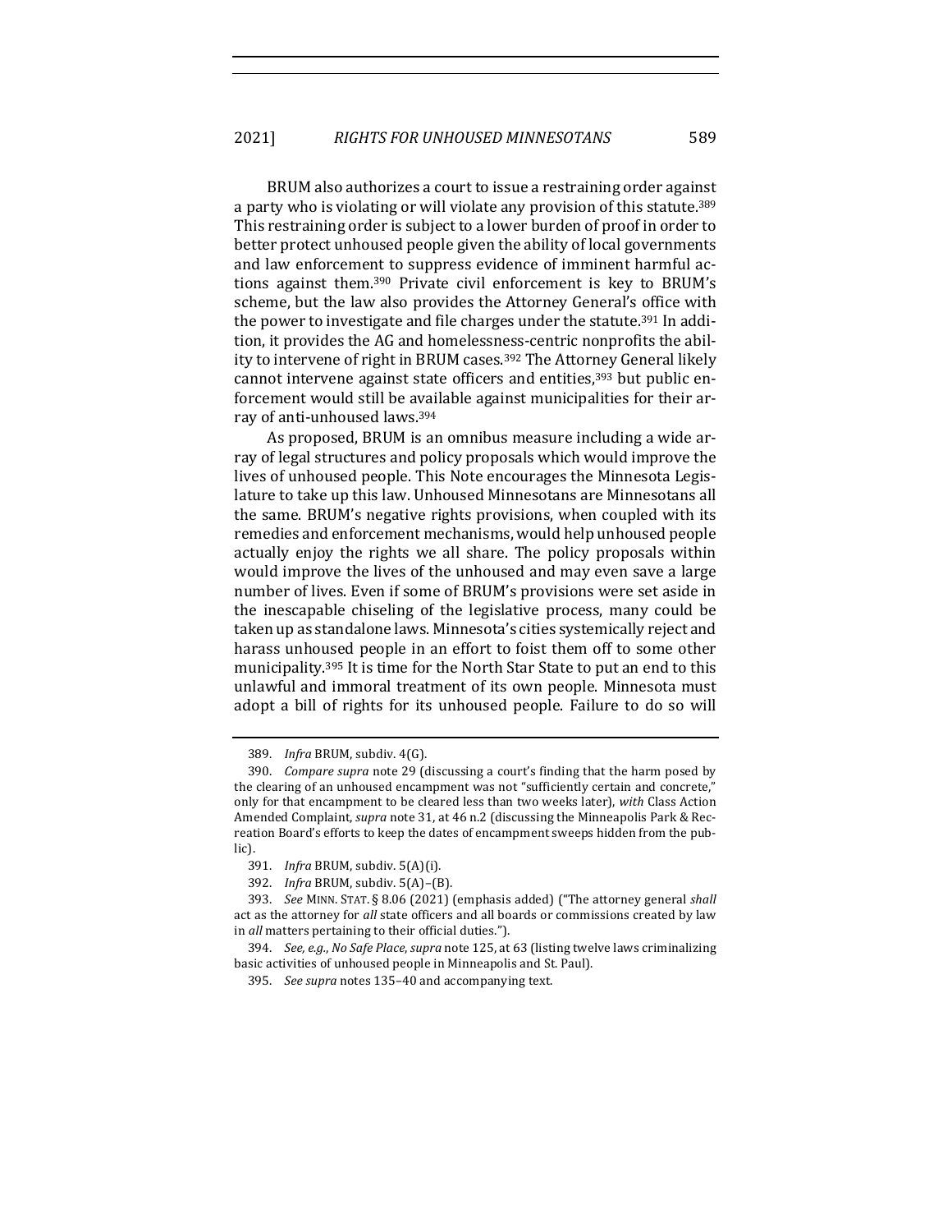BRUM also authorizes a court to issue a restraining order against a party who is violating or will violate any provision of this statute.[389] This restraining order is subject to a lower burden of proof in order to better protect unhoused people given the ability of local governments and law enforcement to suppress evidence of imminent harmful actions against them.[390] Private civil enforcement is key to BRUM's scheme, but the law also provides the Attorney General's office with the power to investigate and file charges under the statute.[391] In addition, it provides the AG and homelessness-centric nonprofits the ability to intervene of right in BRUM cases.[392] The Attorney General likely cannot intervene against state officers and entities,[393] but public enforcement would still be available against municipalities for their array of anti-unhoused laws.[394]

As proposed, BRUM is an omnibus measure including a wide array of legal structures and policy proposals which would improve the lives of unhoused people. This Note encourages the Minnesota Legislature to take up this law. Unhoused Minnesotans are Minnesotans all the same. BRUM's negative rights provisions, when coupled with its remedies and enforcement mechanisms, would help unhoused people actually enjoy the rights we all share. The policy proposals within would improve the lives of the unhoused and may even save a large number of lives. Even if some of BRUM's provisions were set aside in the inescapable chiseling of the legislative process, many could be taken up as standalone laws. Minnesota's cities systemically reject and harass unhoused people in an effort to foist them off to some other municipality.[395] It is time for the North Star State to put an end to this unlawful and immoral treatment of its own people. Minnesota must adopt a bill of rights for its unhoused people. Failure to do so will

---

389. *Infra* BRUM, subdiv. 4(G).

390. *Compare supra* note 29 (discussing a court's finding that the harm posed by the clearing of an unhoused encampment was not "sufficiently certain and concrete," only for that encampment to be cleared less than two weeks later), *with* Class Action Amended Complaint, *supra* note 31, at 46 n.2 (discussing the Minneapolis Park & Recreation Board's efforts to keep the dates of encampment sweeps hidden from the public).

391. *Infra* BRUM, subdiv. 5(A)(i).

392. *Infra* BRUM, subdiv. 5(A)–(B).

393. *See* MINN. STAT. § 8.06 (2021) (emphasis added) ("The attorney general *shall* act as the attorney for *all* state officers and all boards or commissions created by law in *all* matters pertaining to their official duties.").

394. *See, e.g.*, *No Safe Place*, *supra* note 125, at 63 (listing twelve laws criminalizing basic activities of unhoused people in Minneapolis and St. Paul).

395. *See supra* notes 135–40 and accompanying text.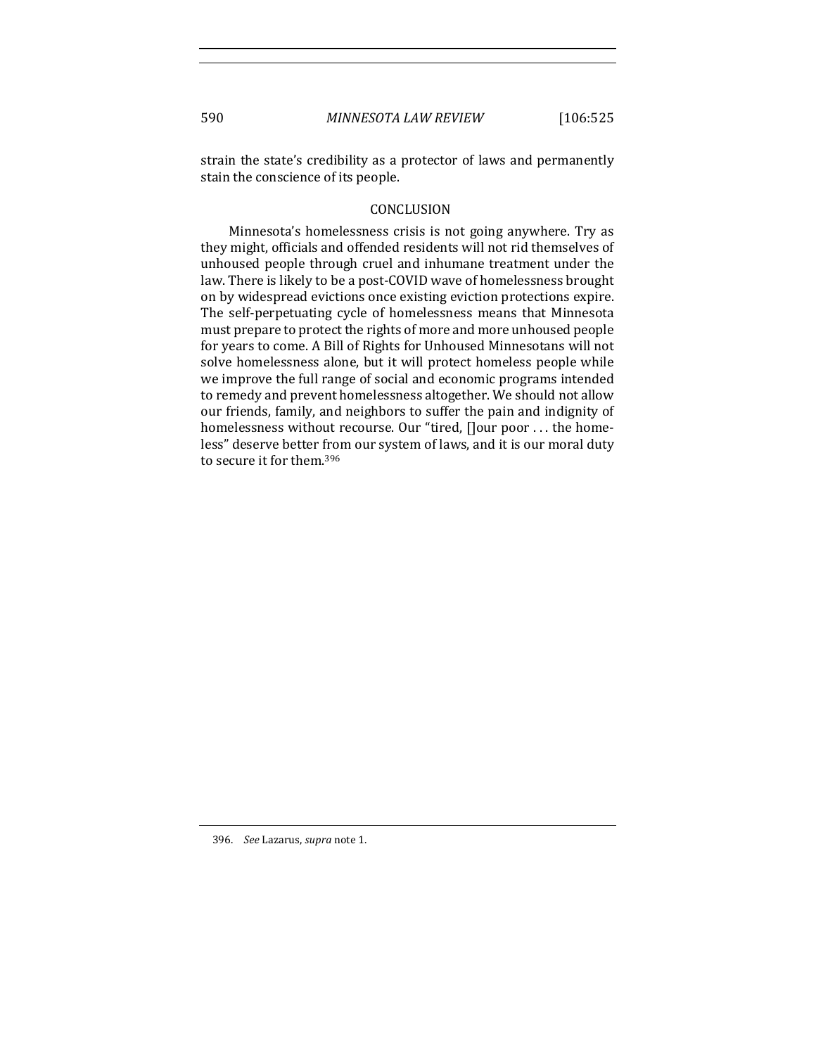strain the state's credibility as a protector of laws and permanently stain the conscience of its people.

## CONCLUSION

Minnesota's homelessness crisis is not going anywhere. Try as they might, officials and offended residents will not rid themselves of unhoused people through cruel and inhumane treatment under the law. There is likely to be a post-COVID wave of homelessness brought on by widespread evictions once existing eviction protections expire. The self-perpetuating cycle of homelessness means that Minnesota must prepare to protect the rights of more and more unhoused people for years to come. A Bill of Rights for Unhoused Minnesotans will not solve homelessness alone, but it will protect homeless people while we improve the full range of social and economic programs intended to remedy and prevent homelessness altogether. We should not allow our friends, family, and neighbors to suffer the pain and indignity of homelessness without recourse. Our "tired, []our poor . . . the homeless" deserve better from our system of laws, and it is our moral duty to secure it for them.[396]

---

396. *See* Lazarus, *supra* note 1.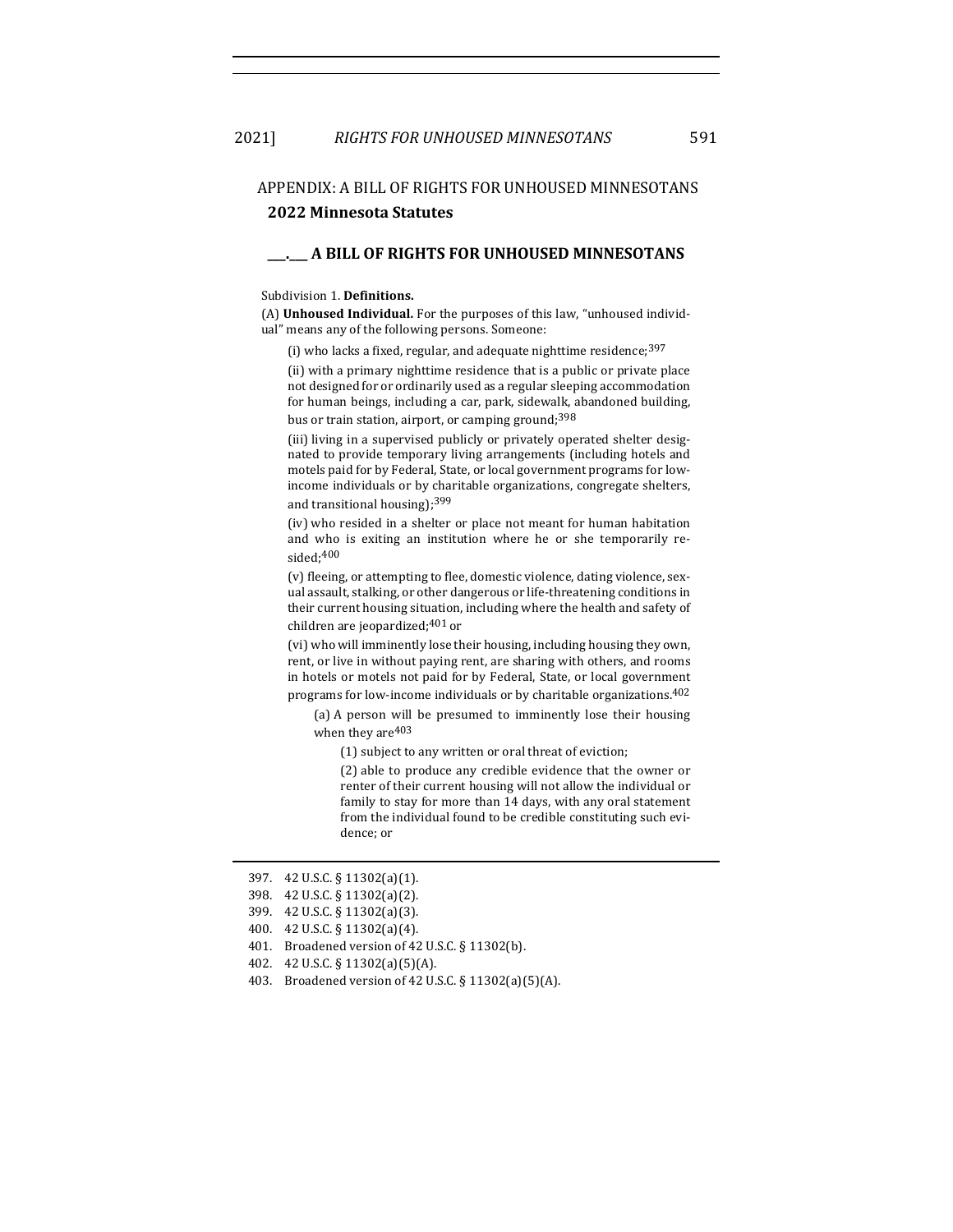## APPENDIX: A BILL OF RIGHTS FOR UNHOUSED MINNESOTANS

**2022 Minnesota Statutes**

### ___.___ A BILL OF RIGHTS FOR UNHOUSED MINNESOTANS

Subdivision 1. **Definitions.**

(A) **Unhoused Individual.** For the purposes of this law, "unhoused individual" means any of the following persons. Someone:

(i) who lacks a fixed, regular, and adequate nighttime residence;[397]

(ii) with a primary nighttime residence that is a public or private place not designed for or ordinarily used as a regular sleeping accommodation for human beings, including a car, park, sidewalk, abandoned building, bus or train station, airport, or camping ground;[398]

(iii) living in a supervised publicly or privately operated shelter designated to provide temporary living arrangements (including hotels and motels paid for by Federal, State, or local government programs for low-income individuals or by charitable organizations, congregate shelters, and transitional housing);[399]

(iv) who resided in a shelter or place not meant for human habitation and who is exiting an institution where he or she temporarily resided;[400]

(v) fleeing, or attempting to flee, domestic violence, dating violence, sexual assault, stalking, or other dangerous or life-threatening conditions in their current housing situation, including where the health and safety of children are jeopardized;[401] or

(vi) who will imminently lose their housing, including housing they own, rent, or live in without paying rent, are sharing with others, and rooms in hotels or motels not paid for by Federal, State, or local government programs for low-income individuals or by charitable organizations.[402]

(a) A person will be presumed to imminently lose their housing when they are[403]

(1) subject to any written or oral threat of eviction;

(2) able to produce any credible evidence that the owner or renter of their current housing will not allow the individual or family to stay for more than 14 days, with any oral statement from the individual found to be credible constituting such evidence; or

---

397. 42 U.S.C. § 11302(a)(1).

398. 42 U.S.C. § 11302(a)(2).

399. 42 U.S.C. § 11302(a)(3).

400. 42 U.S.C. § 11302(a)(4).

401. Broadened version of 42 U.S.C. § 11302(b).

402. 42 U.S.C. § 11302(a)(5)(A).

403. Broadened version of 42 U.S.C. § 11302(a)(5)(A).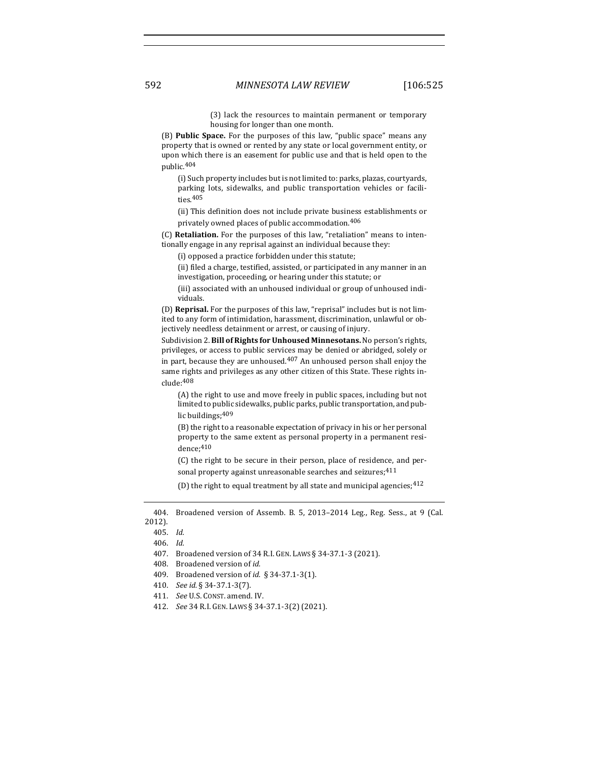(3) lack the resources to maintain permanent or temporary housing for longer than one month.

(B) **Public Space.** For the purposes of this law, "public space" means any property that is owned or rented by any state or local government entity, or upon which there is an easement for public use and that is held open to the public.[404]

(i) Such property includes but is not limited to: parks, plazas, courtyards, parking lots, sidewalks, and public transportation vehicles or facilities.[405]

(ii) This definition does not include private business establishments or privately owned places of public accommodation.[406]

(C) **Retaliation.** For the purposes of this law, "retaliation" means to intentionally engage in any reprisal against an individual because they:

(i) opposed a practice forbidden under this statute;

(ii) filed a charge, testified, assisted, or participated in any manner in an investigation, proceeding, or hearing under this statute; or

(iii) associated with an unhoused individual or group of unhoused individuals.

(D) **Reprisal.** For the purposes of this law, "reprisal" includes but is not limited to any form of intimidation, harassment, discrimination, unlawful or objectively needless detainment or arrest, or causing of injury.

Subdivision 2. **Bill of Rights for Unhoused Minnesotans.** No person's rights, privileges, or access to public services may be denied or abridged, solely or in part, because they are unhoused.[407] An unhoused person shall enjoy the same rights and privileges as any other citizen of this State. These rights include:[408]

(A) the right to use and move freely in public spaces, including but not limited to public sidewalks, public parks, public transportation, and public buildings;[409]

(B) the right to a reasonable expectation of privacy in his or her personal property to the same extent as personal property in a permanent residence;[410]

(C) the right to be secure in their person, place of residence, and personal property against unreasonable searches and seizures;[411]

(D) the right to equal treatment by all state and municipal agencies;[412]

---

404. Broadened version of Assemb. B. 5, 2013–2014 Leg., Reg. Sess., at 9 (Cal. 2012).

405. *Id.*

406. *Id.*

407. Broadened version of 34 R.I. GEN. LAWS § 34-37.1-3 (2021).

408. Broadened version of *id.*

409. Broadened version of *id.* § 34-37.1-3(1).

410. *See id.* § 34-37.1-3(7).

411. *See* U.S. CONST. amend. IV.

412. *See* 34 R.I. GEN. LAWS § 34-37.1-3(2) (2021).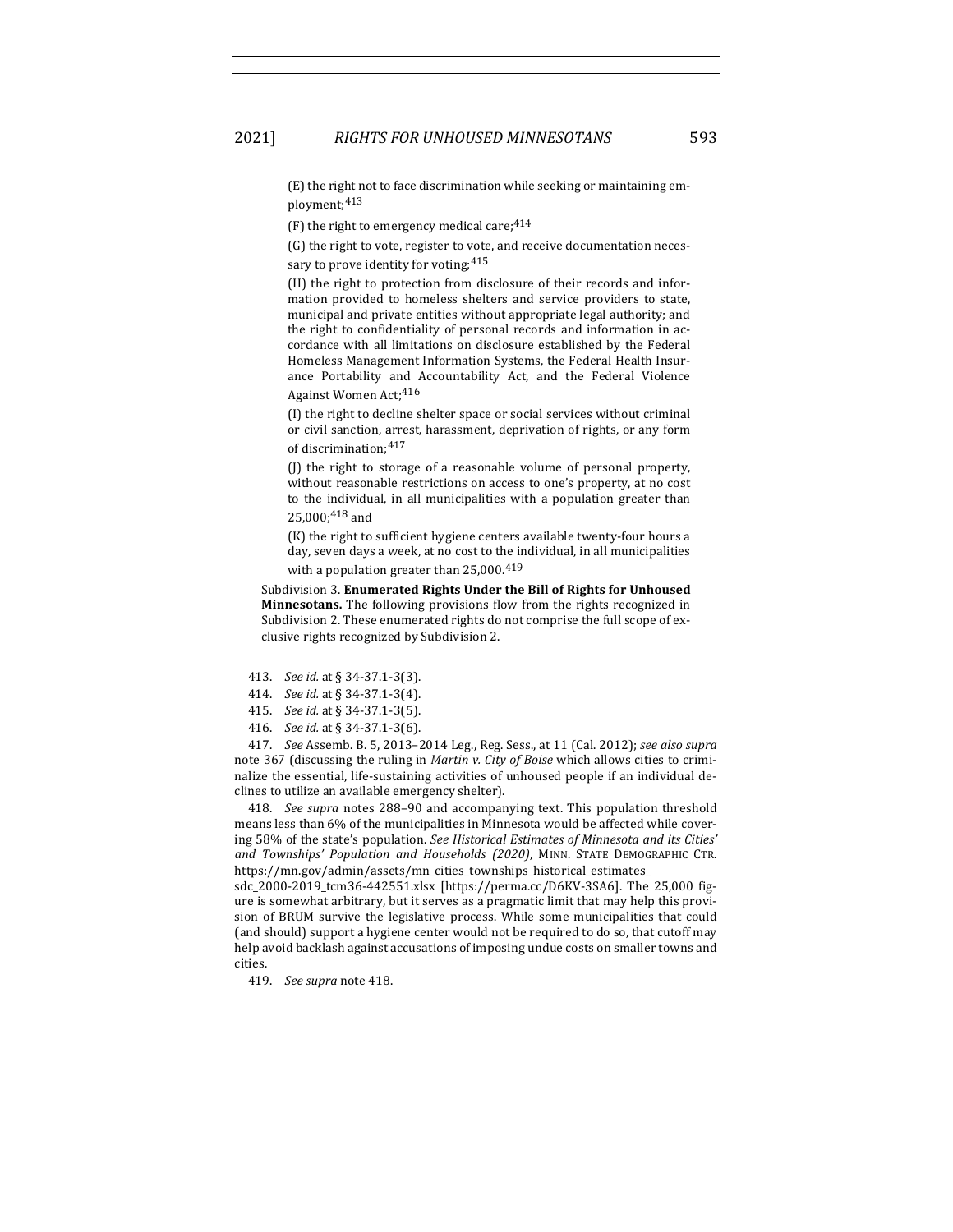(E) the right not to face discrimination while seeking or maintaining employment;[413]

(F) the right to emergency medical care;[414]

(G) the right to vote, register to vote, and receive documentation necessary to prove identity for voting;[415]

(H) the right to protection from disclosure of their records and information provided to homeless shelters and service providers to state, municipal and private entities without appropriate legal authority; and the right to confidentiality of personal records and information in accordance with all limitations on disclosure established by the Federal Homeless Management Information Systems, the Federal Health Insurance Portability and Accountability Act, and the Federal Violence Against Women Act;[416]

(I) the right to decline shelter space or social services without criminal or civil sanction, arrest, harassment, deprivation of rights, or any form of discrimination;[417]

(J) the right to storage of a reasonable volume of personal property, without reasonable restrictions on access to one's property, at no cost to the individual, in all municipalities with a population greater than 25,000;[418] and

(K) the right to sufficient hygiene centers available twenty-four hours a day, seven days a week, at no cost to the individual, in all municipalities with a population greater than 25,000.[419]

Subdivision 3. **Enumerated Rights Under the Bill of Rights for Unhoused Minnesotans.** The following provisions flow from the rights recognized in Subdivision 2. These enumerated rights do not comprise the full scope of exclusive rights recognized by Subdivision 2.

---

413. *See id.* at § 34-37.1-3(3).

414. *See id.* at § 34-37.1-3(4).

415. *See id.* at § 34-37.1-3(5).

416. *See id.* at § 34-37.1-3(6).

417. *See* Assemb. B. 5, 2013–2014 Leg., Reg. Sess., at 11 (Cal. 2012); *see also supra* note 367 (discussing the ruling in *Martin v. City of Boise* which allows cities to criminalize the essential, life-sustaining activities of unhoused people if an individual declines to utilize an available emergency shelter).

418. *See supra* notes 288–90 and accompanying text. This population threshold means less than 6% of the municipalities in Minnesota would be affected while covering 58% of the state's population. *See Historical Estimates of Minnesota and its Cities' and Townships' Population and Households (2020)*, MINN. STATE DEMOGRAPHIC CTR. https://mn.gov/admin/assets/mn_cities_townships_historical_estimates_sdc_2000-2019_tcm36-442551.xlsx [https://perma.cc/D6KV-3SA6]. The 25,000 figure is somewhat arbitrary, but it serves as a pragmatic limit that may help this provision of BRUM survive the legislative process. While some municipalities that could (and should) support a hygiene center would not be required to do so, that cutoff may help avoid backlash against accusations of imposing undue costs on smaller towns and cities.

419. *See supra* note 418.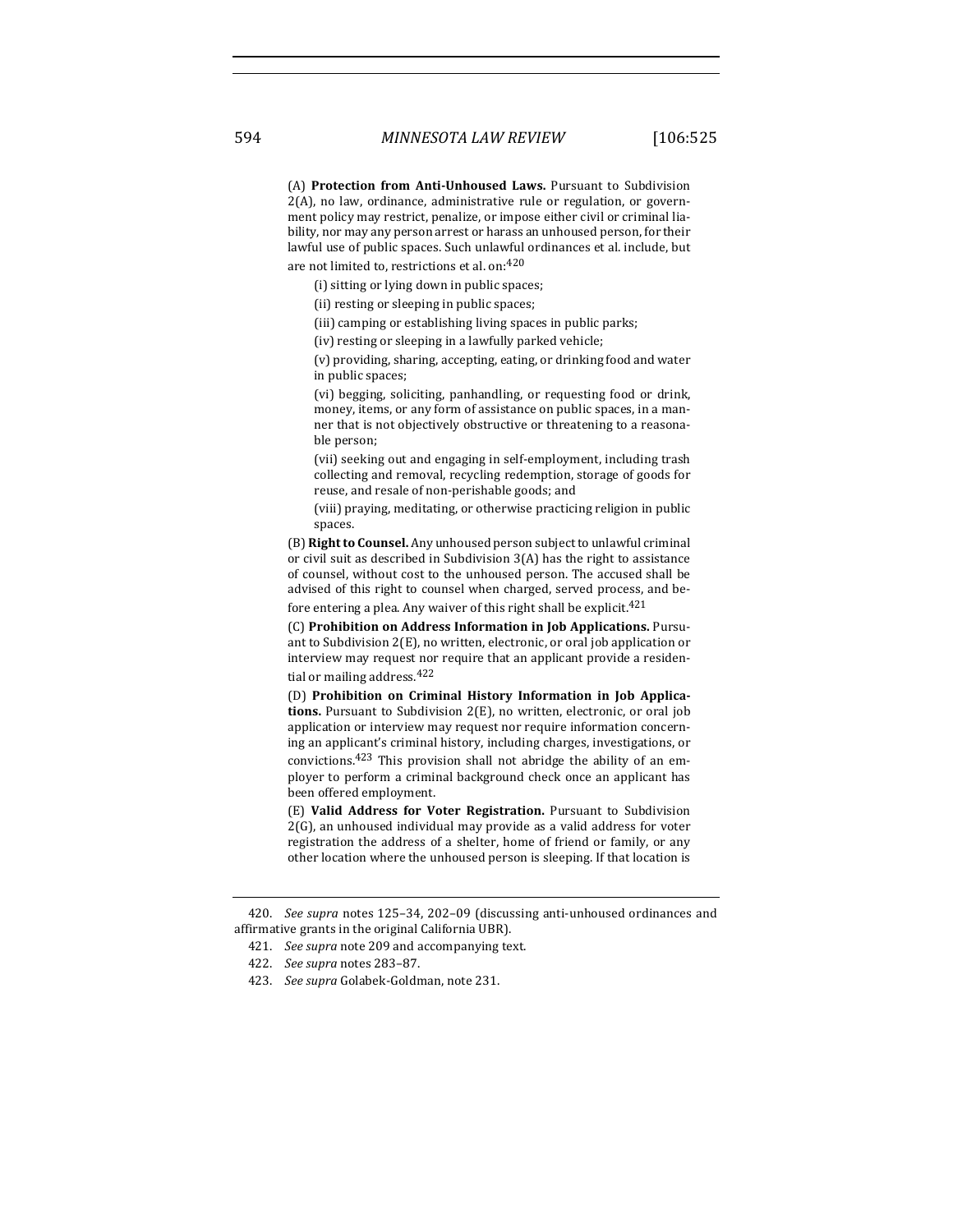(A) **Protection from Anti-Unhoused Laws.** Pursuant to Subdivision 2(A), no law, ordinance, administrative rule or regulation, or government policy may restrict, penalize, or impose either civil or criminal liability, nor may any person arrest or harass an unhoused person, for their lawful use of public spaces. Such unlawful ordinances et al. include, but are not limited to, restrictions et al. on:[420]

(i) sitting or lying down in public spaces;

(ii) resting or sleeping in public spaces;

(iii) camping or establishing living spaces in public parks;

(iv) resting or sleeping in a lawfully parked vehicle;

(v) providing, sharing, accepting, eating, or drinking food and water in public spaces;

(vi) begging, soliciting, panhandling, or requesting food or drink, money, items, or any form of assistance on public spaces, in a manner that is not objectively obstructive or threatening to a reasonable person;

(vii) seeking out and engaging in self-employment, including trash collecting and removal, recycling redemption, storage of goods for reuse, and resale of non-perishable goods; and

(viii) praying, meditating, or otherwise practicing religion in public spaces.

(B) **Right to Counsel.** Any unhoused person subject to unlawful criminal or civil suit as described in Subdivision 3(A) has the right to assistance of counsel, without cost to the unhoused person. The accused shall be advised of this right to counsel when charged, served process, and before entering a plea. Any waiver of this right shall be explicit.[421]

(C) **Prohibition on Address Information in Job Applications.** Pursuant to Subdivision 2(E), no written, electronic, or oral job application or interview may request nor require that an applicant provide a residential or mailing address.[422]

(D) **Prohibition on Criminal History Information in Job Applications.** Pursuant to Subdivision 2(E), no written, electronic, or oral job application or interview may request nor require information concerning an applicant's criminal history, including charges, investigations, or convictions.[423] This provision shall not abridge the ability of an employer to perform a criminal background check once an applicant has been offered employment.

(E) **Valid Address for Voter Registration.** Pursuant to Subdivision 2(G), an unhoused individual may provide as a valid address for voter registration the address of a shelter, home of friend or family, or any other location where the unhoused person is sleeping. If that location is

---

420. *See supra* notes 125–34, 202–09 (discussing anti-unhoused ordinances and affirmative grants in the original California UBR).

421. *See supra* note 209 and accompanying text.

422. *See supra* notes 283–87.

423. *See supra* Golabek-Goldman, note 231.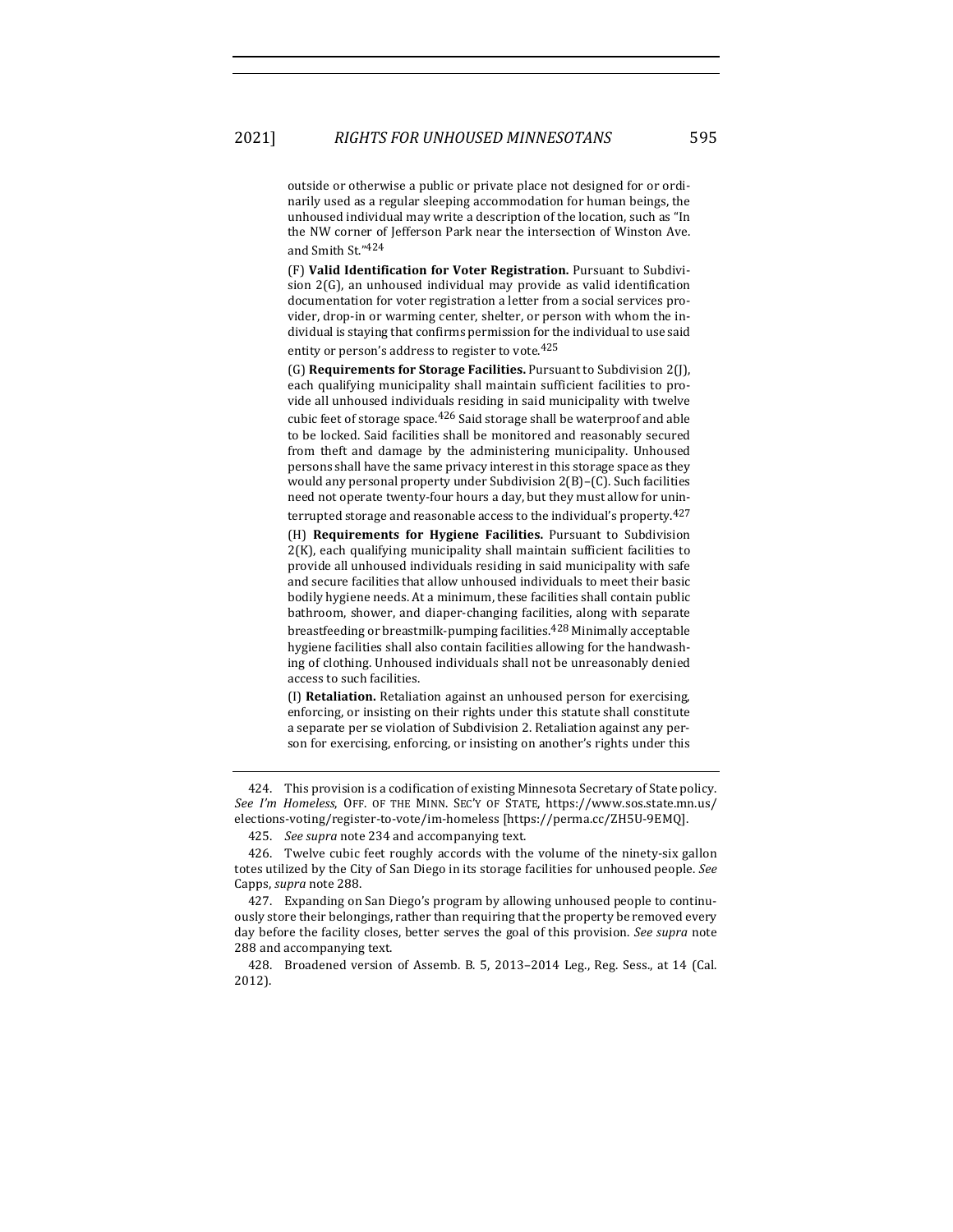outside or otherwise a public or private place not designed for or ordinarily used as a regular sleeping accommodation for human beings, the unhoused individual may write a description of the location, such as "In the NW corner of Jefferson Park near the intersection of Winston Ave. and Smith St."[424]

(F) **Valid Identification for Voter Registration.** Pursuant to Subdivision 2(G), an unhoused individual may provide as valid identification documentation for voter registration a letter from a social services provider, drop-in or warming center, shelter, or person with whom the individual is staying that confirms permission for the individual to use said entity or person's address to register to vote.[425]

(G) **Requirements for Storage Facilities.** Pursuant to Subdivision 2(J), each qualifying municipality shall maintain sufficient facilities to provide all unhoused individuals residing in said municipality with twelve cubic feet of storage space.[426] Said storage shall be waterproof and able to be locked. Said facilities shall be monitored and reasonably secured from theft and damage by the administering municipality. Unhoused persons shall have the same privacy interest in this storage space as they would any personal property under Subdivision 2(B)–(C). Such facilities need not operate twenty-four hours a day, but they must allow for uninterrupted storage and reasonable access to the individual's property.[427]

(H) **Requirements for Hygiene Facilities.** Pursuant to Subdivision 2(K), each qualifying municipality shall maintain sufficient facilities to provide all unhoused individuals residing in said municipality with safe and secure facilities that allow unhoused individuals to meet their basic bodily hygiene needs. At a minimum, these facilities shall contain public bathroom, shower, and diaper-changing facilities, along with separate breastfeeding or breastmilk-pumping facilities.[428] Minimally acceptable hygiene facilities shall also contain facilities allowing for the handwashing of clothing. Unhoused individuals shall not be unreasonably denied access to such facilities.

(I) **Retaliation.** Retaliation against an unhoused person for exercising, enforcing, or insisting on their rights under this statute shall constitute a separate per se violation of Subdivision 2. Retaliation against any person for exercising, enforcing, or insisting on another's rights under this

---

424. This provision is a codification of existing Minnesota Secretary of State policy. *See I'm Homeless*, OFF. OF THE MINN. SEC'Y OF STATE, https://www.sos.state.mn.us/elections-voting/register-to-vote/im-homeless [https://perma.cc/ZH5U-9EMQ].

425. *See supra* note 234 and accompanying text.

426. Twelve cubic feet roughly accords with the volume of the ninety-six gallon totes utilized by the City of San Diego in its storage facilities for unhoused people. *See* Capps, *supra* note 288.

427. Expanding on San Diego's program by allowing unhoused people to continuously store their belongings, rather than requiring that the property be removed every day before the facility closes, better serves the goal of this provision. *See supra* note 288 and accompanying text.

428. Broadened version of Assemb. B. 5, 2013–2014 Leg., Reg. Sess., at 14 (Cal. 2012).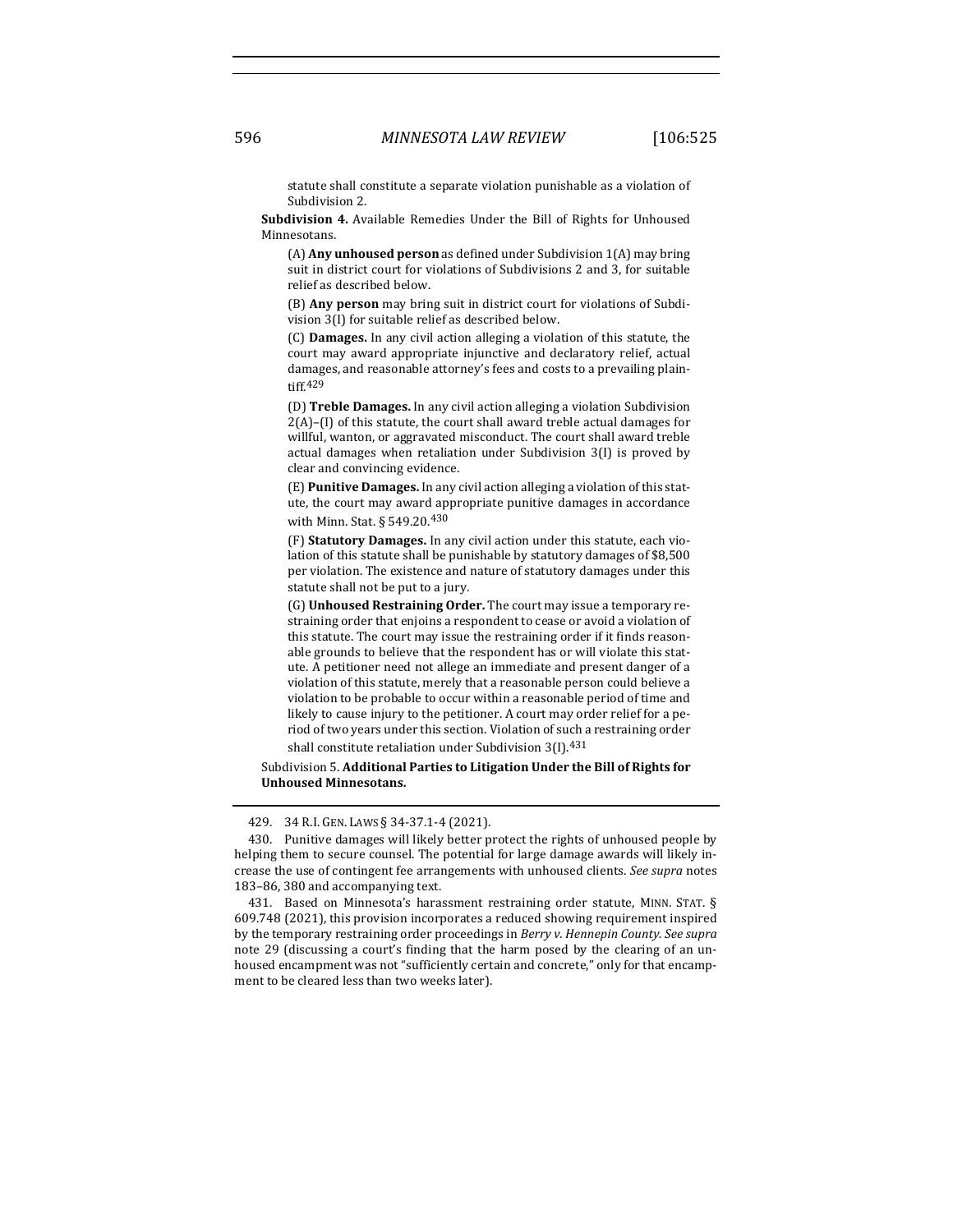statute shall constitute a separate violation punishable as a violation of Subdivision 2.

**Subdivision 4.** Available Remedies Under the Bill of Rights for Unhoused Minnesotans.

(A) **Any unhoused person** as defined under Subdivision 1(A) may bring suit in district court for violations of Subdivisions 2 and 3, for suitable relief as described below.

(B) **Any person** may bring suit in district court for violations of Subdivision 3(I) for suitable relief as described below.

(C) **Damages.** In any civil action alleging a violation of this statute, the court may award appropriate injunctive and declaratory relief, actual damages, and reasonable attorney's fees and costs to a prevailing plaintiff.[429]

(D) **Treble Damages.** In any civil action alleging a violation Subdivision 2(A)–(I) of this statute, the court shall award treble actual damages for willful, wanton, or aggravated misconduct. The court shall award treble actual damages when retaliation under Subdivision 3(I) is proved by clear and convincing evidence.

(E) **Punitive Damages.** In any civil action alleging a violation of this statute, the court may award appropriate punitive damages in accordance with Minn. Stat. § 549.20.[430]

(F) **Statutory Damages.** In any civil action under this statute, each violation of this statute shall be punishable by statutory damages of $8,500 per violation. The existence and nature of statutory damages under this statute shall not be put to a jury.

(G) **Unhoused Restraining Order.** The court may issue a temporary restraining order that enjoins a respondent to cease or avoid a violation of this statute. The court may issue the restraining order if it finds reasonable grounds to believe that the respondent has or will violate this statute. A petitioner need not allege an immediate and present danger of a violation of this statute, merely that a reasonable person could believe a violation to be probable to occur within a reasonable period of time and likely to cause injury to the petitioner. A court may order relief for a period of two years under this section. Violation of such a restraining order shall constitute retaliation under Subdivision 3(I).[431]

Subdivision 5. **Additional Parties to Litigation Under the Bill of Rights for Unhoused Minnesotans.**

---

429. 34 R.I. GEN. LAWS § 34-37.1-4 (2021).

430. Punitive damages will likely better protect the rights of unhoused people by helping them to secure counsel. The potential for large damage awards will likely increase the use of contingent fee arrangements with unhoused clients. *See supra* notes 183–86, 380 and accompanying text.

431. Based on Minnesota's harassment restraining order statute, MINN. STAT. § 609.748 (2021), this provision incorporates a reduced showing requirement inspired by the temporary restraining order proceedings in *Berry v. Hennepin County*. *See supra* note 29 (discussing a court's finding that the harm posed by the clearing of an unhoused encampment was not "sufficiently certain and concrete," only for that encampment to be cleared less than two weeks later).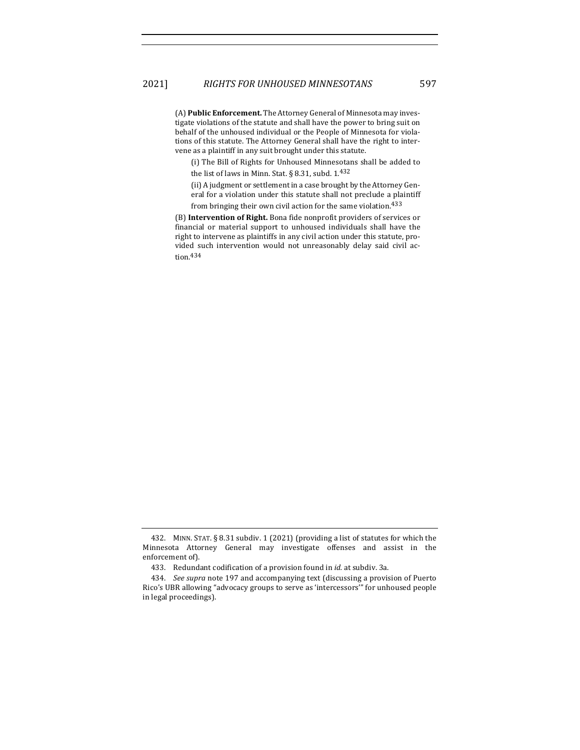(A) **Public Enforcement.** The Attorney General of Minnesota may investigate violations of the statute and shall have the power to bring suit on behalf of the unhoused individual or the People of Minnesota for violations of this statute. The Attorney General shall have the right to intervene as a plaintiff in any suit brought under this statute.

(i) The Bill of Rights for Unhoused Minnesotans shall be added to the list of laws in Minn. Stat. § 8.31, subd. 1.[432]

(ii) A judgment or settlement in a case brought by the Attorney General for a violation under this statute shall not preclude a plaintiff from bringing their own civil action for the same violation.[433]

(B) **Intervention of Right.** Bona fide nonprofit providers of services or financial or material support to unhoused individuals shall have the right to intervene as plaintiffs in any civil action under this statute, provided such intervention would not unreasonably delay said civil action.[434]

---

432. MINN. STAT. § 8.31 subdiv. 1 (2021) (providing a list of statutes for which the Minnesota Attorney General may investigate offenses and assist in the enforcement of).

433. Redundant codification of a provision found in *id.* at subdiv. 3a.

434. *See supra* note 197 and accompanying text (discussing a provision of Puerto Rico's UBR allowing "advocacy groups to serve as 'intercessors'" for unhoused people in legal proceedings).